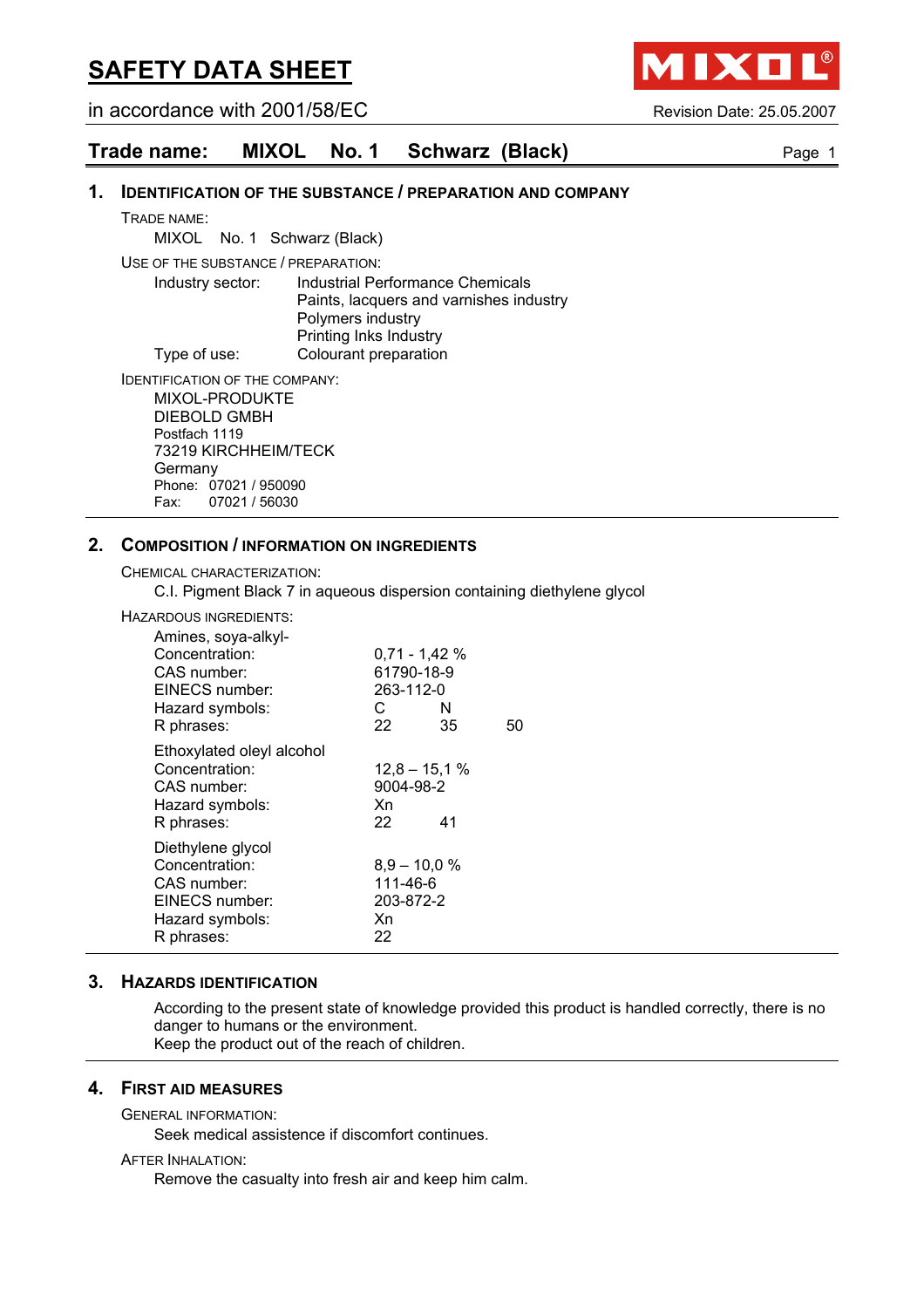# SAFETY DATA SHEET

in accordance with 2001/58/EC

Revision Date: 25.05.2007

**Trade name: MIXOL No. 1 Schwarz (Black)**

## 1. IDENTIFICATION OF THE SUBSTANCE / PREPARATION AND COMPANY

TRADE NAME:

MIXOL No. 1 Schwarz (Black)

USE OF THE SUBSTANCE / PREPARATION:

Industry sector: Industrial Performance Chemicals
Paints, lacquers and varnishes industry
Polymers industry
Printing Inks Industry

Type of use: Colourant preparation

IDENTIFICATION OF THE COMPANY:

MIXOL-PRODUKTE
DIEBOLD GMBH
Postfach 1119
73219 KIRCHHEIM/TECK
Germany
Phone: 07021 / 950090
Fax: 07021 / 56030

## 2. COMPOSITION / INFORMATION ON INGREDIENTS

CHEMICAL CHARACTERIZATION:

C.I. Pigment Black 7 in aqueous dispersion containing diethylene glycol

HAZARDOUS INGREDIENTS:

Amines, soya-alkyl-

| | | | |
|---|---|---|---|
| Concentration: | 0,71 - 1,42 % | | |
| CAS number: | 61790-18-9 | | |
| EINECS number: | 263-112-0 | | |
| Hazard symbols: | C | N | |
| R phrases: | 22 | 35 | 50 |

Ethoxylated oleyl alcohol

| | | |
|---|---|---|
| Concentration: | 12,8 – 15,1 % | |
| CAS number: | 9004-98-2 | |
| Hazard symbols: | Xn | |
| R phrases: | 22 | 41 |

Diethylene glycol

| | |
|---|---|
| Concentration: | 8,9 – 10,0 % |
| CAS number: | 111-46-6 |
| EINECS number: | 203-872-2 |
| Hazard symbols: | Xn |
| R phrases: | 22 |

## 3. HAZARDS IDENTIFICATION

According to the present state of knowledge provided this product is handled correctly, there is no danger to humans or the environment.
Keep the product out of the reach of children.

## 4. FIRST AID MEASURES

GENERAL INFORMATION:

Seek medical assistence if discomfort continues.

AFTER INHALATION:

Remove the casualty into fresh air and keep him calm.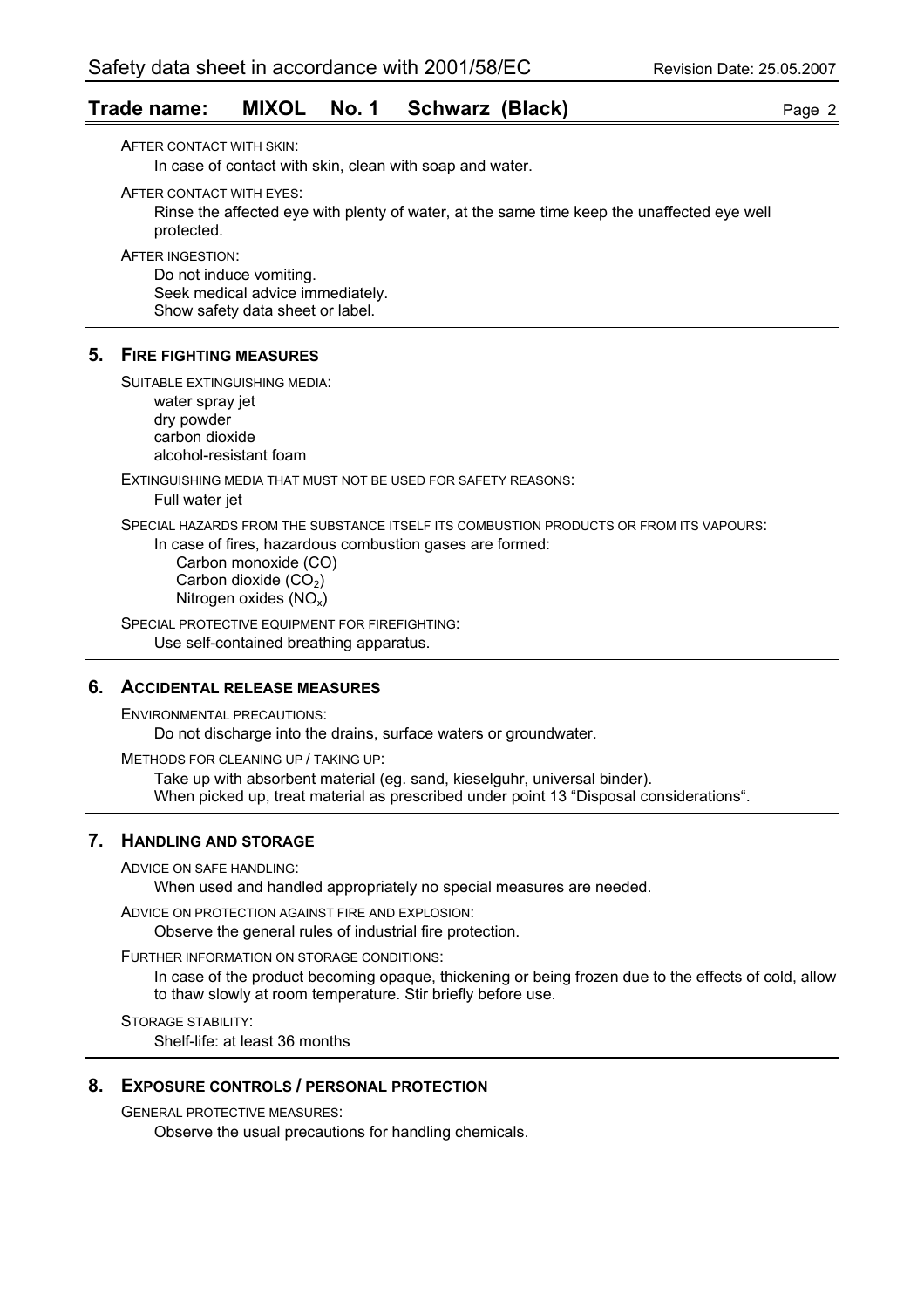AFTER CONTACT WITH SKIN:

In case of contact with skin, clean with soap and water.

AFTER CONTACT WITH EYES:

Rinse the affected eye with plenty of water, at the same time keep the unaffected eye well protected.

AFTER INGESTION:

Do not induce vomiting.
Seek medical advice immediately.
Show safety data sheet or label.

## 5. FIRE FIGHTING MEASURES

SUITABLE EXTINGUISHING MEDIA:

water spray jet
dry powder
carbon dioxide
alcohol-resistant foam

EXTINGUISHING MEDIA THAT MUST NOT BE USED FOR SAFETY REASONS:

Full water jet

SPECIAL HAZARDS FROM THE SUBSTANCE ITSELF ITS COMBUSTION PRODUCTS OR FROM ITS VAPOURS:

In case of fires, hazardous combustion gases are formed:

Carbon monoxide (CO)
Carbon dioxide ($CO_2$)
Nitrogen oxides ($NO_x$)

SPECIAL PROTECTIVE EQUIPMENT FOR FIREFIGHTING:

Use self-contained breathing apparatus.

## 6. ACCIDENTAL RELEASE MEASURES

ENVIRONMENTAL PRECAUTIONS:

Do not discharge into the drains, surface waters or groundwater.

METHODS FOR CLEANING UP / TAKING UP:

Take up with absorbent material (eg. sand, kieselguhr, universal binder).
When picked up, treat material as prescribed under point 13 “Disposal considerations“.

## 7. HANDLING AND STORAGE

ADVICE ON SAFE HANDLING:

When used and handled appropriately no special measures are needed.

ADVICE ON PROTECTION AGAINST FIRE AND EXPLOSION:

Observe the general rules of industrial fire protection.

FURTHER INFORMATION ON STORAGE CONDITIONS:

In case of the product becoming opaque, thickening or being frozen due to the effects of cold, allow to thaw slowly at room temperature. Stir briefly before use.

STORAGE STABILITY:

Shelf-life: at least 36 months

## 8. EXPOSURE CONTROLS / PERSONAL PROTECTION

GENERAL PROTECTIVE MEASURES:

Observe the usual precautions for handling chemicals.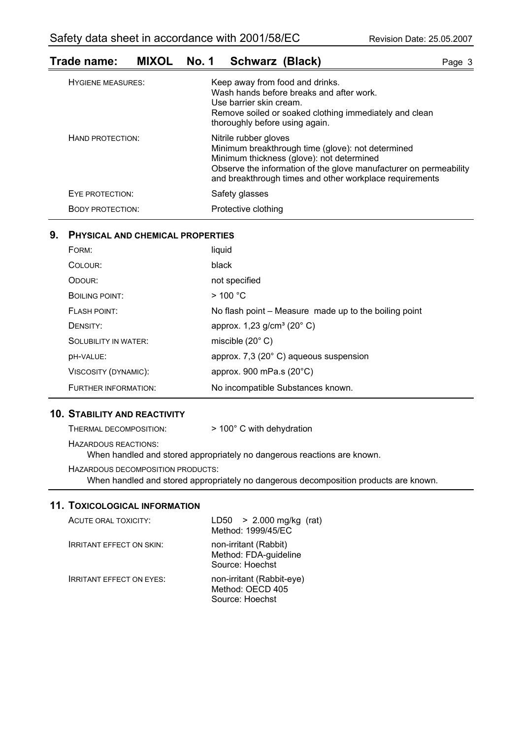| | |
|---|---|
| HYGIENE MEASURES: | Keep away from food and drinks.<br>Wash hands before breaks and after work.<br>Use barrier skin cream.<br>Remove soiled or soaked clothing immediately and clean thoroughly before using again. |
| HAND PROTECTION: | Nitrile rubber gloves<br>Minimum breakthrough time (glove): not determined<br>Minimum thickness (glove): not determined<br>Observe the information of the glove manufacturer on permeability and breakthrough times and other workplace requirements |
| EYE PROTECTION: | Safety glasses |
| BODY PROTECTION: | Protective clothing |

## 9. PHYSICAL AND CHEMICAL PROPERTIES

| | |
|---|---|
| FORM: | liquid |
| COLOUR: | black |
| ODOUR: | not specified |
| BOILING POINT: | > 100 °C |
| FLASH POINT: | No flash point – Measure made up to the boiling point |
| DENSITY: | approx. 1,23 g/cm³ (20° C) |
| SOLUBILITY IN WATER: | miscible (20° C) |
| PH-VALUE: | approx. 7,3 (20° C) aqueous suspension |
| VISCOSITY (DYNAMIC): | approx. 900 mPa.s (20°C) |
| FURTHER INFORMATION: | No incompatible Substances known. |

## 10. STABILITY AND REACTIVITY

THERMAL DECOMPOSITION: > 100° C with dehydration

HAZARDOUS REACTIONS:

When handled and stored appropriately no dangerous reactions are known.

HAZARDOUS DECOMPOSITION PRODUCTS:

When handled and stored appropriately no dangerous decomposition products are known.

## 11. TOXICOLOGICAL INFORMATION

| | |
|---|---|
| ACUTE ORAL TOXICITY: | LD50 > 2.000 mg/kg (rat)<br>Method: 1999/45/EC |
| IRRITANT EFFECT ON SKIN: | non-irritant (Rabbit)<br>Method: FDA-guideline<br>Source: Hoechst |
| IRRITANT EFFECT ON EYES: | non-irritant (Rabbit-eye)<br>Method: OECD 405<br>Source: Hoechst |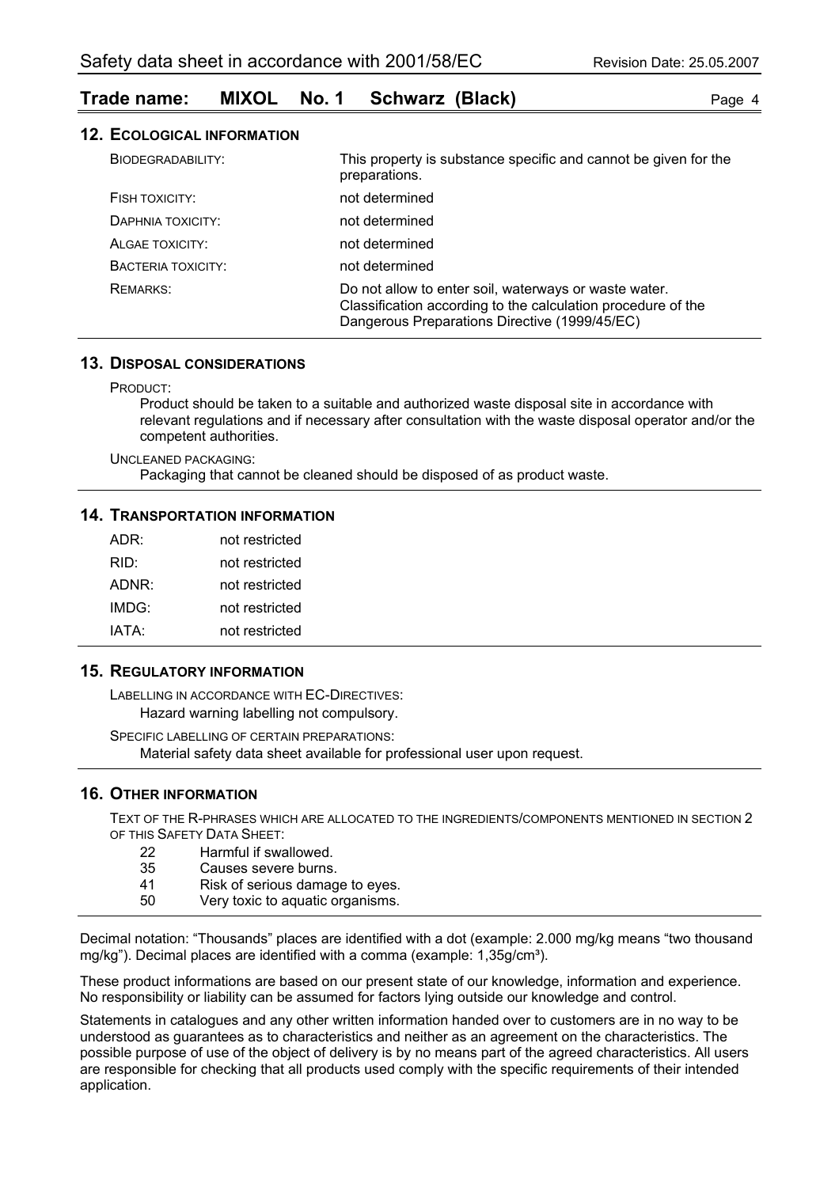## 12. Ecological information

| | |
|---|---|
| BIODEGRADABILITY: | This property is substance specific and cannot be given for the preparations. |
| FISH TOXICITY: | not determined |
| DAPHNIA TOXICITY: | not determined |
| ALGAE TOXICITY: | not determined |
| BACTERIA TOXICITY: | not determined |
| REMARKS: | Do not allow to enter soil, waterways or waste water. Classification according to the calculation procedure of the Dangerous Preparations Directive (1999/45/EC) |

## 13. Disposal considerations

PRODUCT:

Product should be taken to a suitable and authorized waste disposal site in accordance with relevant regulations and if necessary after consultation with the waste disposal operator and/or the competent authorities.

UNCLEANED PACKAGING:

Packaging that cannot be cleaned should be disposed of as product waste.

## 14. Transportation information

| | |
|---|---|
| ADR: | not restricted |
| RID: | not restricted |
| ADNR: | not restricted |
| IMDG: | not restricted |
| IATA: | not restricted |

## 15. Regulatory information

LABELLING IN ACCORDANCE WITH EC-DIRECTIVES:

Hazard warning labelling not compulsory.

SPECIFIC LABELLING OF CERTAIN PREPARATIONS:

Material safety data sheet available for professional user upon request.

## 16. Other information

TEXT OF THE R-PHRASES WHICH ARE ALLOCATED TO THE INGREDIENTS/COMPONENTS MENTIONED IN SECTION 2 OF THIS SAFETY DATA SHEET:

- 22 Harmful if swallowed.
- 35 Causes severe burns.
- 41 Risk of serious damage to eyes.
- 50 Very toxic to aquatic organisms.

Decimal notation: "Thousands" places are identified with a dot (example: 2.000 mg/kg means "two thousand mg/kg"). Decimal places are identified with a comma (example: 1,35g/cm³).

These product informations are based on our present state of our knowledge, information and experience. No responsibility or liability can be assumed for factors lying outside our knowledge and control.

Statements in catalogues and any other written information handed over to customers are in no way to be understood as guarantees as to characteristics and neither as an agreement on the characteristics. The possible purpose of use of the object of delivery is by no means part of the agreed characteristics. All users are responsible for checking that all products used comply with the specific requirements of their intended application.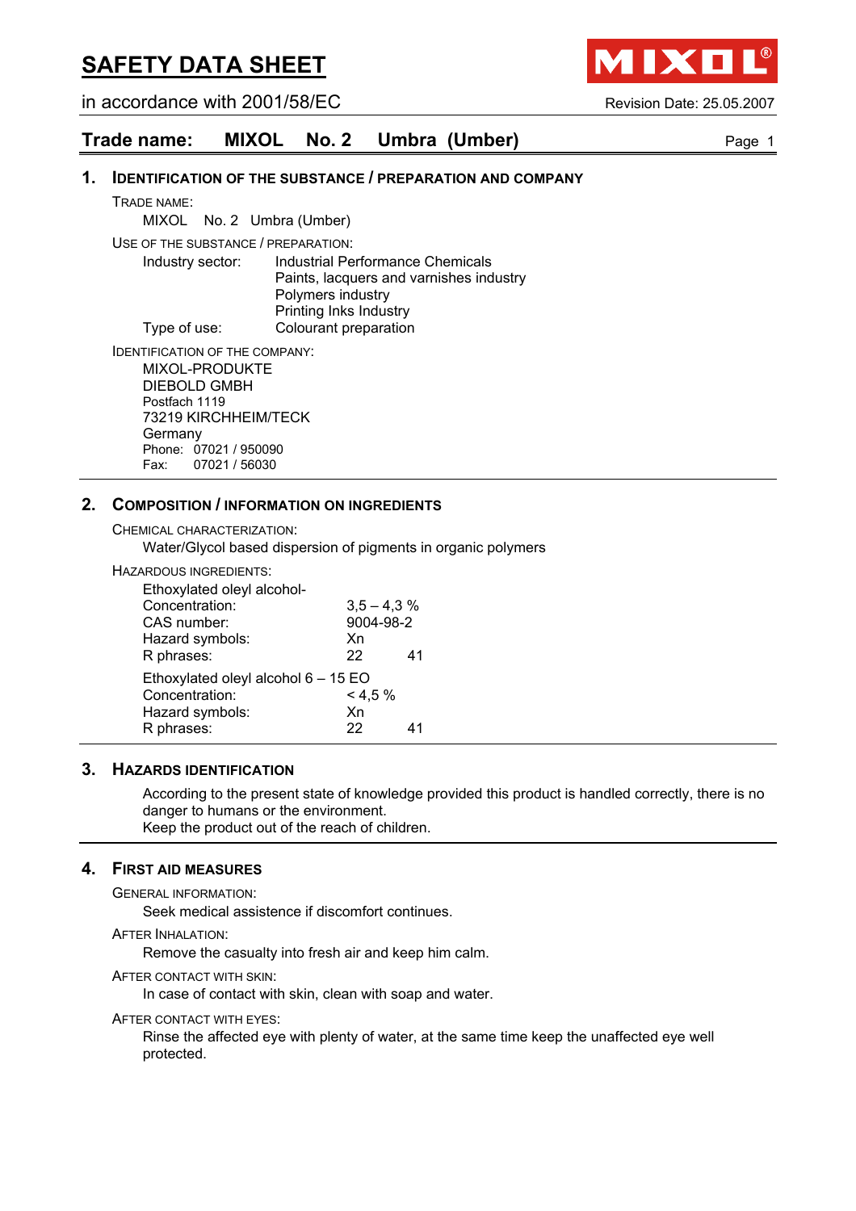# SAFETY DATA SHEET

in accordance with 2001/58/EC

Revision Date: 25.05.2007

## Trade name: MIXOL No. 2 Umbra (Umber)

### 1. Identification of the substance / preparation and company

TRADE NAME:

MIXOL No. 2 Umbra (Umber)

USE OF THE SUBSTANCE / PREPARATION:

| | |
|---|---|
| Industry sector: | Industrial Performance Chemicals<br>Paints, lacquers and varnishes industry<br>Polymers industry<br>Printing Inks Industry |
| Type of use: | Colourant preparation |

IDENTIFICATION OF THE COMPANY:

MIXOL-PRODUKTE
DIEBOLD GMBH
Postfach 1119
73219 KIRCHHEIM/TECK
Germany
Phone: 07021 / 950090
Fax: 07021 / 56030

### 2. Composition / information on ingredients

CHEMICAL CHARACTERIZATION:

Water/Glycol based dispersion of pigments in organic polymers

HAZARDOUS INGREDIENTS:

Ethoxylated oleyl alcohol-

| | | |
|---|---|---|
| Concentration: | 3,5 – 4,3 % | |
| CAS number: | 9004-98-2 | |
| Hazard symbols: | Xn | |
| R phrases: | 22 | 41 |

Ethoxylated oleyl alcohol 6 – 15 EO

| | | |
|---|---|---|
| Concentration: | < 4,5 % | |
| Hazard symbols: | Xn | |
| R phrases: | 22 | 41 |

### 3. Hazards identification

According to the present state of knowledge provided this product is handled correctly, there is no danger to humans or the environment.
Keep the product out of the reach of children.

### 4. First aid measures

GENERAL INFORMATION:

Seek medical assistence if discomfort continues.

AFTER INHALATION:

Remove the casualty into fresh air and keep him calm.

AFTER CONTACT WITH SKIN:

In case of contact with skin, clean with soap and water.

AFTER CONTACT WITH EYES:

Rinse the affected eye with plenty of water, at the same time keep the unaffected eye well protected.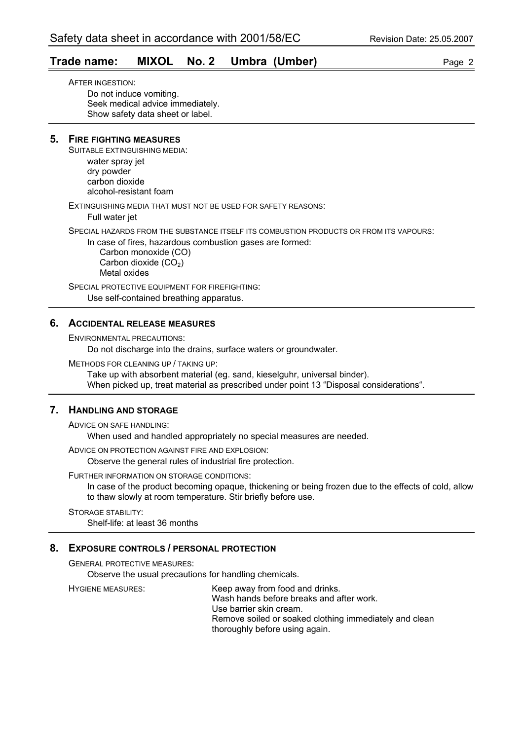AFTER INGESTION:

Do not induce vomiting.
Seek medical advice immediately.
Show safety data sheet or label.

## 5. FIRE FIGHTING MEASURES

SUITABLE EXTINGUISHING MEDIA:

water spray jet
dry powder
carbon dioxide
alcohol-resistant foam

EXTINGUISHING MEDIA THAT MUST NOT BE USED FOR SAFETY REASONS:

Full water jet

SPECIAL HAZARDS FROM THE SUBSTANCE ITSELF ITS COMBUSTION PRODUCTS OR FROM ITS VAPOURS:

In case of fires, hazardous combustion gases are formed:
Carbon monoxide (CO)
Carbon dioxide ($CO_2$)
Metal oxides

SPECIAL PROTECTIVE EQUIPMENT FOR FIREFIGHTING:

Use self-contained breathing apparatus.

## 6. ACCIDENTAL RELEASE MEASURES

ENVIRONMENTAL PRECAUTIONS:

Do not discharge into the drains, surface waters or groundwater.

METHODS FOR CLEANING UP / TAKING UP:

Take up with absorbent material (eg. sand, kieselguhr, universal binder).
When picked up, treat material as prescribed under point 13 "Disposal considerations".

## 7. HANDLING AND STORAGE

ADVICE ON SAFE HANDLING:

When used and handled appropriately no special measures are needed.

ADVICE ON PROTECTION AGAINST FIRE AND EXPLOSION:

Observe the general rules of industrial fire protection.

FURTHER INFORMATION ON STORAGE CONDITIONS:

In case of the product becoming opaque, thickening or being frozen due to the effects of cold, allow to thaw slowly at room temperature. Stir briefly before use.

STORAGE STABILITY:

Shelf-life: at least 36 months

## 8. EXPOSURE CONTROLS / PERSONAL PROTECTION

GENERAL PROTECTIVE MEASURES:

Observe the usual precautions for handling chemicals.

HYGIENE MEASURES:

Keep away from food and drinks.
Wash hands before breaks and after work.
Use barrier skin cream.
Remove soiled or soaked clothing immediately and clean thoroughly before using again.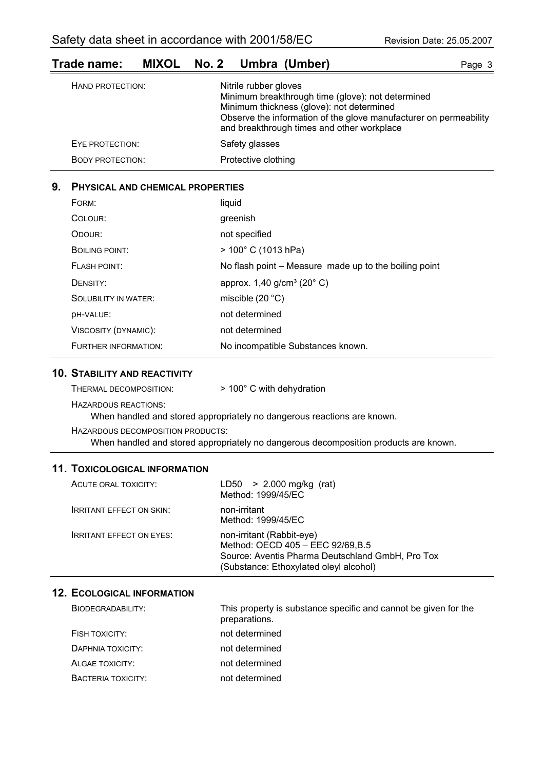| | |
|---|---|
| HAND PROTECTION: | Nitrile rubber gloves<br>Minimum breakthrough time (glove): not determined<br>Minimum thickness (glove): not determined<br>Observe the information of the glove manufacturer on permeability and breakthrough times and other workplace |
| EYE PROTECTION: | Safety glasses |
| BODY PROTECTION: | Protective clothing |

## 9. PHYSICAL AND CHEMICAL PROPERTIES

| | |
|---|---|
| FORM: | liquid |
| COLOUR: | greenish |
| ODOUR: | not specified |
| BOILING POINT: | > 100° C (1013 hPa) |
| FLASH POINT: | No flash point – Measure made up to the boiling point |
| DENSITY: | approx. 1,40 g/cm³ (20° C) |
| SOLUBILITY IN WATER: | miscible (20 °C) |
| pH-VALUE: | not determined |
| VISCOSITY (DYNAMIC): | not determined |
| FURTHER INFORMATION: | No incompatible Substances known. |

## 10. STABILITY AND REACTIVITY

THERMAL DECOMPOSITION: > 100° C with dehydration

HAZARDOUS REACTIONS:

When handled and stored appropriately no dangerous reactions are known.

HAZARDOUS DECOMPOSITION PRODUCTS:

When handled and stored appropriately no dangerous decomposition products are known.

## 11. TOXICOLOGICAL INFORMATION

| | |
|---|---|
| ACUTE ORAL TOXICITY: | LD50 > 2.000 mg/kg (rat)<br>Method: 1999/45/EC |
| IRRITANT EFFECT ON SKIN: | non-irritant<br>Method: 1999/45/EC |
| IRRITANT EFFECT ON EYES: | non-irritant (Rabbit-eye)<br>Method: OECD 405 – EEC 92/69,B.5<br>Source: Aventis Pharma Deutschland GmbH, Pro Tox<br>(Substance: Ethoxylated oleyl alcohol) |

## 12. ECOLOGICAL INFORMATION

| | |
|---|---|
| BIODEGRADABILITY: | This property is substance specific and cannot be given for the preparations. |
| FISH TOXICITY: | not determined |
| DAPHNIA TOXICITY: | not determined |
| ALGAE TOXICITY: | not determined |
| BACTERIA TOXICITY: | not determined |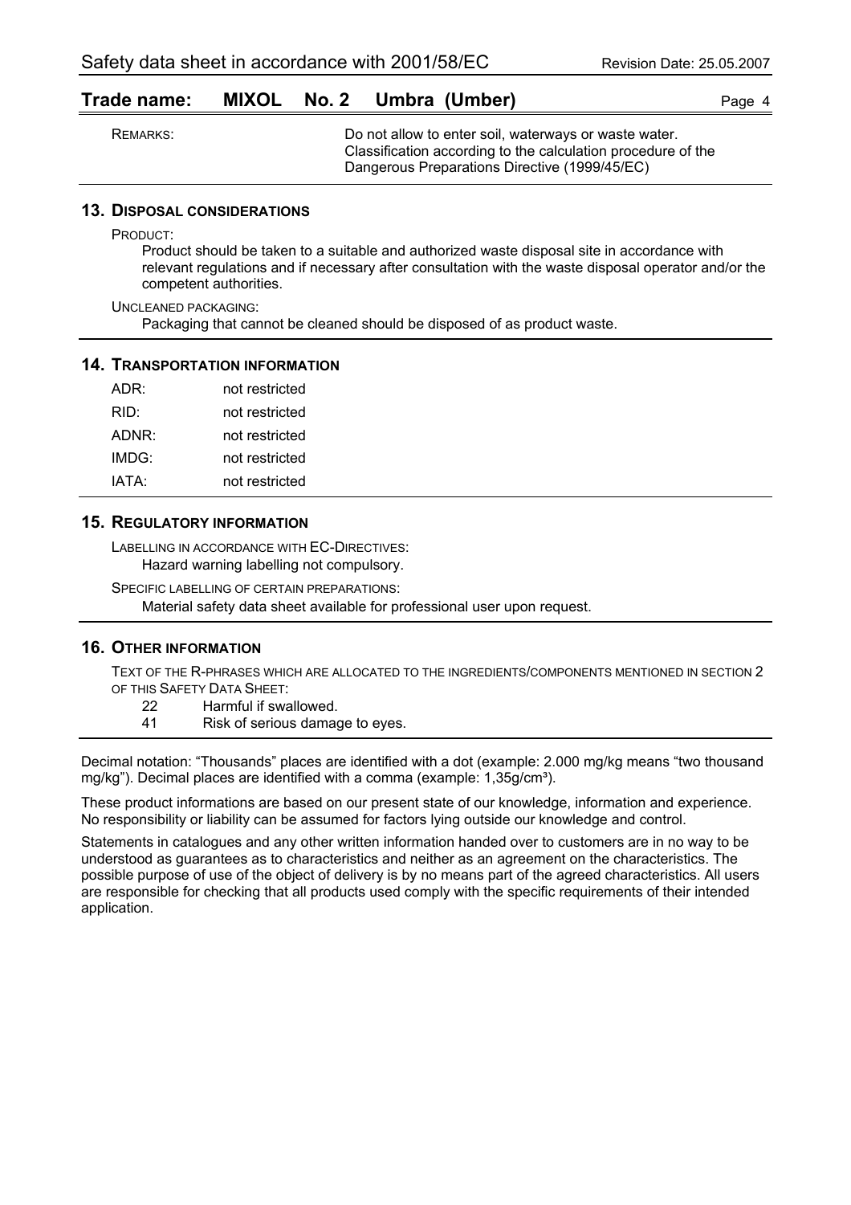REMARKS: Do not allow to enter soil, waterways or waste water. Classification according to the calculation procedure of the Dangerous Preparations Directive (1999/45/EC)

## 13. Disposal considerations

PRODUCT:

Product should be taken to a suitable and authorized waste disposal site in accordance with relevant regulations and if necessary after consultation with the waste disposal operator and/or the competent authorities.

UNCLEANED PACKAGING:

Packaging that cannot be cleaned should be disposed of as product waste.

## 14. Transportation information

| | |
|---|---|
| ADR: | not restricted |
| RID: | not restricted |
| ADNR: | not restricted |
| IMDG: | not restricted |
| IATA: | not restricted |

## 15. Regulatory information

LABELLING IN ACCORDANCE WITH EC-DIRECTIVES:

Hazard warning labelling not compulsory.

SPECIFIC LABELLING OF CERTAIN PREPARATIONS:

Material safety data sheet available for professional user upon request.

## 16. Other information

TEXT OF THE R-PHRASES WHICH ARE ALLOCATED TO THE INGREDIENTS/COMPONENTS MENTIONED IN SECTION 2 OF THIS SAFETY DATA SHEET:

22 Harmful if swallowed.
41 Risk of serious damage to eyes.

Decimal notation: “Thousands” places are identified with a dot (example: 2.000 mg/kg means “two thousand mg/kg”). Decimal places are identified with a comma (example: 1,35g/cm³).

These product informations are based on our present state of our knowledge, information and experience. No responsibility or liability can be assumed for factors lying outside our knowledge and control.

Statements in catalogues and any other written information handed over to customers are in no way to be understood as guarantees as to characteristics and neither as an agreement on the characteristics. The possible purpose of use of the object of delivery is by no means part of the agreed characteristics. All users are responsible for checking that all products used comply with the specific requirements of their intended application.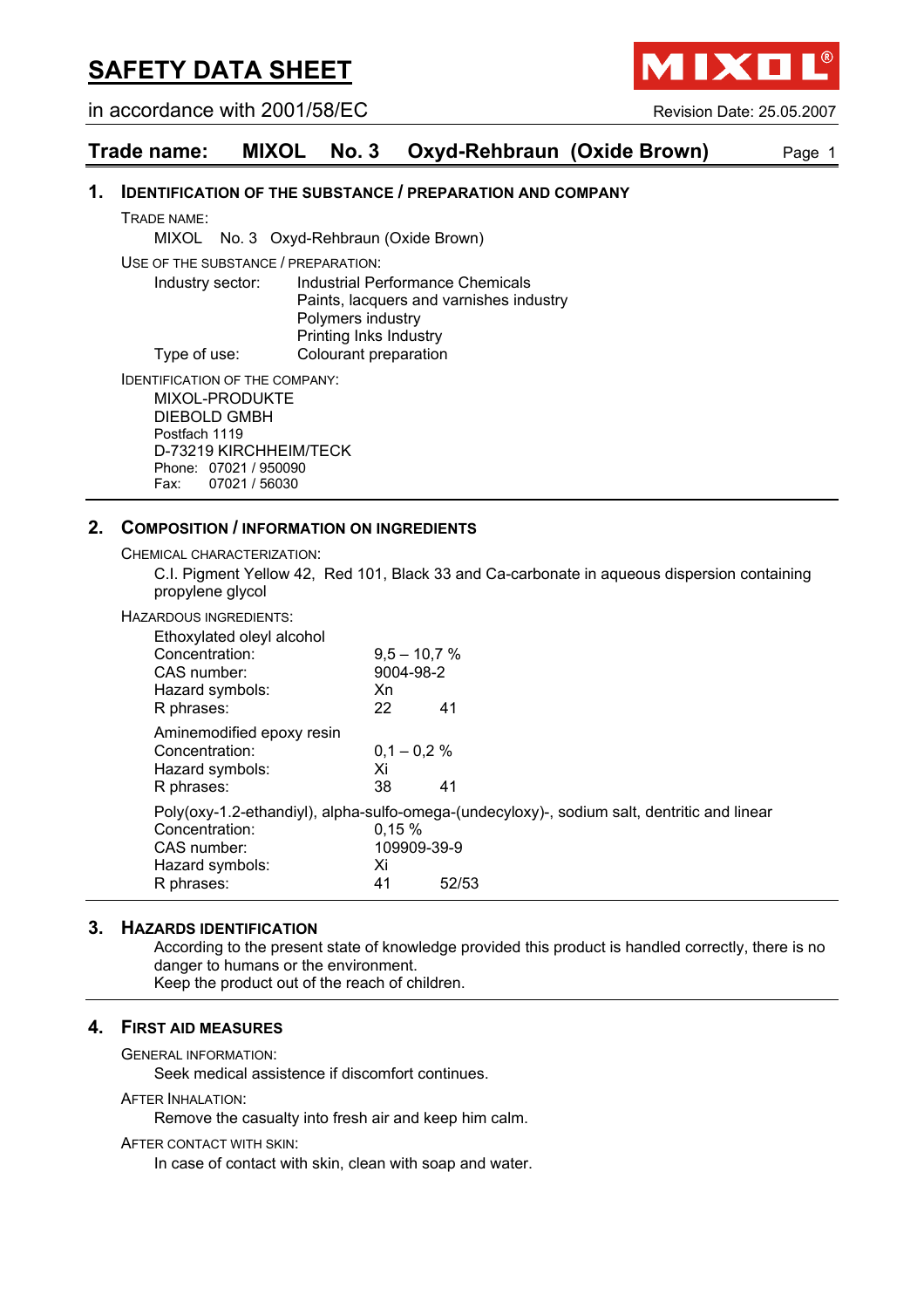# SAFETY DATA SHEET

in accordance with 2001/58/EC

Revision Date: 25.05.2007

## Trade name: MIXOL No. 3 Oxyd-Rehbraun (Oxide Brown)

### 1. IDENTIFICATION OF THE SUBSTANCE / PREPARATION AND COMPANY

TRADE NAME:

MIXOL No. 3 Oxyd-Rehbraun (Oxide Brown)

USE OF THE SUBSTANCE / PREPARATION:

Industry sector: Industrial Performance Chemicals
Paints, lacquers and varnishes industry
Polymers industry
Printing Inks Industry

Type of use: Colourant preparation

IDENTIFICATION OF THE COMPANY:

MIXOL-PRODUKTE
DIEBOLD GMBH
Postfach 1119
D-73219 KIRCHHEIM/TECK
Phone: 07021 / 950090
Fax: 07021 / 56030

### 2. COMPOSITION / INFORMATION ON INGREDIENTS

CHEMICAL CHARACTERIZATION:

C.I. Pigment Yellow 42, Red 101, Black 33 and Ca-carbonate in aqueous dispersion containing propylene glycol

HAZARDOUS INGREDIENTS:

Ethoxylated oleyl alcohol

| | | |
|---|---|---|
| Concentration: | 9,5 – 10,7 % | |
| CAS number: | 9004-98-2 | |
| Hazard symbols: | Xn | |
| R phrases: | 22 | 41 |

Aminemodified epoxy resin

| | | |
|---|---|---|
| Concentration: | 0,1 – 0,2 % | |
| Hazard symbols: | Xi | |
| R phrases: | 38 | 41 |

Poly(oxy-1.2-ethandiyl), alpha-sulfo-omega-(undecyloxy)-, sodium salt, dentritic and linear

| | | |
|---|---|---|
| Concentration: | 0,15 % | |
| CAS number: | 109909-39-9 | |
| Hazard symbols: | Xi | |
| R phrases: | 41 | 52/53 |

### 3. HAZARDS IDENTIFICATION

According to the present state of knowledge provided this product is handled correctly, there is no danger to humans or the environment.
Keep the product out of the reach of children.

### 4. FIRST AID MEASURES

GENERAL INFORMATION:

Seek medical assistence if discomfort continues.

AFTER INHALATION:

Remove the casualty into fresh air and keep him calm.

AFTER CONTACT WITH SKIN:

In case of contact with skin, clean with soap and water.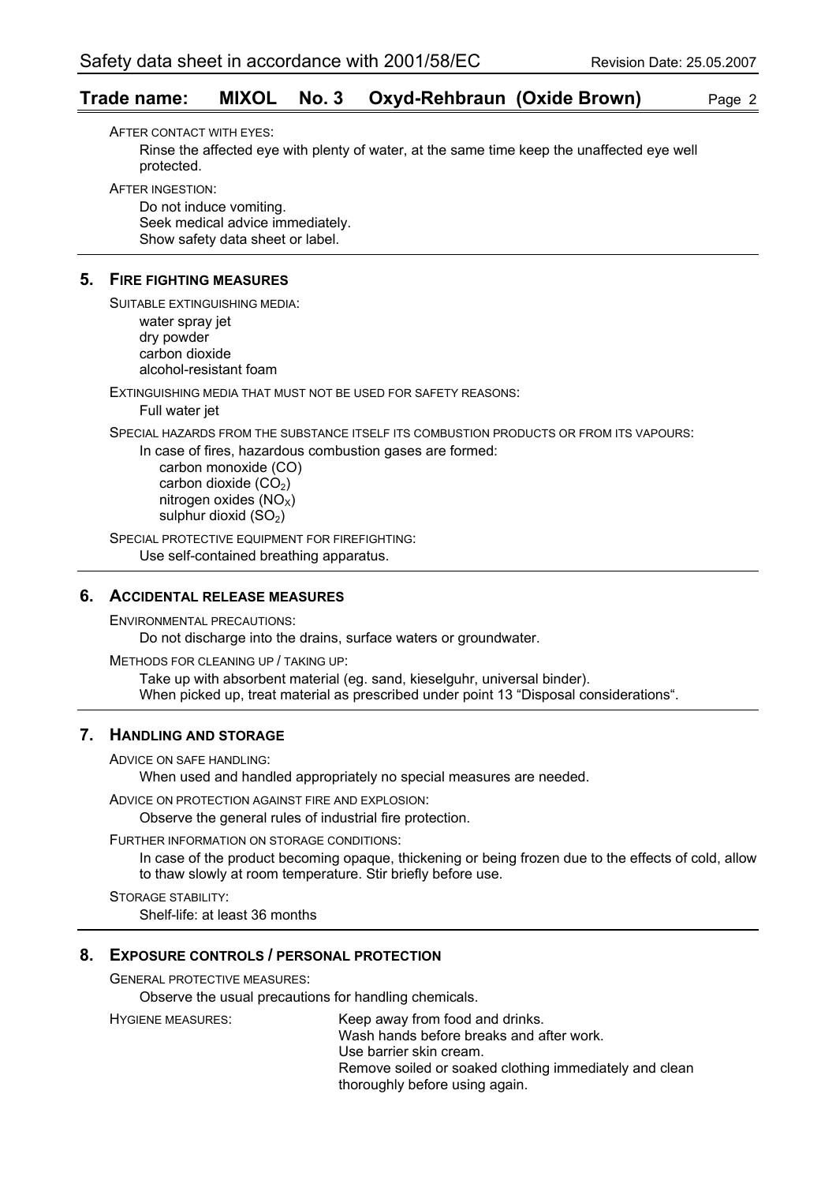AFTER CONTACT WITH EYES:

Rinse the affected eye with plenty of water, at the same time keep the unaffected eye well protected.

AFTER INGESTION:

Do not induce vomiting.
Seek medical advice immediately.
Show safety data sheet or label.

## 5. FIRE FIGHTING MEASURES

SUITABLE EXTINGUISHING MEDIA:

water spray jet
dry powder
carbon dioxide
alcohol-resistant foam

EXTINGUISHING MEDIA THAT MUST NOT BE USED FOR SAFETY REASONS:

Full water jet

SPECIAL HAZARDS FROM THE SUBSTANCE ITSELF ITS COMBUSTION PRODUCTS OR FROM ITS VAPOURS:

In case of fires, hazardous combustion gases are formed:

carbon monoxide (CO)
carbon dioxide ($CO_2$)
nitrogen oxides ($NO_X$)
sulphur dioxid ($SO_2$)

SPECIAL PROTECTIVE EQUIPMENT FOR FIREFIGHTING:

Use self-contained breathing apparatus.

## 6. ACCIDENTAL RELEASE MEASURES

ENVIRONMENTAL PRECAUTIONS:

Do not discharge into the drains, surface waters or groundwater.

METHODS FOR CLEANING UP / TAKING UP:

Take up with absorbent material (eg. sand, kieselguhr, universal binder).
When picked up, treat material as prescribed under point 13 "Disposal considerations".

## 7. HANDLING AND STORAGE

ADVICE ON SAFE HANDLING:

When used and handled appropriately no special measures are needed.

ADVICE ON PROTECTION AGAINST FIRE AND EXPLOSION:

Observe the general rules of industrial fire protection.

FURTHER INFORMATION ON STORAGE CONDITIONS:

In case of the product becoming opaque, thickening or being frozen due to the effects of cold, allow to thaw slowly at room temperature. Stir briefly before use.

STORAGE STABILITY:

Shelf-life: at least 36 months

## 8. EXPOSURE CONTROLS / PERSONAL PROTECTION

GENERAL PROTECTIVE MEASURES:

Observe the usual precautions for handling chemicals.

HYGIENE MEASURES:

Keep away from food and drinks.
Wash hands before breaks and after work.
Use barrier skin cream.
Remove soiled or soaked clothing immediately and clean thoroughly before using again.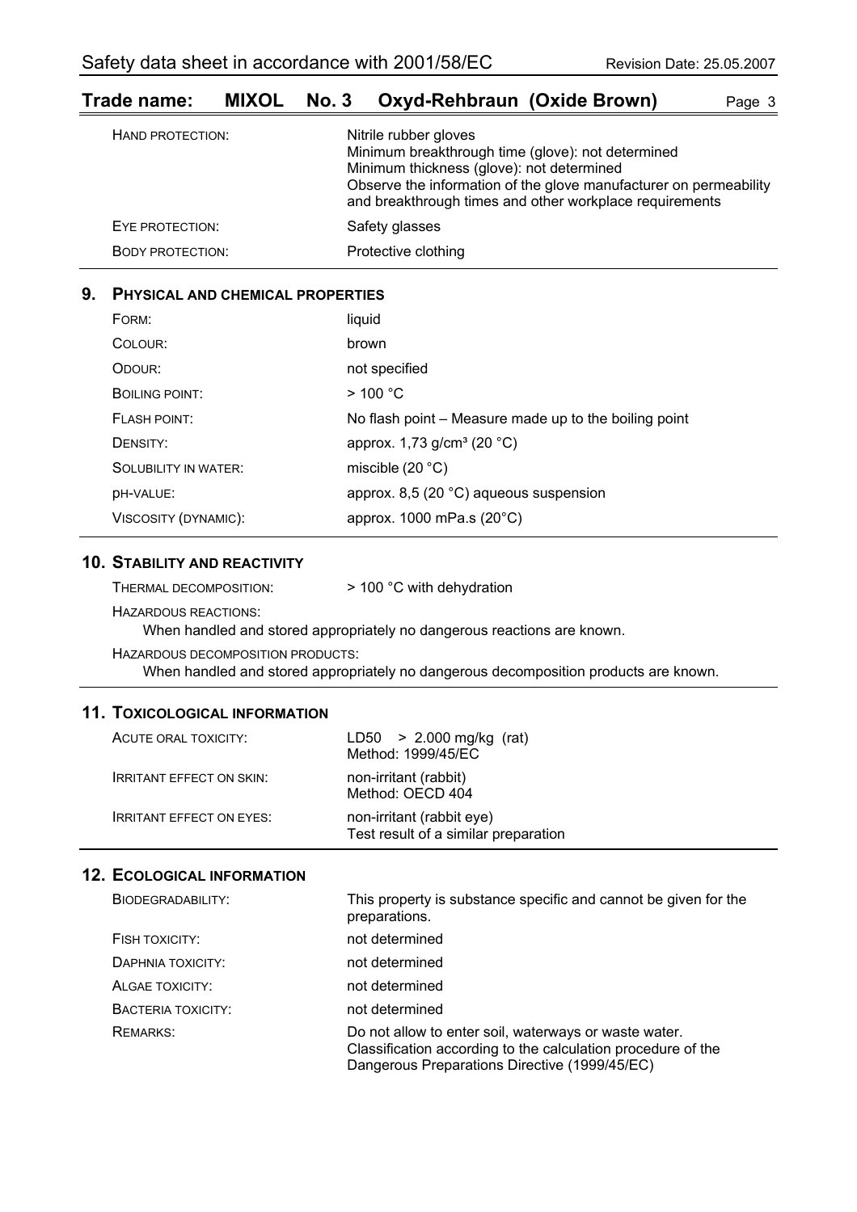| | |
|---|---|
| HAND PROTECTION: | Nitrile rubber gloves<br>Minimum breakthrough time (glove): not determined<br>Minimum thickness (glove): not determined<br>Observe the information of the glove manufacturer on permeability and breakthrough times and other workplace requirements |
| EYE PROTECTION: | Safety glasses |
| BODY PROTECTION: | Protective clothing |

## 9. PHYSICAL AND CHEMICAL PROPERTIES

| | |
|---|---|
| FORM: | liquid |
| COLOUR: | brown |
| ODOUR: | not specified |
| BOILING POINT: | > 100 °C |
| FLASH POINT: | No flash point – Measure made up to the boiling point |
| DENSITY: | approx. 1,73 g/cm³ (20 °C) |
| SOLUBILITY IN WATER: | miscible (20 °C) |
| pH-VALUE: | approx. 8,5 (20 °C) aqueous suspension |
| VISCOSITY (DYNAMIC): | approx. 1000 mPa.s (20°C) |

## 10. STABILITY AND REACTIVITY

THERMAL DECOMPOSITION: > 100 °C with dehydration

HAZARDOUS REACTIONS:

When handled and stored appropriately no dangerous reactions are known.

HAZARDOUS DECOMPOSITION PRODUCTS:

When handled and stored appropriately no dangerous decomposition products are known.

## 11. TOXICOLOGICAL INFORMATION

| | |
|---|---|
| ACUTE ORAL TOXICITY: | LD50 > 2.000 mg/kg (rat)<br>Method: 1999/45/EC |
| IRRITANT EFFECT ON SKIN: | non-irritant (rabbit)<br>Method: OECD 404 |
| IRRITANT EFFECT ON EYES: | non-irritant (rabbit eye)<br>Test result of a similar preparation |

## 12. ECOLOGICAL INFORMATION

| | |
|---|---|
| BIODEGRADABILITY: | This property is substance specific and cannot be given for the preparations. |
| FISH TOXICITY: | not determined |
| DAPHNIA TOXICITY: | not determined |
| ALGAE TOXICITY: | not determined |
| BACTERIA TOXICITY: | not determined |
| REMARKS: | Do not allow to enter soil, waterways or waste water.<br>Classification according to the calculation procedure of the Dangerous Preparations Directive (1999/45/EC) |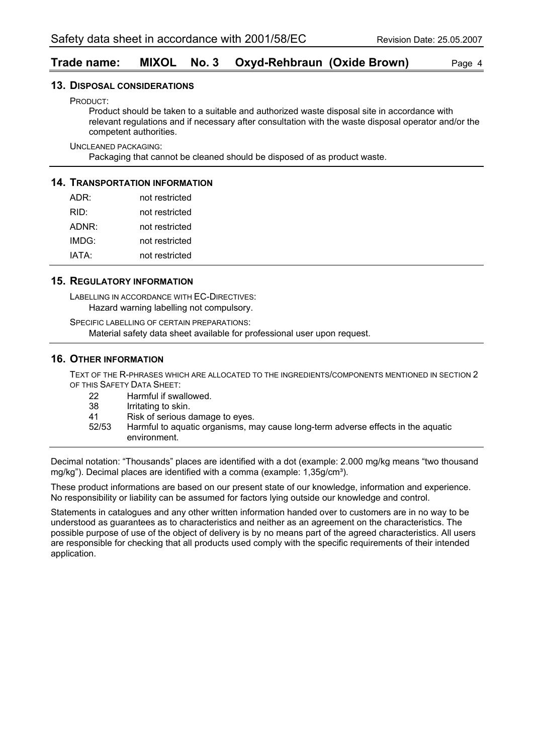## 13. Disposal considerations

PRODUCT:

Product should be taken to a suitable and authorized waste disposal site in accordance with relevant regulations and if necessary after consultation with the waste disposal operator and/or the competent authorities.

UNCLEANED PACKAGING:

Packaging that cannot be cleaned should be disposed of as product waste.

## 14. Transportation information

| | |
|---|---|
| ADR: | not restricted |
| RID: | not restricted |
| ADNR: | not restricted |
| IMDG: | not restricted |
| IATA: | not restricted |

## 15. Regulatory information

LABELLING IN ACCORDANCE WITH EC-DIRECTIVES:

Hazard warning labelling not compulsory.

SPECIFIC LABELLING OF CERTAIN PREPARATIONS:

Material safety data sheet available for professional user upon request.

## 16. Other information

TEXT OF THE R-PHRASES WHICH ARE ALLOCATED TO THE INGREDIENTS/COMPONENTS MENTIONED IN SECTION 2 OF THIS SAFETY DATA SHEET:

| | |
|---|---|
| 22 | Harmful if swallowed. |
| 38 | Irritating to skin. |
| 41 | Risk of serious damage to eyes. |
| 52/53 | Harmful to aquatic organisms, may cause long-term adverse effects in the aquatic environment. |

Decimal notation: “Thousands” places are identified with a dot (example: 2.000 mg/kg means “two thousand mg/kg”). Decimal places are identified with a comma (example: 1,35g/cm³).

These product informations are based on our present state of our knowledge, information and experience. No responsibility or liability can be assumed for factors lying outside our knowledge and control.

Statements in catalogues and any other written information handed over to customers are in no way to be understood as guarantees as to characteristics and neither as an agreement on the characteristics. The possible purpose of use of the object of delivery is by no means part of the agreed characteristics. All users are responsible for checking that all products used comply with the specific requirements of their intended application.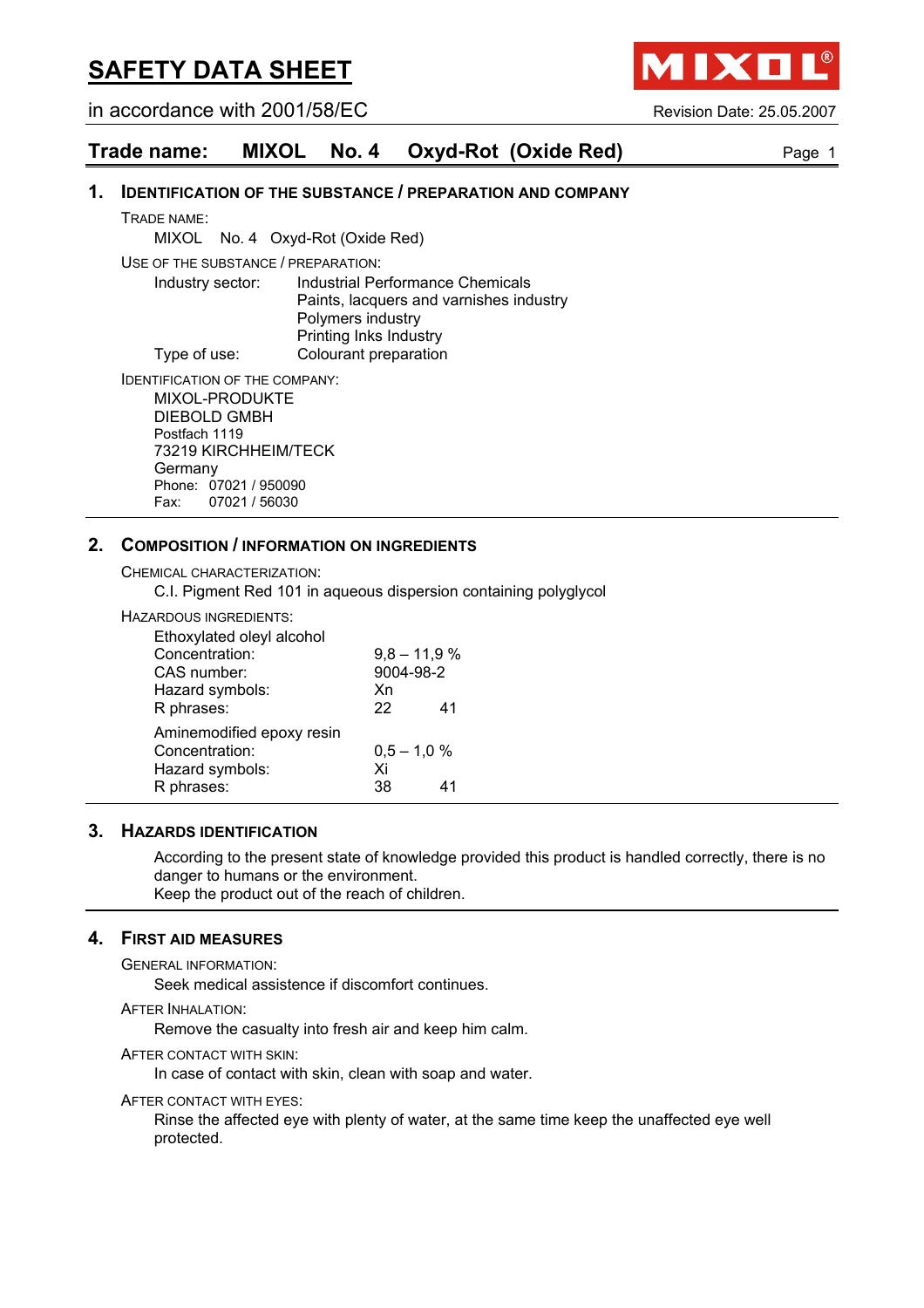# SAFETY DATA SHEET

in accordance with 2001/58/EC

Revision Date: 25.05.2007

## Trade name: MIXOL No. 4 Oxyd-Rot (Oxide Red)

### 1. IDENTIFICATION OF THE SUBSTANCE / PREPARATION AND COMPANY

TRADE NAME:

MIXOL No. 4 Oxyd-Rot (Oxide Red)

USE OF THE SUBSTANCE / PREPARATION:

| | |
|---|---|
| Industry sector: | Industrial Performance Chemicals<br>Paints, lacquers and varnishes industry<br>Polymers industry<br>Printing Inks Industry |
| Type of use: | Colourant preparation |

IDENTIFICATION OF THE COMPANY:

MIXOL-PRODUKTE
DIEBOLD GMBH
Postfach 1119
73219 KIRCHHEIM/TECK
Germany
Phone: 07021 / 950090
Fax: 07021 / 56030

### 2. COMPOSITION / INFORMATION ON INGREDIENTS

CHEMICAL CHARACTERIZATION:

C.I. Pigment Red 101 in aqueous dispersion containing polyglycol

HAZARDOUS INGREDIENTS:

Ethoxylated oleyl alcohol

| | |
|---|---|
| Concentration: | 9,8 – 11,9 % |
| CAS number: | 9004-98-2 |
| Hazard symbols: | Xn |
| R phrases: | 22 41 |

Aminemodified epoxy resin

| | |
|---|---|
| Concentration: | 0,5 – 1,0 % |
| Hazard symbols: | Xi |
| R phrases: | 38 41 |

### 3. HAZARDS IDENTIFICATION

According to the present state of knowledge provided this product is handled correctly, there is no danger to humans or the environment.
Keep the product out of the reach of children.

### 4. FIRST AID MEASURES

GENERAL INFORMATION:

Seek medical assistence if discomfort continues.

AFTER INHALATION:

Remove the casualty into fresh air and keep him calm.

AFTER CONTACT WITH SKIN:

In case of contact with skin, clean with soap and water.

AFTER CONTACT WITH EYES:

Rinse the affected eye with plenty of water, at the same time keep the unaffected eye well protected.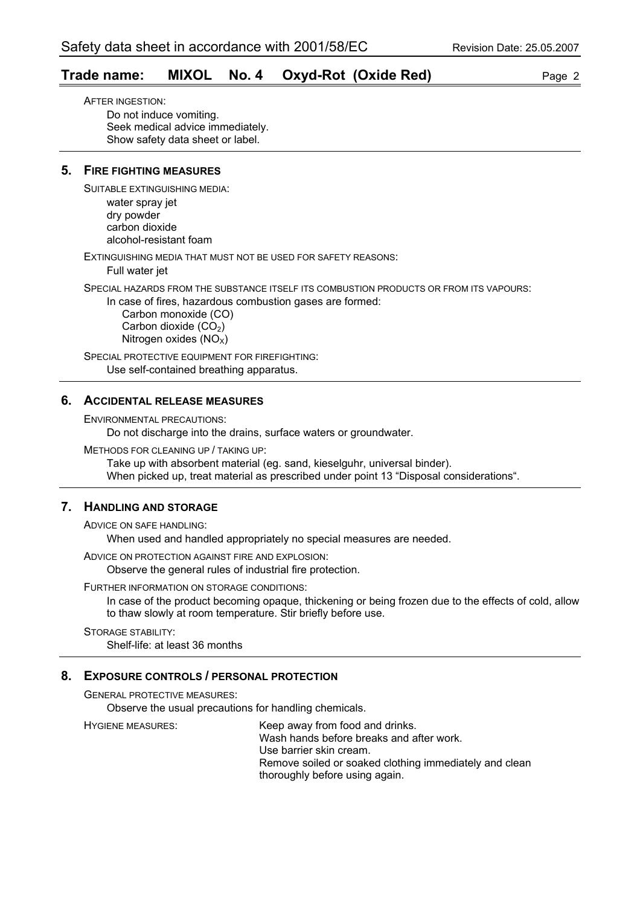AFTER INGESTION:

Do not induce vomiting.
Seek medical advice immediately.
Show safety data sheet or label.

## 5. FIRE FIGHTING MEASURES

SUITABLE EXTINGUISHING MEDIA:

water spray jet
dry powder
carbon dioxide
alcohol-resistant foam

EXTINGUISHING MEDIA THAT MUST NOT BE USED FOR SAFETY REASONS:

Full water jet

SPECIAL HAZARDS FROM THE SUBSTANCE ITSELF ITS COMBUSTION PRODUCTS OR FROM ITS VAPOURS:

In case of fires, hazardous combustion gases are formed:

Carbon monoxide (CO)
Carbon dioxide ($CO_2$)
Nitrogen oxides ($NO_X$)

SPECIAL PROTECTIVE EQUIPMENT FOR FIREFIGHTING:

Use self-contained breathing apparatus.

## 6. ACCIDENTAL RELEASE MEASURES

ENVIRONMENTAL PRECAUTIONS:

Do not discharge into the drains, surface waters or groundwater.

METHODS FOR CLEANING UP / TAKING UP:

Take up with absorbent material (eg. sand, kieselguhr, universal binder).
When picked up, treat material as prescribed under point 13 “Disposal considerations“.

## 7. HANDLING AND STORAGE

ADVICE ON SAFE HANDLING:

When used and handled appropriately no special measures are needed.

ADVICE ON PROTECTION AGAINST FIRE AND EXPLOSION:

Observe the general rules of industrial fire protection.

FURTHER INFORMATION ON STORAGE CONDITIONS:

In case of the product becoming opaque, thickening or being frozen due to the effects of cold, allow to thaw slowly at room temperature. Stir briefly before use.

STORAGE STABILITY:

Shelf-life: at least 36 months

## 8. EXPOSURE CONTROLS / PERSONAL PROTECTION

GENERAL PROTECTIVE MEASURES:

Observe the usual precautions for handling chemicals.

HYGIENE MEASURES:

Keep away from food and drinks.
Wash hands before breaks and after work.
Use barrier skin cream.
Remove soiled or soaked clothing immediately and clean thoroughly before using again.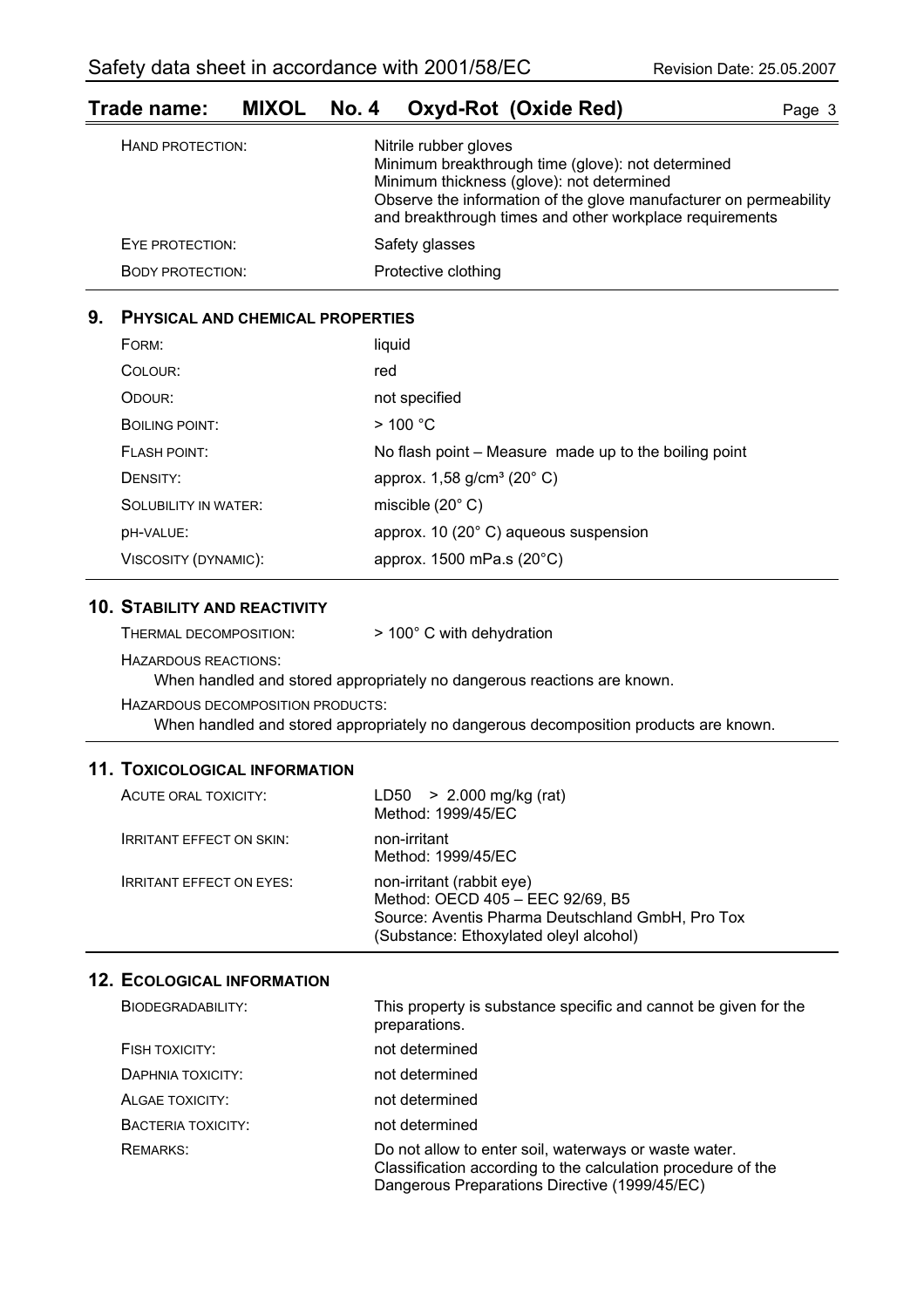| | |
|---|---|
| HAND PROTECTION: | Nitrile rubber gloves<br>Minimum breakthrough time (glove): not determined<br>Minimum thickness (glove): not determined<br>Observe the information of the glove manufacturer on permeability and breakthrough times and other workplace requirements |
| EYE PROTECTION: | Safety glasses |
| BODY PROTECTION: | Protective clothing |

## 9. PHYSICAL AND CHEMICAL PROPERTIES

| | |
|---|---|
| FORM: | liquid |
| COLOUR: | red |
| ODOUR: | not specified |
| BOILING POINT: | > 100 °C |
| FLASH POINT: | No flash point – Measure made up to the boiling point |
| DENSITY: | approx. 1,58 g/cm³ (20° C) |
| SOLUBILITY IN WATER: | miscible (20° C) |
| pH-VALUE: | approx. 10 (20° C) aqueous suspension |
| VISCOSITY (DYNAMIC): | approx. 1500 mPa.s (20°C) |

## 10. STABILITY AND REACTIVITY

THERMAL DECOMPOSITION: > 100° C with dehydration

HAZARDOUS REACTIONS:

When handled and stored appropriately no dangerous reactions are known.

HAZARDOUS DECOMPOSITION PRODUCTS:

When handled and stored appropriately no dangerous decomposition products are known.

## 11. TOXICOLOGICAL INFORMATION

| | |
|---|---|
| ACUTE ORAL TOXICITY: | LD50 > 2.000 mg/kg (rat)<br>Method: 1999/45/EC |
| IRRITANT EFFECT ON SKIN: | non-irritant<br>Method: 1999/45/EC |
| IRRITANT EFFECT ON EYES: | non-irritant (rabbit eye)<br>Method: OECD 405 – EEC 92/69, B5<br>Source: Aventis Pharma Deutschland GmbH, Pro Tox<br>(Substance: Ethoxylated oleyl alcohol) |

## 12. ECOLOGICAL INFORMATION

| | |
|---|---|
| BIODEGRADABILITY: | This property is substance specific and cannot be given for the preparations. |
| FISH TOXICITY: | not determined |
| DAPHNIA TOXICITY: | not determined |
| ALGAE TOXICITY: | not determined |
| BACTERIA TOXICITY: | not determined |
| REMARKS: | Do not allow to enter soil, waterways or waste water.<br>Classification according to the calculation procedure of the Dangerous Preparations Directive (1999/45/EC) |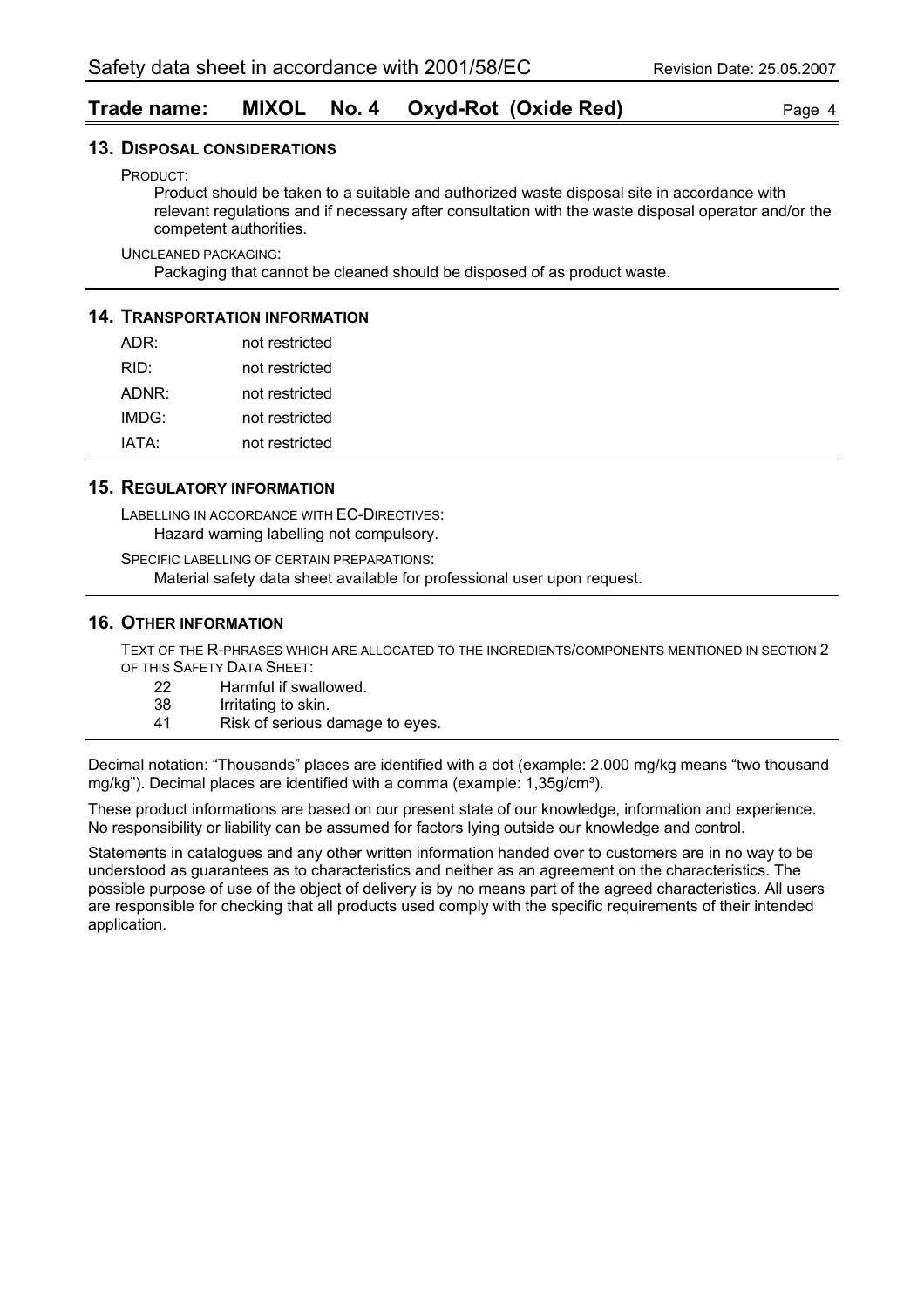## 13. Disposal considerations

PRODUCT:

Product should be taken to a suitable and authorized waste disposal site in accordance with relevant regulations and if necessary after consultation with the waste disposal operator and/or the competent authorities.

UNCLEANED PACKAGING:

Packaging that cannot be cleaned should be disposed of as product waste.

## 14. Transportation information

| | |
|---|---|
| ADR: | not restricted |
| RID: | not restricted |
| ADNR: | not restricted |
| IMDG: | not restricted |
| IATA: | not restricted |

## 15. Regulatory information

LABELLING IN ACCORDANCE WITH EC-DIRECTIVES:

Hazard warning labelling not compulsory.

SPECIFIC LABELLING OF CERTAIN PREPARATIONS:

Material safety data sheet available for professional user upon request.

## 16. Other information

TEXT OF THE R-PHRASES WHICH ARE ALLOCATED TO THE INGREDIENTS/COMPONENTS MENTIONED IN SECTION 2 OF THIS SAFETY DATA SHEET:

| | |
|---|---|
| 22 | Harmful if swallowed. |
| 38 | Irritating to skin. |
| 41 | Risk of serious damage to eyes. |

Decimal notation: "Thousands" places are identified with a dot (example: 2.000 mg/kg means "two thousand mg/kg"). Decimal places are identified with a comma (example: 1,35g/cm³).

These product informations are based on our present state of our knowledge, information and experience. No responsibility or liability can be assumed for factors lying outside our knowledge and control.

Statements in catalogues and any other written information handed over to customers are in no way to be understood as guarantees as to characteristics and neither as an agreement on the characteristics. The possible purpose of use of the object of delivery is by no means part of the agreed characteristics. All users are responsible for checking that all products used comply with the specific requirements of their intended application.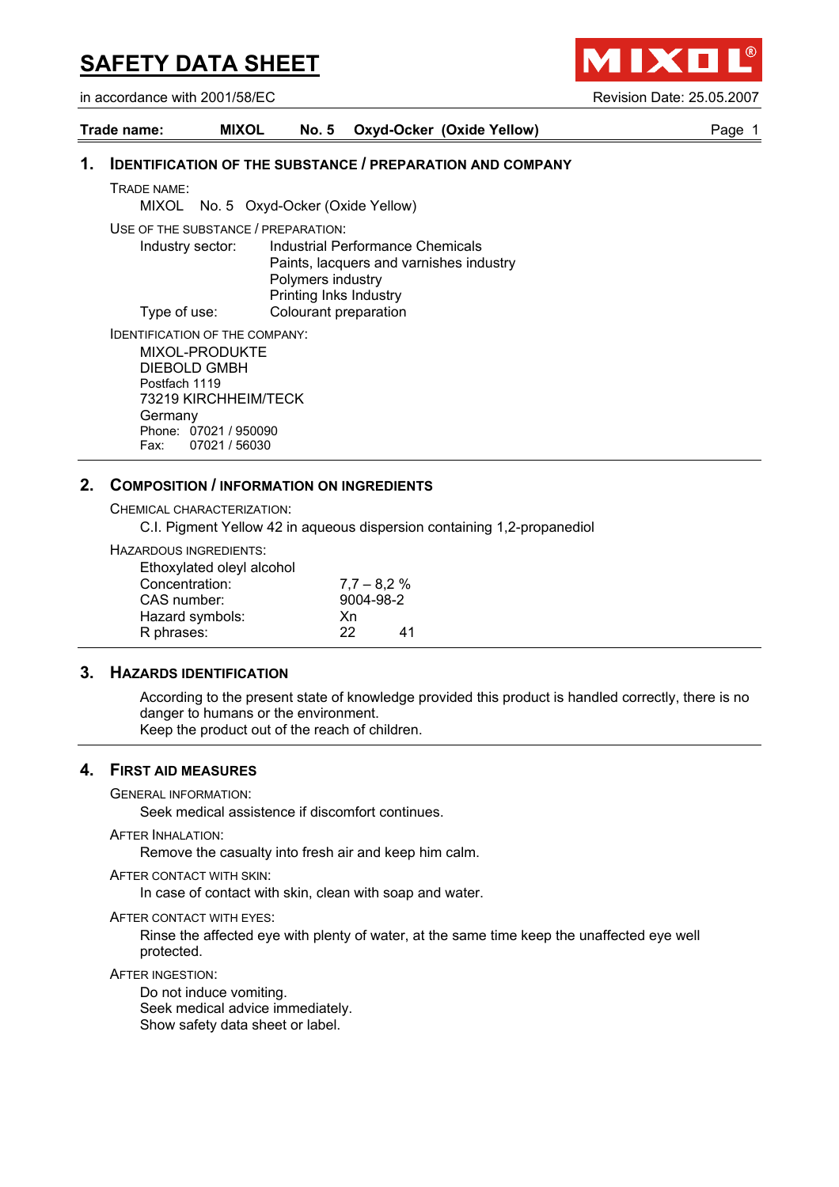# SAFETY DATA SHEET

in accordance with 2001/58/EC

Revision Date: 25.05.2007

**Trade name: MIXOL No. 5 Oxyd-Ocker (Oxide Yellow)**

## 1. IDENTIFICATION OF THE SUBSTANCE / PREPARATION AND COMPANY

TRADE NAME:

MIXOL No. 5 Oxyd-Ocker (Oxide Yellow)

USE OF THE SUBSTANCE / PREPARATION:

Industry sector: Industrial Performance Chemicals
Paints, lacquers and varnishes industry
Polymers industry
Printing Inks Industry

Type of use: Colourant preparation

IDENTIFICATION OF THE COMPANY:

MIXOL-PRODUKTE
DIEBOLD GMBH
Postfach 1119
73219 KIRCHHEIM/TECK
Germany
Phone: 07021 / 950090
Fax: 07021 / 56030

## 2. COMPOSITION / INFORMATION ON INGREDIENTS

CHEMICAL CHARACTERIZATION:

C.I. Pigment Yellow 42 in aqueous dispersion containing 1,2-propanediol

HAZARDOUS INGREDIENTS:

Ethoxylated oleyl alcohol

| | |
|---|---|
| Concentration: | 7,7 – 8,2 % |
| CAS number: | 9004-98-2 |
| Hazard symbols: | Xn |
| R phrases: | 22 41 |

## 3. HAZARDS IDENTIFICATION

According to the present state of knowledge provided this product is handled correctly, there is no danger to humans or the environment.
Keep the product out of the reach of children.

## 4. FIRST AID MEASURES

GENERAL INFORMATION:

Seek medical assistence if discomfort continues.

AFTER INHALATION:

Remove the casualty into fresh air and keep him calm.

AFTER CONTACT WITH SKIN:

In case of contact with skin, clean with soap and water.

AFTER CONTACT WITH EYES:

Rinse the affected eye with plenty of water, at the same time keep the unaffected eye well protected.

AFTER INGESTION:

Do not induce vomiting.
Seek medical advice immediately.
Show safety data sheet or label.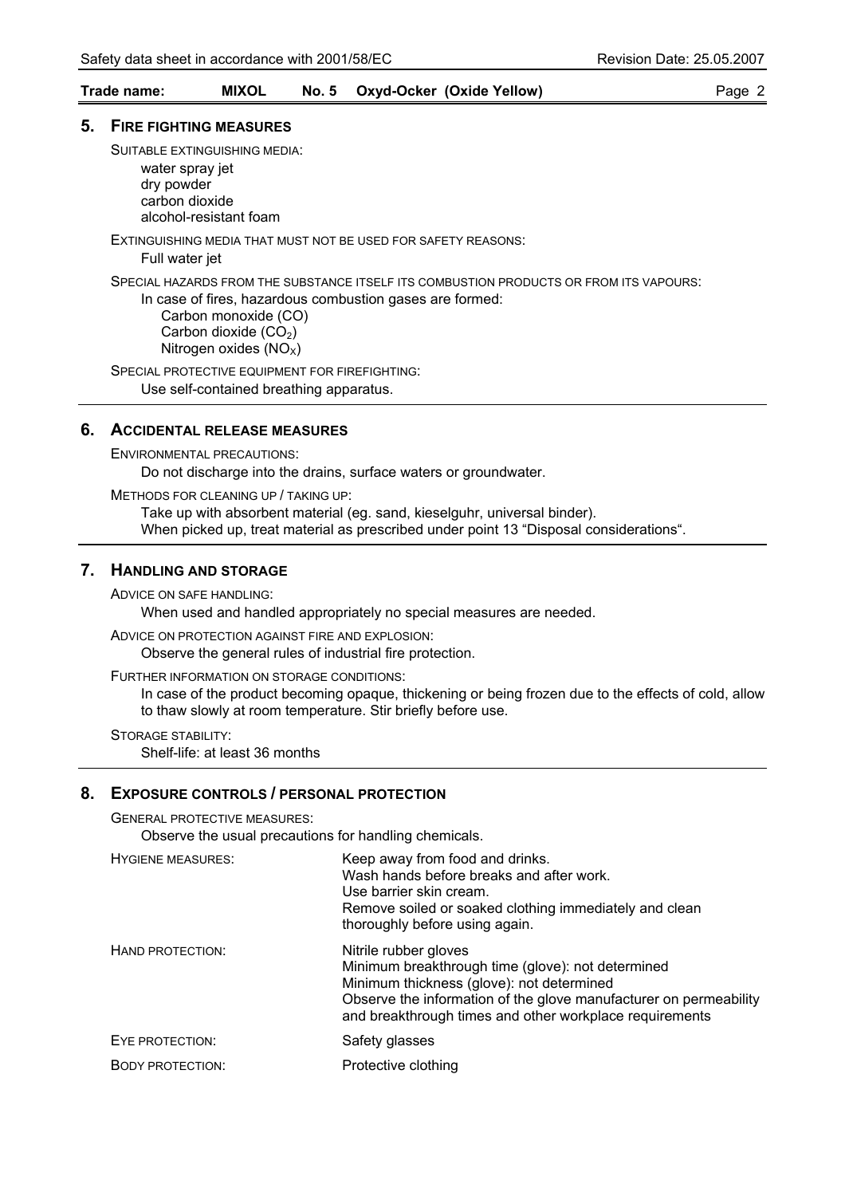## 5. FIRE FIGHTING MEASURES

SUITABLE EXTINGUISHING MEDIA:

water spray jet
dry powder
carbon dioxide
alcohol-resistant foam

EXTINGUISHING MEDIA THAT MUST NOT BE USED FOR SAFETY REASONS:

Full water jet

SPECIAL HAZARDS FROM THE SUBSTANCE ITSELF ITS COMBUSTION PRODUCTS OR FROM ITS VAPOURS:

In case of fires, hazardous combustion gases are formed:
Carbon monoxide (CO)
Carbon dioxide ($CO_2$)
Nitrogen oxides ($NO_X$)

SPECIAL PROTECTIVE EQUIPMENT FOR FIREFIGHTING:

Use self-contained breathing apparatus.

## 6. ACCIDENTAL RELEASE MEASURES

ENVIRONMENTAL PRECAUTIONS:

Do not discharge into the drains, surface waters or groundwater.

METHODS FOR CLEANING UP / TAKING UP:

Take up with absorbent material (eg. sand, kieselguhr, universal binder).
When picked up, treat material as prescribed under point 13 "Disposal considerations".

## 7. HANDLING AND STORAGE

ADVICE ON SAFE HANDLING:

When used and handled appropriately no special measures are needed.

ADVICE ON PROTECTION AGAINST FIRE AND EXPLOSION:

Observe the general rules of industrial fire protection.

FURTHER INFORMATION ON STORAGE CONDITIONS:

In case of the product becoming opaque, thickening or being frozen due to the effects of cold, allow to thaw slowly at room temperature. Stir briefly before use.

STORAGE STABILITY:

Shelf-life: at least 36 months

## 8. EXPOSURE CONTROLS / PERSONAL PROTECTION

GENERAL PROTECTIVE MEASURES:

Observe the usual precautions for handling chemicals.

HYGIENE MEASURES:
Keep away from food and drinks.
Wash hands before breaks and after work.
Use barrier skin cream.
Remove soiled or soaked clothing immediately and clean thoroughly before using again.

HAND PROTECTION:
Nitrile rubber gloves
Minimum breakthrough time (glove): not determined
Minimum thickness (glove): not determined
Observe the information of the glove manufacturer on permeability and breakthrough times and other workplace requirements

EYE PROTECTION: Safety glasses

BODY PROTECTION: Protective clothing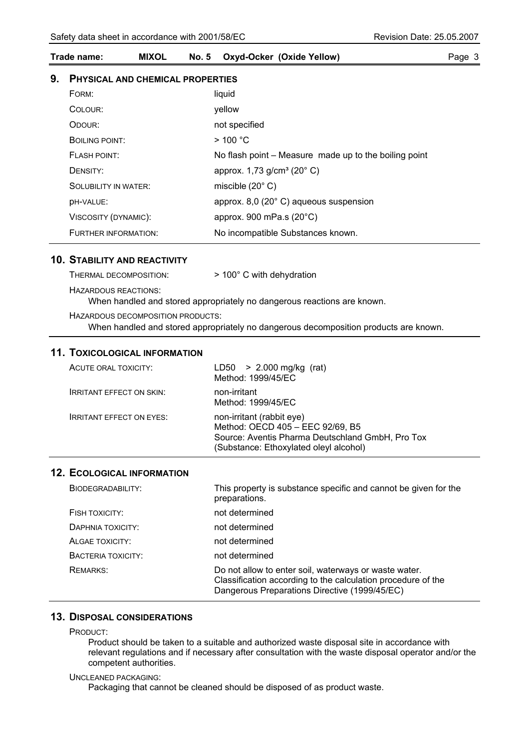## 9. Physical and Chemical Properties

| | |
|---|---|
| FORM: | liquid |
| COLOUR: | yellow |
| ODOUR: | not specified |
| BOILING POINT: | > 100 °C |
| FLASH POINT: | No flash point – Measure made up to the boiling point |
| DENSITY: | approx. 1,73 g/cm³ (20° C) |
| SOLUBILITY IN WATER: | miscible (20° C) |
| pH-VALUE: | approx. 8,0 (20° C) aqueous suspension |
| VISCOSITY (DYNAMIC): | approx. 900 mPa.s (20°C) |
| FURTHER INFORMATION: | No incompatible Substances known. |

## 10. Stability and Reactivity

THERMAL DECOMPOSITION: > 100° C with dehydration

HAZARDOUS REACTIONS:

When handled and stored appropriately no dangerous reactions are known.

HAZARDOUS DECOMPOSITION PRODUCTS:

When handled and stored appropriately no dangerous decomposition products are known.

## 11. Toxicological Information

| | |
|---|---|
| ACUTE ORAL TOXICITY: | LD50 > 2.000 mg/kg (rat)<br>Method: 1999/45/EC |
| IRRITANT EFFECT ON SKIN: | non-irritant<br>Method: 1999/45/EC |
| IRRITANT EFFECT ON EYES: | non-irritant (rabbit eye)<br>Method: OECD 405 – EEC 92/69, B5<br>Source: Aventis Pharma Deutschland GmbH, Pro Tox<br>(Substance: Ethoxylated oleyl alcohol) |

## 12. Ecological Information

| | |
|---|---|
| BIODEGRADABILITY: | This property is substance specific and cannot be given for the preparations. |
| FISH TOXICITY: | not determined |
| DAPHNIA TOXICITY: | not determined |
| ALGAE TOXICITY: | not determined |
| BACTERIA TOXICITY: | not determined |
| REMARKS: | Do not allow to enter soil, waterways or waste water.<br>Classification according to the calculation procedure of the Dangerous Preparations Directive (1999/45/EC) |

## 13. Disposal Considerations

PRODUCT:

Product should be taken to a suitable and authorized waste disposal site in accordance with relevant regulations and if necessary after consultation with the waste disposal operator and/or the competent authorities.

UNCLEANED PACKAGING:

Packaging that cannot be cleaned should be disposed of as product waste.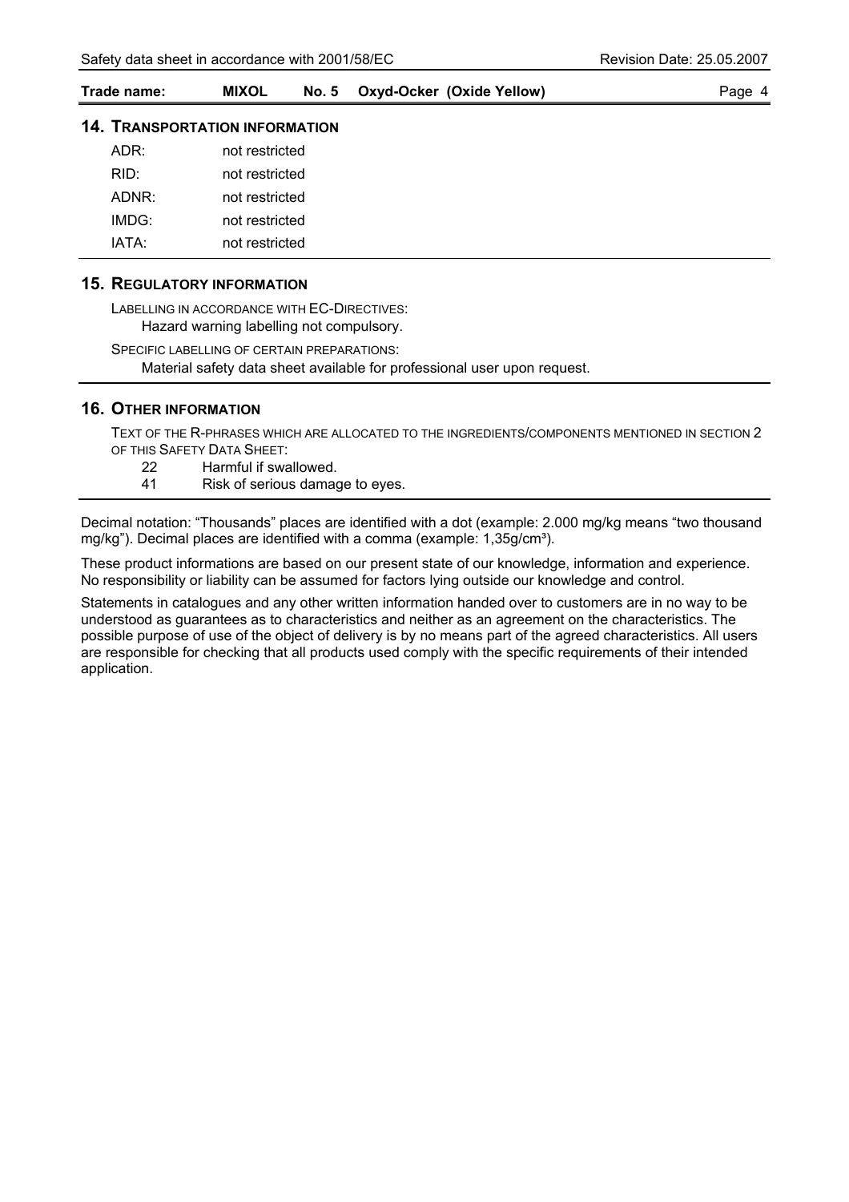## 14. Transportation Information

| | |
|---|---|
| ADR: | not restricted |
| RID: | not restricted |
| ADNR: | not restricted |
| IMDG: | not restricted |
| IATA: | not restricted |

## 15. Regulatory Information

Labelling in accordance with EC-Directives:

Hazard warning labelling not compulsory.

Specific labelling of certain preparations:

Material safety data sheet available for professional user upon request.

## 16. Other Information

Text of the R-phrases which are allocated to the ingredients/components mentioned in section 2 of this Safety Data Sheet:

| | |
|---|---|
| 22 | Harmful if swallowed. |
| 41 | Risk of serious damage to eyes. |

Decimal notation: "Thousands" places are identified with a dot (example: 2.000 mg/kg means "two thousand mg/kg"). Decimal places are identified with a comma (example: 1,35g/cm³).

These product informations are based on our present state of our knowledge, information and experience. No responsibility or liability can be assumed for factors lying outside our knowledge and control.

Statements in catalogues and any other written information handed over to customers are in no way to be understood as guarantees as to characteristics and neither as an agreement on the characteristics. The possible purpose of use of the object of delivery is by no means part of the agreed characteristics. All users are responsible for checking that all products used comply with the specific requirements of their intended application.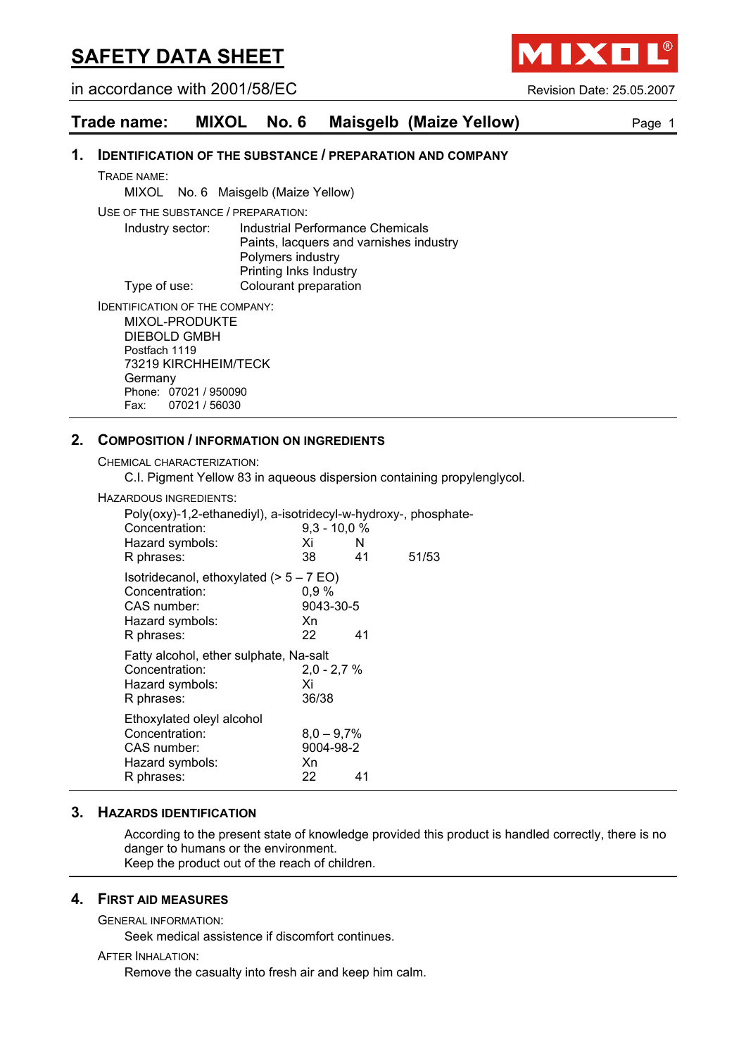# SAFETY DATA SHEET

in accordance with 2001/58/EC

Revision Date: 25.05.2007

## Trade name: MIXOL No. 6 Maisgelb (Maize Yellow)

### 1. Identification of the substance / preparation and company

TRADE NAME:

MIXOL No. 6 Maisgelb (Maize Yellow)

USE OF THE SUBSTANCE / PREPARATION:

| | |
|---|---|
| Industry sector: | Industrial Performance Chemicals<br>Paints, lacquers and varnishes industry<br>Polymers industry<br>Printing Inks Industry |
| Type of use: | Colourant preparation |

IDENTIFICATION OF THE COMPANY:

MIXOL-PRODUKTE
DIEBOLD GMBH
Postfach 1119
73219 KIRCHHEIM/TECK
Germany
Phone: 07021 / 950090
Fax: 07021 / 56030

### 2. Composition / information on ingredients

CHEMICAL CHARACTERIZATION:

C.I. Pigment Yellow 83 in aqueous dispersion containing propylenglycol.

HAZARDOUS INGREDIENTS:

Poly(oxy)-1,2-ethanediyl), a-isotridecyl-w-hydroxy-, phosphate-

| | | | |
|---|---|---|---|
| Concentration: | 9,3 - 10,0 % | | |
| Hazard symbols: | Xi | N | |
| R phrases: | 38 | 41 | 51/53 |

Isotridecanol, ethoxylated (> 5 – 7 EO)

| | | |
|---|---|---|
| Concentration: | 0,9 % | |
| CAS number: | 9043-30-5 | |
| Hazard symbols: | Xn | |
| R phrases: | 22 | 41 |

Fatty alcohol, ether sulphate, Na-salt

| | |
|---|---|
| Concentration: | 2,0 - 2,7 % |
| Hazard symbols: | Xi |
| R phrases: | 36/38 |

Ethoxylated oleyl alcohol

| | | |
|---|---|---|
| Concentration: | 8,0 – 9,7% | |
| CAS number: | 9004-98-2 | |
| Hazard symbols: | Xn | |
| R phrases: | 22 | 41 |

### 3. Hazards identification

According to the present state of knowledge provided this product is handled correctly, there is no danger to humans or the environment.
Keep the product out of the reach of children.

### 4. First aid measures

GENERAL INFORMATION:

Seek medical assistence if discomfort continues.

AFTER INHALATION:

Remove the casualty into fresh air and keep him calm.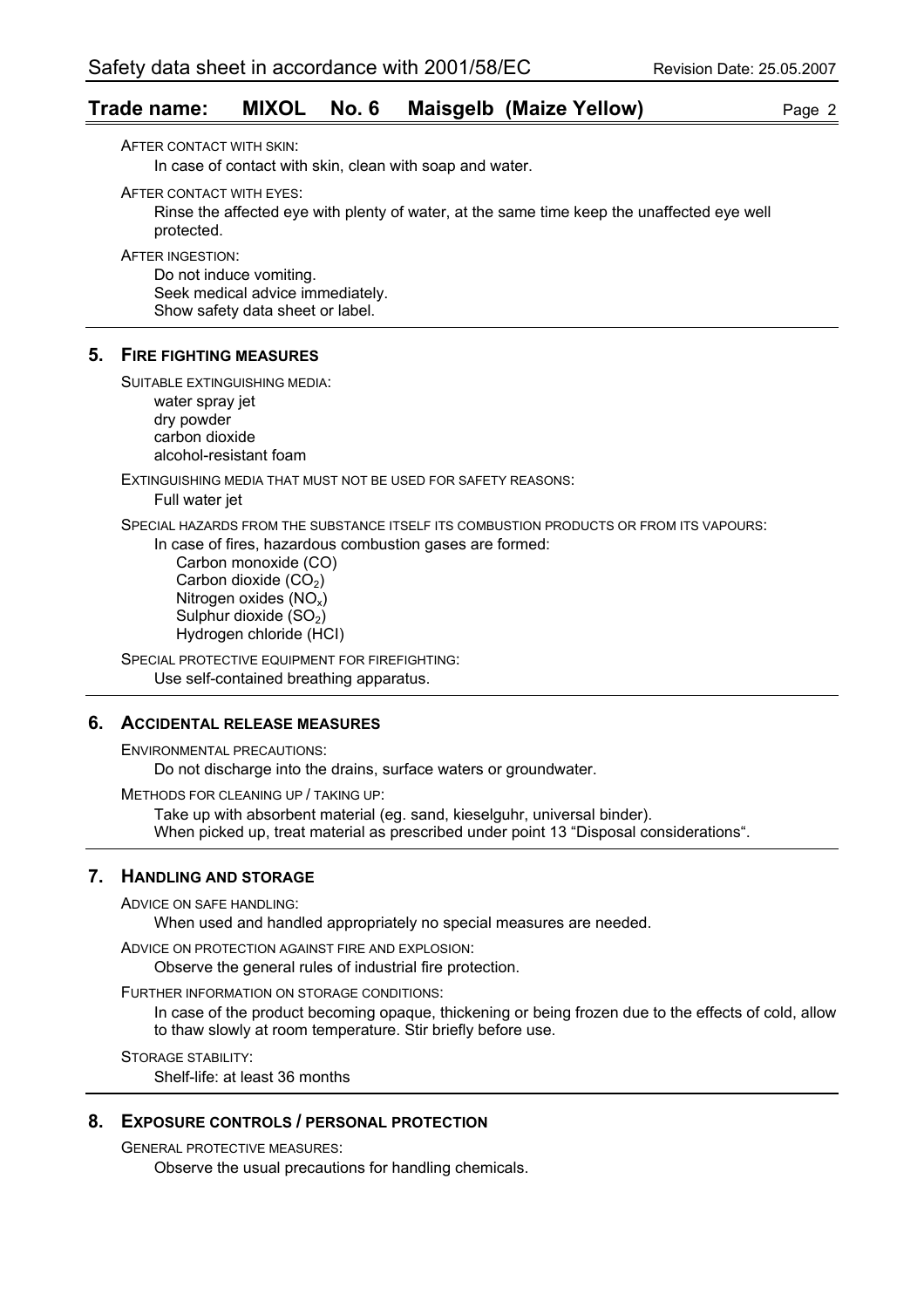AFTER CONTACT WITH SKIN:

In case of contact with skin, clean with soap and water.

AFTER CONTACT WITH EYES:

Rinse the affected eye with plenty of water, at the same time keep the unaffected eye well protected.

AFTER INGESTION:

Do not induce vomiting.
Seek medical advice immediately.
Show safety data sheet or label.

## 5. FIRE FIGHTING MEASURES

SUITABLE EXTINGUISHING MEDIA:

water spray jet
dry powder
carbon dioxide
alcohol-resistant foam

EXTINGUISHING MEDIA THAT MUST NOT BE USED FOR SAFETY REASONS:

Full water jet

SPECIAL HAZARDS FROM THE SUBSTANCE ITSELF ITS COMBUSTION PRODUCTS OR FROM ITS VAPOURS:

In case of fires, hazardous combustion gases are formed:

- Carbon monoxide (CO)
- Carbon dioxide ($CO_2$)
- Nitrogen oxides ($NO_x$)
- Sulphur dioxide ($SO_2$)
- Hydrogen chloride (HCl)

SPECIAL PROTECTIVE EQUIPMENT FOR FIREFIGHTING:

Use self-contained breathing apparatus.

## 6. ACCIDENTAL RELEASE MEASURES

ENVIRONMENTAL PRECAUTIONS:

Do not discharge into the drains, surface waters or groundwater.

METHODS FOR CLEANING UP / TAKING UP:

Take up with absorbent material (eg. sand, kieselguhr, universal binder).
When picked up, treat material as prescribed under point 13 "Disposal considerations".

## 7. HANDLING AND STORAGE

ADVICE ON SAFE HANDLING:

When used and handled appropriately no special measures are needed.

ADVICE ON PROTECTION AGAINST FIRE AND EXPLOSION:

Observe the general rules of industrial fire protection.

FURTHER INFORMATION ON STORAGE CONDITIONS:

In case of the product becoming opaque, thickening or being frozen due to the effects of cold, allow to thaw slowly at room temperature. Stir briefly before use.

STORAGE STABILITY:

Shelf-life: at least 36 months

## 8. EXPOSURE CONTROLS / PERSONAL PROTECTION

GENERAL PROTECTIVE MEASURES:

Observe the usual precautions for handling chemicals.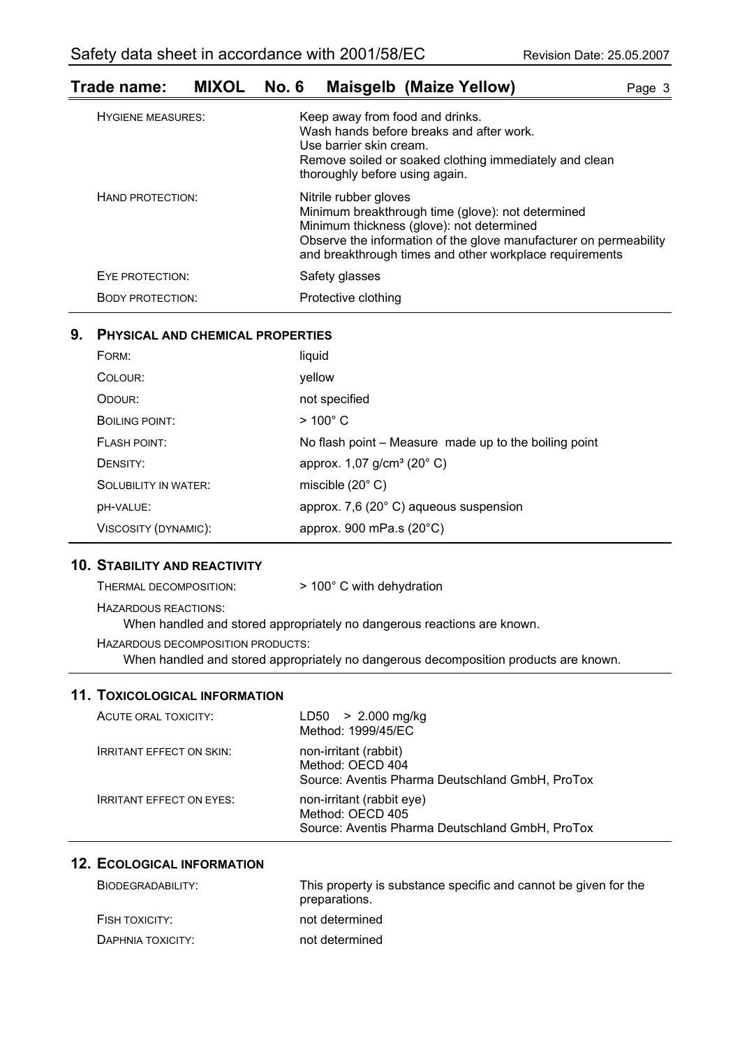| | |
|---|---|
| HYGIENE MEASURES: | Keep away from food and drinks.<br>Wash hands before breaks and after work.<br>Use barrier skin cream.<br>Remove soiled or soaked clothing immediately and clean thoroughly before using again. |
| HAND PROTECTION: | Nitrile rubber gloves<br>Minimum breakthrough time (glove): not determined<br>Minimum thickness (glove): not determined<br>Observe the information of the glove manufacturer on permeability and breakthrough times and other workplace requirements |
| EYE PROTECTION: | Safety glasses |
| BODY PROTECTION: | Protective clothing |

## 9. PHYSICAL AND CHEMICAL PROPERTIES

| | |
|---|---|
| FORM: | liquid |
| COLOUR: | yellow |
| ODOUR: | not specified |
| BOILING POINT: | > 100° C |
| FLASH POINT: | No flash point – Measure made up to the boiling point |
| DENSITY: | approx. 1,07 g/cm³ (20° C) |
| SOLUBILITY IN WATER: | miscible (20° C) |
| PH-VALUE: | approx. 7,6 (20° C) aqueous suspension |
| VISCOSITY (DYNAMIC): | approx. 900 mPa.s (20°C) |

## 10. STABILITY AND REACTIVITY

THERMAL DECOMPOSITION: > 100° C with dehydration

HAZARDOUS REACTIONS:

When handled and stored appropriately no dangerous reactions are known.

HAZARDOUS DECOMPOSITION PRODUCTS:

When handled and stored appropriately no dangerous decomposition products are known.

## 11. TOXICOLOGICAL INFORMATION

| | |
|---|---|
| ACUTE ORAL TOXICITY: | LD50 > 2.000 mg/kg<br>Method: 1999/45/EC |
| IRRITANT EFFECT ON SKIN: | non-irritant (rabbit)<br>Method: OECD 404<br>Source: Aventis Pharma Deutschland GmbH, ProTox |
| IRRITANT EFFECT ON EYES: | non-irritant (rabbit eye)<br>Method: OECD 405<br>Source: Aventis Pharma Deutschland GmbH, ProTox |

## 12. ECOLOGICAL INFORMATION

| | |
|---|---|
| BIODEGRADABILITY: | This property is substance specific and cannot be given for the preparations. |
| FISH TOXICITY: | not determined |
| DAPHNIA TOXICITY: | not determined |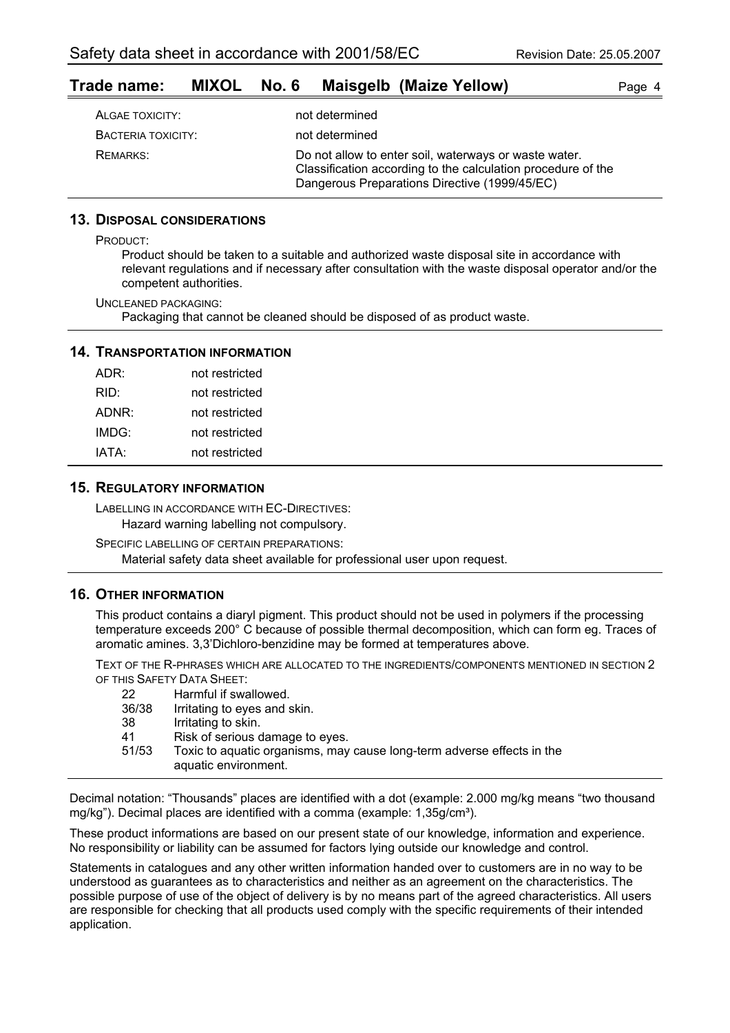**Trade name: MIXOL No. 6 Maisgelb (Maize Yellow)**

| | |
|---|---|
| ALGAE TOXICITY: | not determined |
| BACTERIA TOXICITY: | not determined |
| REMARKS: | Do not allow to enter soil, waterways or waste water. Classification according to the calculation procedure of the Dangerous Preparations Directive (1999/45/EC) |

## 13. DISPOSAL CONSIDERATIONS

PRODUCT:

Product should be taken to a suitable and authorized waste disposal site in accordance with relevant regulations and if necessary after consultation with the waste disposal operator and/or the competent authorities.

UNCLEANED PACKAGING:

Packaging that cannot be cleaned should be disposed of as product waste.

## 14. TRANSPORTATION INFORMATION

| | |
|---|---|
| ADR: | not restricted |
| RID: | not restricted |
| ADNR: | not restricted |
| IMDG: | not restricted |
| IATA: | not restricted |

## 15. REGULATORY INFORMATION

LABELLING IN ACCORDANCE WITH EC-DIRECTIVES:

Hazard warning labelling not compulsory.

SPECIFIC LABELLING OF CERTAIN PREPARATIONS:

Material safety data sheet available for professional user upon request.

## 16. OTHER INFORMATION

This product contains a diaryl pigment. This product should not be used in polymers if the processing temperature exceeds 200° C because of possible thermal decomposition, which can form eg. Traces of aromatic amines. 3,3'Dichloro-benzidine may be formed at temperatures above.

TEXT OF THE R-PHRASES WHICH ARE ALLOCATED TO THE INGREDIENTS/COMPONENTS MENTIONED IN SECTION 2 OF THIS SAFETY DATA SHEET:

| | |
|---|---|
| 22 | Harmful if swallowed. |
| 36/38 | Irritating to eyes and skin. |
| 38 | Irritating to skin. |
| 41 | Risk of serious damage to eyes. |
| 51/53 | Toxic to aquatic organisms, may cause long-term adverse effects in the aquatic environment. |

Decimal notation: "Thousands" places are identified with a dot (example: 2.000 mg/kg means "two thousand mg/kg"). Decimal places are identified with a comma (example: 1,35g/cm³).

These product informations are based on our present state of our knowledge, information and experience. No responsibility or liability can be assumed for factors lying outside our knowledge and control.

Statements in catalogues and any other written information handed over to customers are in no way to be understood as guarantees as to characteristics and neither as an agreement on the characteristics. The possible purpose of use of the object of delivery is by no means part of the agreed characteristics. All users are responsible for checking that all products used comply with the specific requirements of their intended application.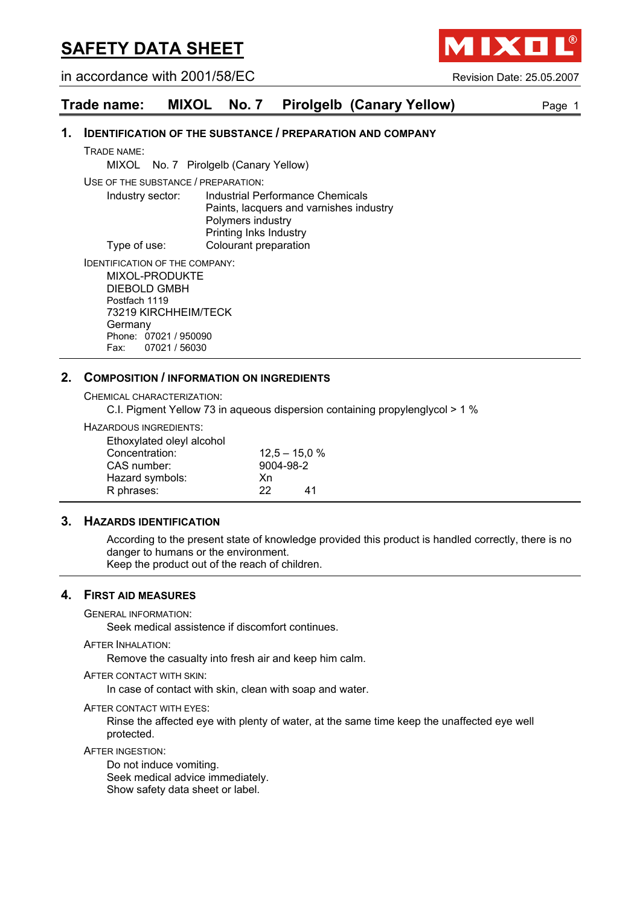# SAFETY DATA SHEET

in accordance with 2001/58/EC

Revision Date: 25.05.2007

## Trade name: MIXOL No. 7 Pirolgelb (Canary Yellow)

### 1. IDENTIFICATION OF THE SUBSTANCE / PREPARATION AND COMPANY

TRADE NAME:

MIXOL No. 7 Pirolgelb (Canary Yellow)

USE OF THE SUBSTANCE / PREPARATION:

Industry sector: Industrial Performance Chemicals
Paints, lacquers and varnishes industry
Polymers industry
Printing Inks Industry

Type of use: Colourant preparation

IDENTIFICATION OF THE COMPANY:

MIXOL-PRODUKTE
DIEBOLD GMBH
Postfach 1119
73219 KIRCHHEIM/TECK
Germany
Phone: 07021 / 950090
Fax: 07021 / 56030

### 2. COMPOSITION / INFORMATION ON INGREDIENTS

CHEMICAL CHARACTERIZATION:

C.I. Pigment Yellow 73 in aqueous dispersion containing propylenglycol > 1 %

HAZARDOUS INGREDIENTS:

Ethoxylated oleyl alcohol

| | |
|---|---|
| Concentration: | 12,5 – 15,0 % |
| CAS number: | 9004-98-2 |
| Hazard symbols: | Xn |
| R phrases: | 22 41 |

### 3. HAZARDS IDENTIFICATION

According to the present state of knowledge provided this product is handled correctly, there is no danger to humans or the environment.
Keep the product out of the reach of children.

### 4. FIRST AID MEASURES

GENERAL INFORMATION:

Seek medical assistence if discomfort continues.

AFTER INHALATION:

Remove the casualty into fresh air and keep him calm.

AFTER CONTACT WITH SKIN:

In case of contact with skin, clean with soap and water.

AFTER CONTACT WITH EYES:

Rinse the affected eye with plenty of water, at the same time keep the unaffected eye well protected.

AFTER INGESTION:

Do not induce vomiting.
Seek medical advice immediately.
Show safety data sheet or label.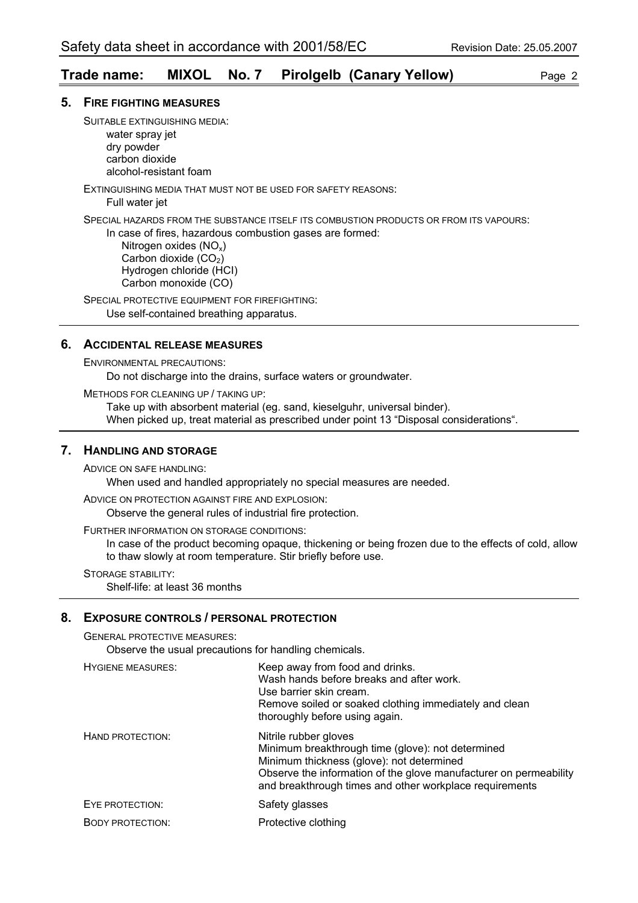## 5. FIRE FIGHTING MEASURES

SUITABLE EXTINGUISHING MEDIA:

water spray jet
dry powder
carbon dioxide
alcohol-resistant foam

EXTINGUISHING MEDIA THAT MUST NOT BE USED FOR SAFETY REASONS:

Full water jet

SPECIAL HAZARDS FROM THE SUBSTANCE ITSELF ITS COMBUSTION PRODUCTS OR FROM ITS VAPOURS:

In case of fires, hazardous combustion gases are formed:

Nitrogen oxides ($NO_x$)
Carbon dioxide ($CO_2$)
Hydrogen chloride (HCl)
Carbon monoxide (CO)

SPECIAL PROTECTIVE EQUIPMENT FOR FIREFIGHTING:

Use self-contained breathing apparatus.

## 6. ACCIDENTAL RELEASE MEASURES

ENVIRONMENTAL PRECAUTIONS:

Do not discharge into the drains, surface waters or groundwater.

METHODS FOR CLEANING UP / TAKING UP:

Take up with absorbent material (eg. sand, kieselguhr, universal binder).
When picked up, treat material as prescribed under point 13 “Disposal considerations“.

## 7. HANDLING AND STORAGE

ADVICE ON SAFE HANDLING:

When used and handled appropriately no special measures are needed.

ADVICE ON PROTECTION AGAINST FIRE AND EXPLOSION:

Observe the general rules of industrial fire protection.

FURTHER INFORMATION ON STORAGE CONDITIONS:

In case of the product becoming opaque, thickening or being frozen due to the effects of cold, allow to thaw slowly at room temperature. Stir briefly before use.

STORAGE STABILITY:

Shelf-life: at least 36 months

## 8. EXPOSURE CONTROLS / PERSONAL PROTECTION

GENERAL PROTECTIVE MEASURES:

Observe the usual precautions for handling chemicals.

HYGIENE MEASURES:

Keep away from food and drinks.
Wash hands before breaks and after work.
Use barrier skin cream.
Remove soiled or soaked clothing immediately and clean thoroughly before using again.

HAND PROTECTION:

Nitrile rubber gloves
Minimum breakthrough time (glove): not determined
Minimum thickness (glove): not determined
Observe the information of the glove manufacturer on permeability and breakthrough times and other workplace requirements

EYE PROTECTION:

Safety glasses

BODY PROTECTION:

Protective clothing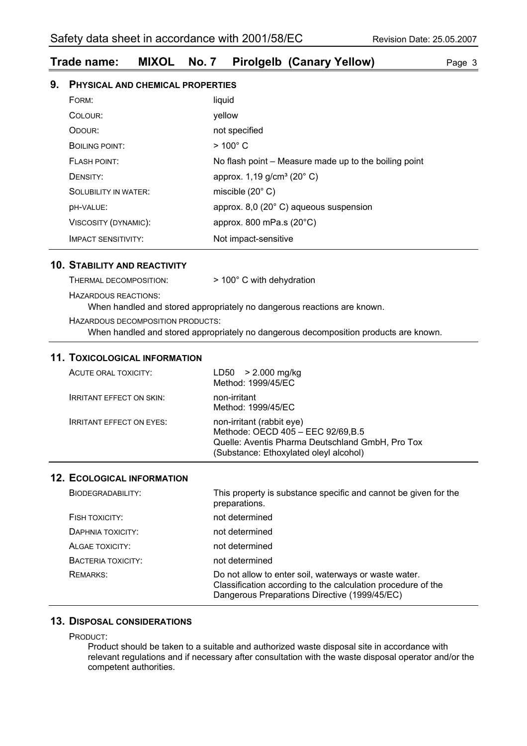## Trade name: MIXOL No. 7 Pirolgelb (Canary Yellow)

## 9. Physical and Chemical Properties

| | |
|---|---|
| Form: | liquid |
| Colour: | yellow |
| Odour: | not specified |
| Boiling point: | > 100° C |
| Flash point: | No flash point – Measure made up to the boiling point |
| Density: | approx. 1,19 g/cm³ (20° C) |
| Solubility in water: | miscible (20° C) |
| pH-value: | approx. 8,0 (20° C) aqueous suspension |
| Viscosity (dynamic): | approx. 800 mPa.s (20°C) |
| Impact sensitivity: | Not impact-sensitive |

## 10. Stability and Reactivity

Thermal decomposition: > 100° C with dehydration

Hazardous reactions:
When handled and stored appropriately no dangerous reactions are known.

Hazardous decomposition products:
When handled and stored appropriately no dangerous decomposition products are known.

## 11. Toxicological Information

| | |
|---|---|
| Acute oral toxicity: | LD50 > 2.000 mg/kg<br>Method: 1999/45/EC |
| Irritant effect on skin: | non-irritant<br>Method: 1999/45/EC |
| Irritant effect on eyes: | non-irritant (rabbit eye)<br>Methode: OECD 405 – EEC 92/69,B.5<br>Quelle: Aventis Pharma Deutschland GmbH, Pro Tox<br>(Substance: Ethoxylated oleyl alcohol) |

## 12. Ecological Information

| | |
|---|---|
| Biodegradability: | This property is substance specific and cannot be given for the preparations. |
| Fish toxicity: | not determined |
| Daphnia toxicity: | not determined |
| Algae toxicity: | not determined |
| Bacteria toxicity: | not determined |
| Remarks: | Do not allow to enter soil, waterways or waste water.<br>Classification according to the calculation procedure of the Dangerous Preparations Directive (1999/45/EC) |

## 13. Disposal Considerations

Product:
Product should be taken to a suitable and authorized waste disposal site in accordance with relevant regulations and if necessary after consultation with the waste disposal operator and/or the competent authorities.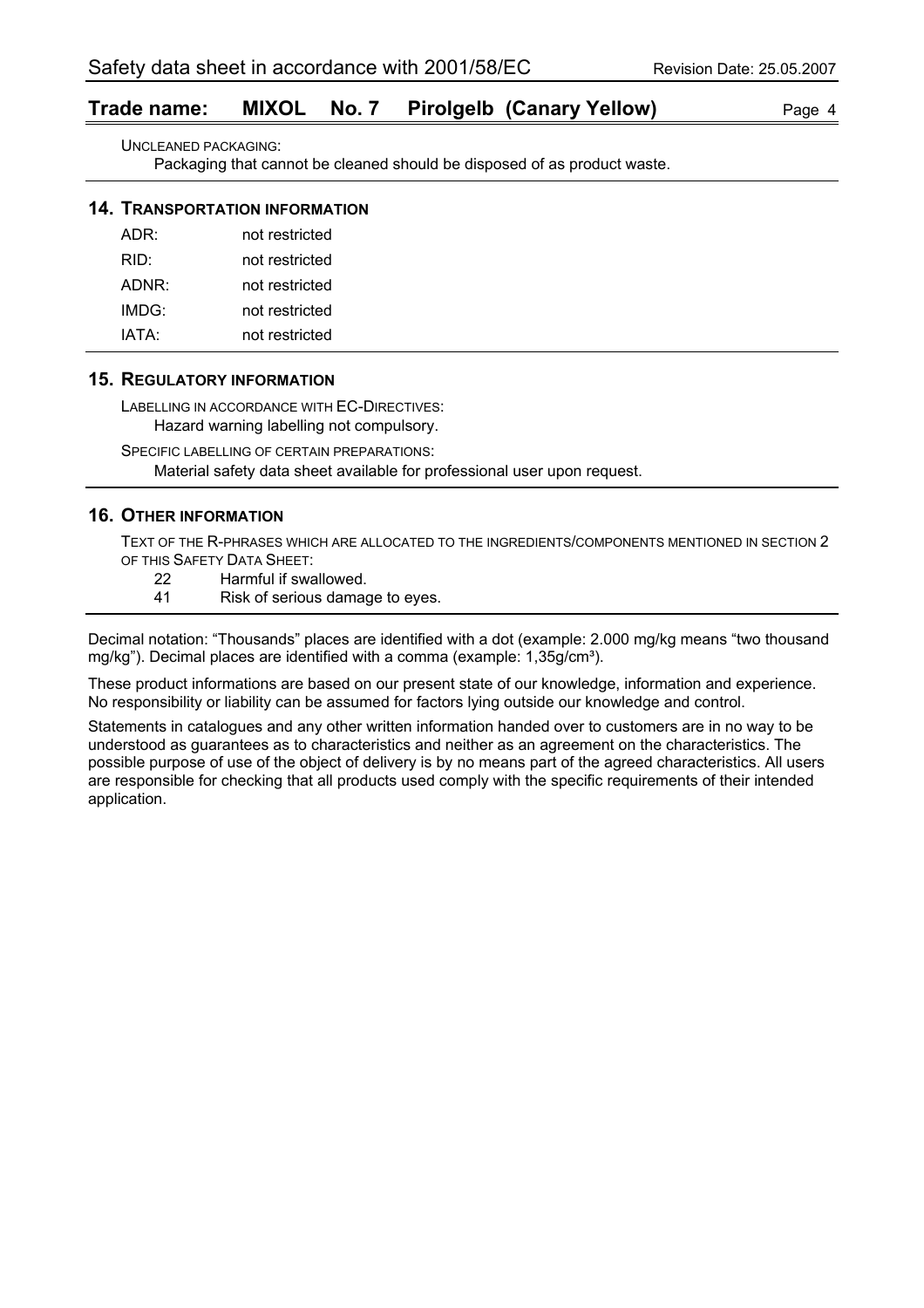UNCLEANED PACKAGING:

Packaging that cannot be cleaned should be disposed of as product waste.

## 14. TRANSPORTATION INFORMATION

| | |
|---|---|
| ADR: | not restricted |
| RID: | not restricted |
| ADNR: | not restricted |
| IMDG: | not restricted |
| IATA: | not restricted |

## 15. REGULATORY INFORMATION

LABELLING IN ACCORDANCE WITH EC-DIRECTIVES:

Hazard warning labelling not compulsory.

SPECIFIC LABELLING OF CERTAIN PREPARATIONS:

Material safety data sheet available for professional user upon request.

## 16. OTHER INFORMATION

TEXT OF THE R-PHRASES WHICH ARE ALLOCATED TO THE INGREDIENTS/COMPONENTS MENTIONED IN SECTION 2 OF THIS SAFETY DATA SHEET:

| | |
|---|---|
| 22 | Harmful if swallowed. |
| 41 | Risk of serious damage to eyes. |

Decimal notation: “Thousands” places are identified with a dot (example: 2.000 mg/kg means “two thousand mg/kg”). Decimal places are identified with a comma (example: 1,35g/cm³).

These product informations are based on our present state of our knowledge, information and experience. No responsibility or liability can be assumed for factors lying outside our knowledge and control.

Statements in catalogues and any other written information handed over to customers are in no way to be understood as guarantees as to characteristics and neither as an agreement on the characteristics. The possible purpose of use of the object of delivery is by no means part of the agreed characteristics. All users are responsible for checking that all products used comply with the specific requirements of their intended application.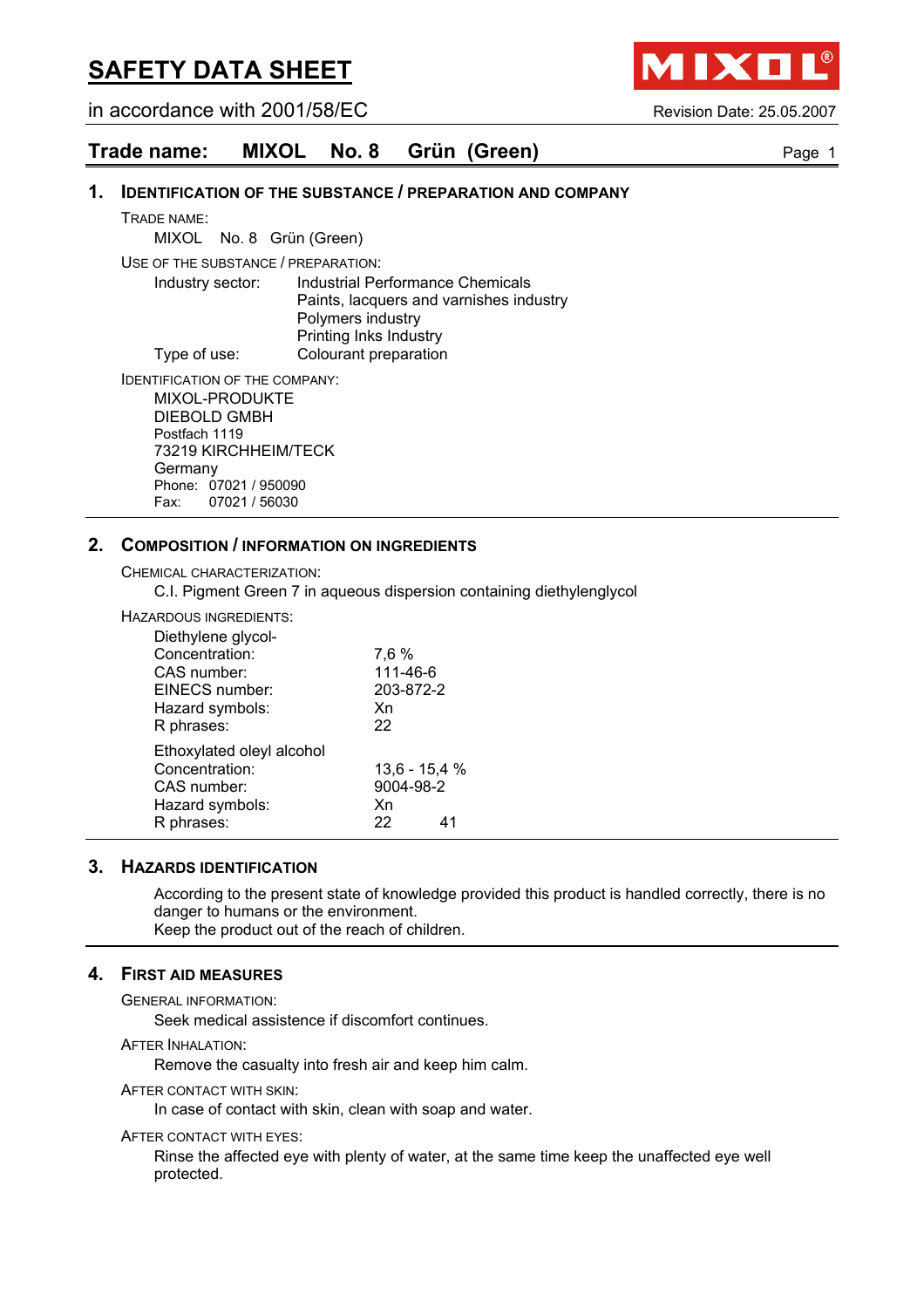# SAFETY DATA SHEET

in accordance with 2001/58/EC

Revision Date: 25.05.2007

## Trade name: MIXOL No. 8 Grün (Green)

### 1. IDENTIFICATION OF THE SUBSTANCE / PREPARATION AND COMPANY

TRADE NAME:

MIXOL No. 8 Grün (Green)

USE OF THE SUBSTANCE / PREPARATION:

| | |
|---|---|
| Industry sector: | Industrial Performance Chemicals<br>Paints, lacquers and varnishes industry<br>Polymers industry<br>Printing Inks Industry |
| Type of use: | Colourant preparation |

IDENTIFICATION OF THE COMPANY:

MIXOL-PRODUKTE
DIEBOLD GMBH
Postfach 1119
73219 KIRCHHEIM/TECK
Germany
Phone: 07021 / 950090
Fax: 07021 / 56030

### 2. COMPOSITION / INFORMATION ON INGREDIENTS

CHEMICAL CHARACTERIZATION:

C.I. Pigment Green 7 in aqueous dispersion containing diethylenglycol

HAZARDOUS INGREDIENTS:

Diethylene glycol-

| | |
|---|---|
| Concentration: | 7,6 % |
| CAS number: | 111-46-6 |
| EINECS number: | 203-872-2 |
| Hazard symbols: | Xn |
| R phrases: | 22 |

Ethoxylated oleyl alcohol

| | |
|---|---|
| Concentration: | 13,6 - 15,4 % |
| CAS number: | 9004-98-2 |
| Hazard symbols: | Xn |
| R phrases: | 22 41 |

### 3. HAZARDS IDENTIFICATION

According to the present state of knowledge provided this product is handled correctly, there is no danger to humans or the environment.
Keep the product out of the reach of children.

### 4. FIRST AID MEASURES

GENERAL INFORMATION:

Seek medical assistence if discomfort continues.

AFTER INHALATION:

Remove the casualty into fresh air and keep him calm.

AFTER CONTACT WITH SKIN:

In case of contact with skin, clean with soap and water.

AFTER CONTACT WITH EYES:

Rinse the affected eye with plenty of water, at the same time keep the unaffected eye well protected.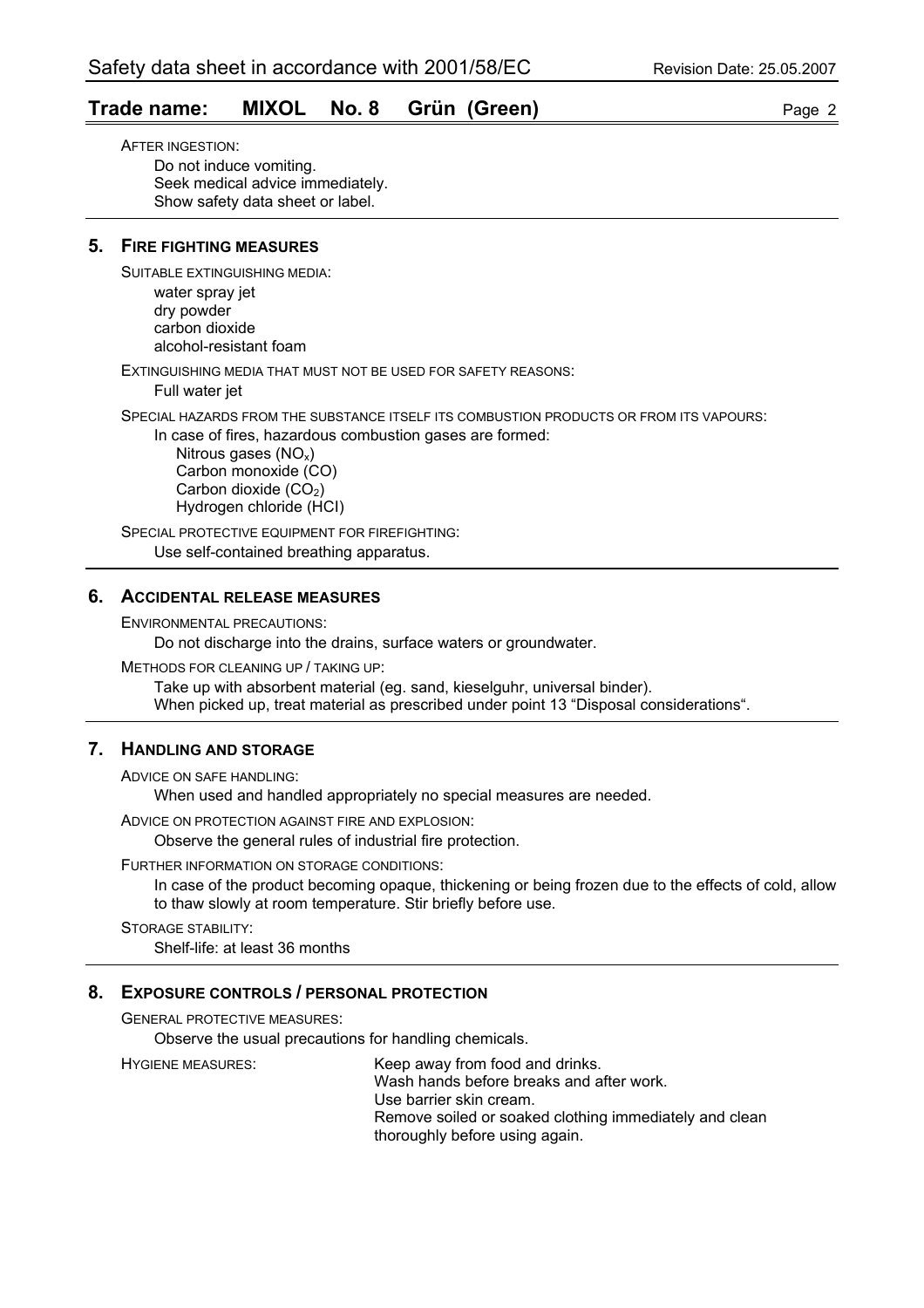AFTER INGESTION:

Do not induce vomiting.
Seek medical advice immediately.
Show safety data sheet or label.

## 5. FIRE FIGHTING MEASURES

SUITABLE EXTINGUISHING MEDIA:

water spray jet
dry powder
carbon dioxide
alcohol-resistant foam

EXTINGUISHING MEDIA THAT MUST NOT BE USED FOR SAFETY REASONS:

Full water jet

SPECIAL HAZARDS FROM THE SUBSTANCE ITSELF ITS COMBUSTION PRODUCTS OR FROM ITS VAPOURS:

In case of fires, hazardous combustion gases are formed:

- Nitrous gases ($NO_x$)
- Carbon monoxide (CO)
- Carbon dioxide ($CO_2$)
- Hydrogen chloride (HCl)

SPECIAL PROTECTIVE EQUIPMENT FOR FIREFIGHTING:

Use self-contained breathing apparatus.

## 6. ACCIDENTAL RELEASE MEASURES

ENVIRONMENTAL PRECAUTIONS:

Do not discharge into the drains, surface waters or groundwater.

METHODS FOR CLEANING UP / TAKING UP:

Take up with absorbent material (eg. sand, kieselguhr, universal binder).
When picked up, treat material as prescribed under point 13 “Disposal considerations“.

## 7. HANDLING AND STORAGE

ADVICE ON SAFE HANDLING:

When used and handled appropriately no special measures are needed.

ADVICE ON PROTECTION AGAINST FIRE AND EXPLOSION:

Observe the general rules of industrial fire protection.

FURTHER INFORMATION ON STORAGE CONDITIONS:

In case of the product becoming opaque, thickening or being frozen due to the effects of cold, allow to thaw slowly at room temperature. Stir briefly before use.

STORAGE STABILITY:

Shelf-life: at least 36 months

## 8. EXPOSURE CONTROLS / PERSONAL PROTECTION

GENERAL PROTECTIVE MEASURES:

Observe the usual precautions for handling chemicals.

HYGIENE MEASURES:

Keep away from food and drinks.
Wash hands before breaks and after work.
Use barrier skin cream.
Remove soiled or soaked clothing immediately and clean thoroughly before using again.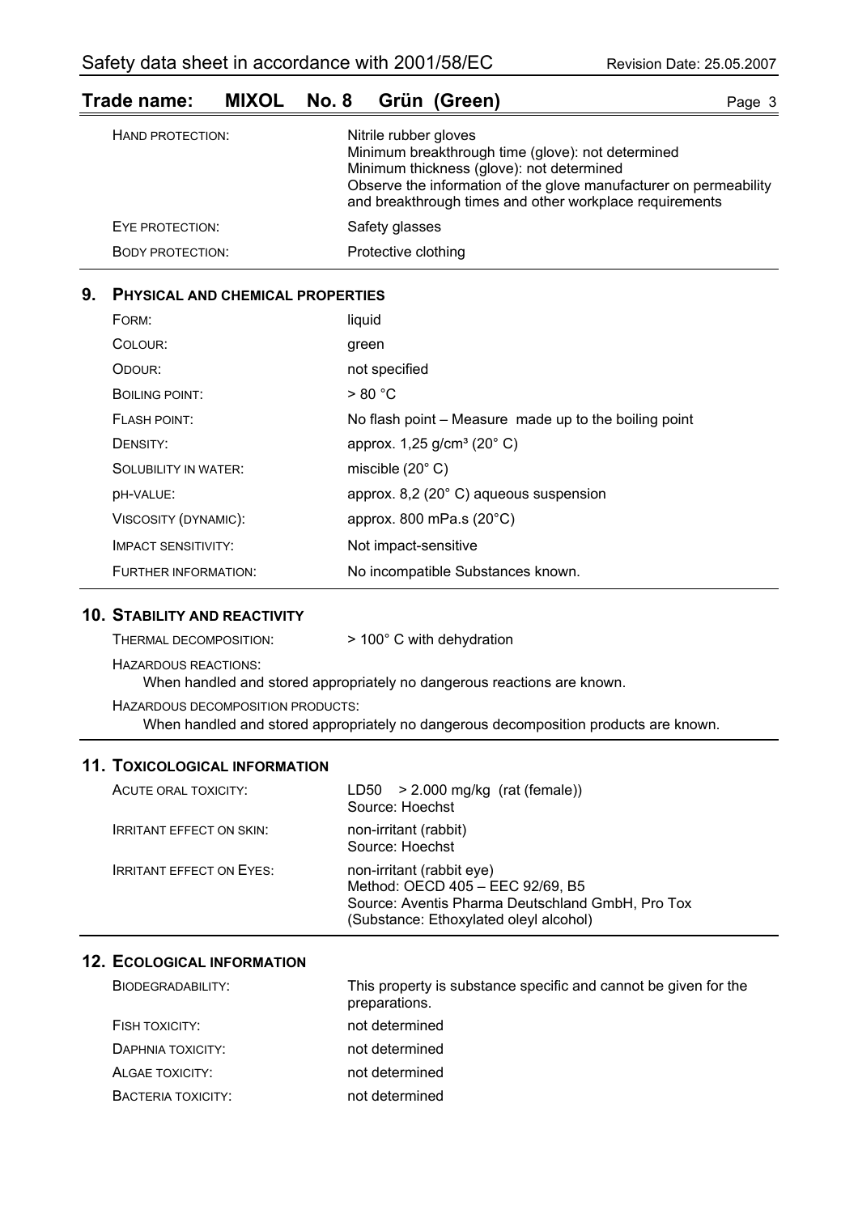| | |
|---|---|
| HAND PROTECTION: | Nitrile rubber gloves<br>Minimum breakthrough time (glove): not determined<br>Minimum thickness (glove): not determined<br>Observe the information of the glove manufacturer on permeability and breakthrough times and other workplace requirements |
| EYE PROTECTION: | Safety glasses |
| BODY PROTECTION: | Protective clothing |

## 9. PHYSICAL AND CHEMICAL PROPERTIES

| | |
|---|---|
| FORM: | liquid |
| COLOUR: | green |
| ODOUR: | not specified |
| BOILING POINT: | > 80 °C |
| FLASH POINT: | No flash point – Measure made up to the boiling point |
| DENSITY: | approx. 1,25 g/cm³ (20° C) |
| SOLUBILITY IN WATER: | miscible (20° C) |
| pH-VALUE: | approx. 8,2 (20° C) aqueous suspension |
| VISCOSITY (DYNAMIC): | approx. 800 mPa.s (20°C) |
| IMPACT SENSITIVITY: | Not impact-sensitive |
| FURTHER INFORMATION: | No incompatible Substances known. |

## 10. STABILITY AND REACTIVITY

THERMAL DECOMPOSITION: > 100° C with dehydration

HAZARDOUS REACTIONS:
When handled and stored appropriately no dangerous reactions are known.

HAZARDOUS DECOMPOSITION PRODUCTS:
When handled and stored appropriately no dangerous decomposition products are known.

## 11. TOXICOLOGICAL INFORMATION

| | |
|---|---|
| ACUTE ORAL TOXICITY: | LD50 > 2.000 mg/kg (rat (female))<br>Source: Hoechst |
| IRRITANT EFFECT ON SKIN: | non-irritant (rabbit)<br>Source: Hoechst |
| IRRITANT EFFECT ON EYES: | non-irritant (rabbit eye)<br>Method: OECD 405 – EEC 92/69, B5<br>Source: Aventis Pharma Deutschland GmbH, Pro Tox<br>(Substance: Ethoxylated oleyl alcohol) |

## 12. ECOLOGICAL INFORMATION

| | |
|---|---|
| BIODEGRADABILITY: | This property is substance specific and cannot be given for the preparations. |
| FISH TOXICITY: | not determined |
| DAPHNIA TOXICITY: | not determined |
| ALGAE TOXICITY: | not determined |
| BACTERIA TOXICITY: | not determined |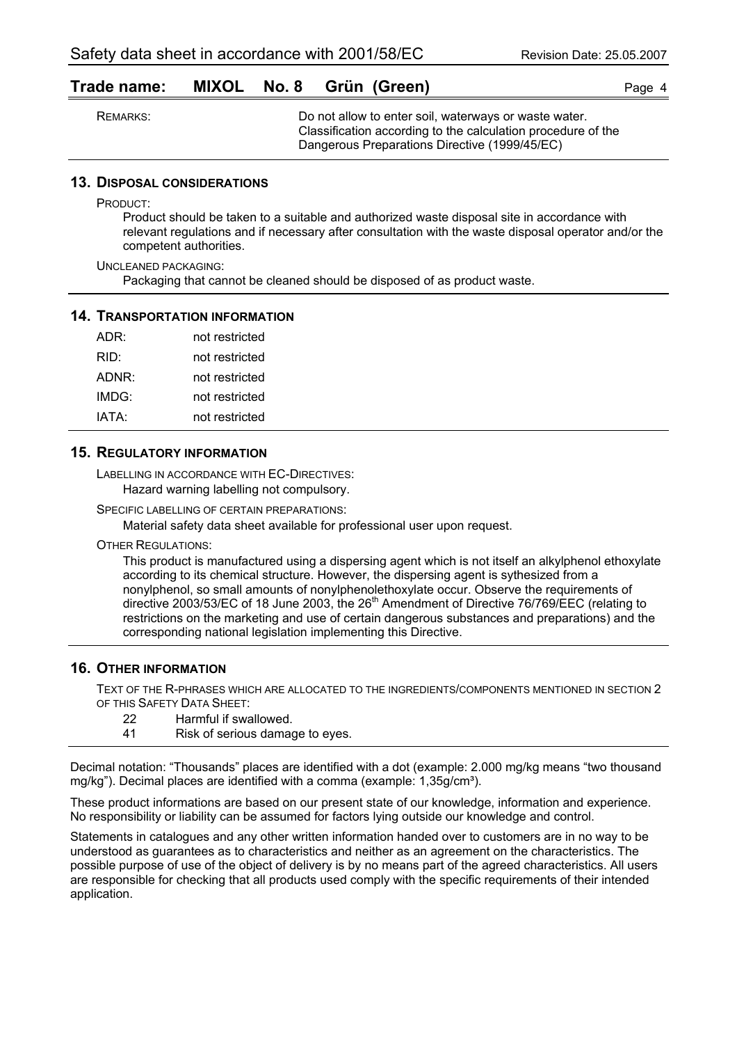REMARKS: Do not allow to enter soil, waterways or waste water. Classification according to the calculation procedure of the Dangerous Preparations Directive (1999/45/EC)

## 13. DISPOSAL CONSIDERATIONS

PRODUCT:

Product should be taken to a suitable and authorized waste disposal site in accordance with relevant regulations and if necessary after consultation with the waste disposal operator and/or the competent authorities.

UNCLEANED PACKAGING:

Packaging that cannot be cleaned should be disposed of as product waste.

## 14. TRANSPORTATION INFORMATION

| | |
|---|---|
| ADR: | not restricted |
| RID: | not restricted |
| ADNR: | not restricted |
| IMDG: | not restricted |
| IATA: | not restricted |

## 15. REGULATORY INFORMATION

LABELLING IN ACCORDANCE WITH EC-DIRECTIVES:

Hazard warning labelling not compulsory.

SPECIFIC LABELLING OF CERTAIN PREPARATIONS:

Material safety data sheet available for professional user upon request.

OTHER REGULATIONS:

This product is manufactured using a dispersing agent which is not itself an alkylphenol ethoxylate according to its chemical structure. However, the dispersing agent is sythesized from a nonylphenol, so small amounts of nonylphenolethoxylate occur. Observe the requirements of directive 2003/53/EC of 18 June 2003, the 26th Amendment of Directive 76/769/EEC (relating to restrictions on the marketing and use of certain dangerous substances and preparations) and the corresponding national legislation implementing this Directive.

## 16. OTHER INFORMATION

TEXT OF THE R-PHRASES WHICH ARE ALLOCATED TO THE INGREDIENTS/COMPONENTS MENTIONED IN SECTION 2 OF THIS SAFETY DATA SHEET:

| | |
|---|---|
| 22 | Harmful if swallowed. |
| 41 | Risk of serious damage to eyes. |

Decimal notation: “Thousands” places are identified with a dot (example: 2.000 mg/kg means “two thousand mg/kg”). Decimal places are identified with a comma (example: 1,35g/cm³).

These product informations are based on our present state of our knowledge, information and experience. No responsibility or liability can be assumed for factors lying outside our knowledge and control.

Statements in catalogues and any other written information handed over to customers are in no way to be understood as guarantees as to characteristics and neither as an agreement on the characteristics. The possible purpose of use of the object of delivery is by no means part of the agreed characteristics. All users are responsible for checking that all products used comply with the specific requirements of their intended application.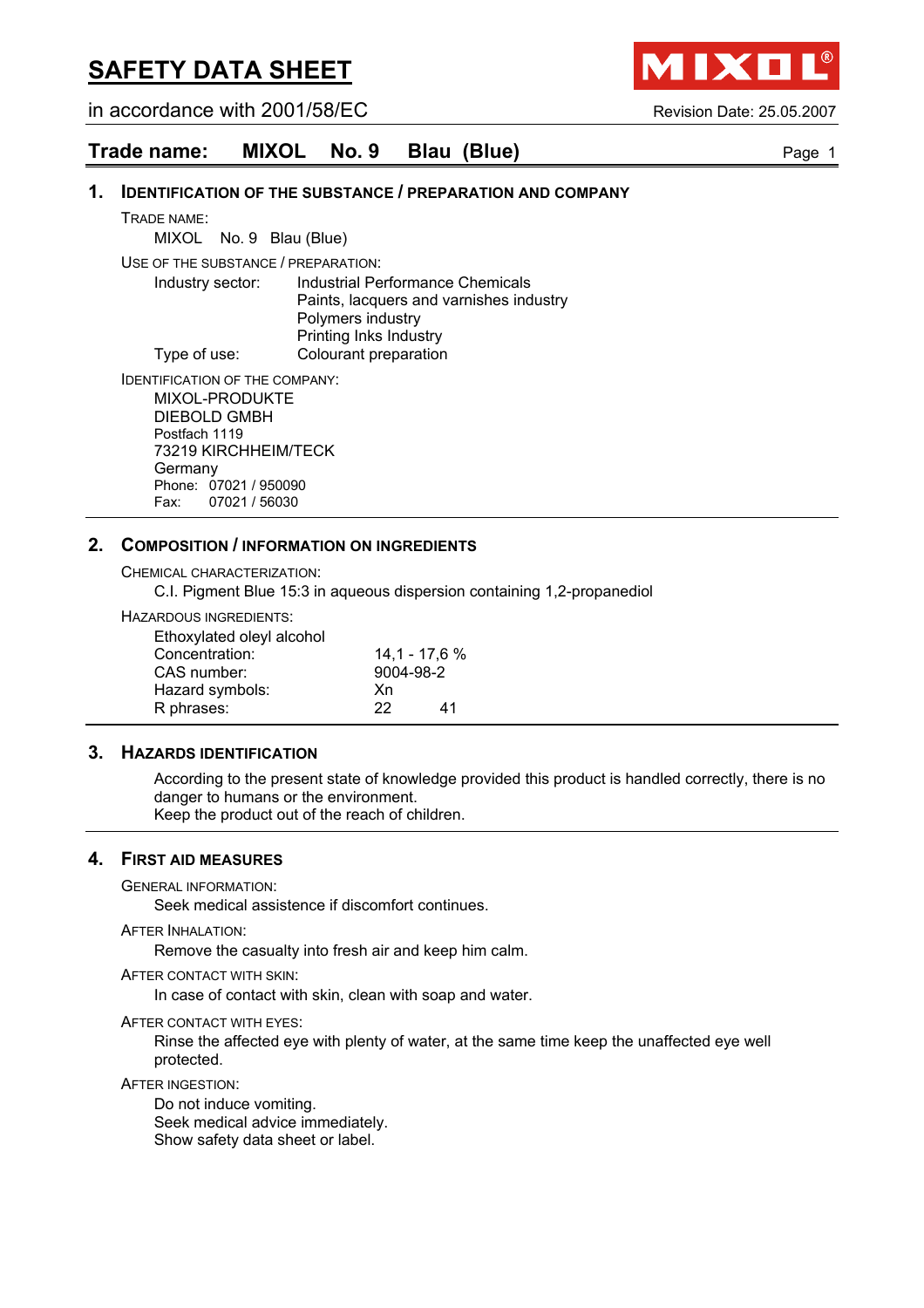# SAFETY DATA SHEET

in accordance with 2001/58/EC

Revision Date: 25.05.2007

## Trade name: MIXOL No. 9 Blau (Blue)

### 1. IDENTIFICATION OF THE SUBSTANCE / PREPARATION AND COMPANY

TRADE NAME:

MIXOL No. 9 Blau (Blue)

USE OF THE SUBSTANCE / PREPARATION:

| | |
|---|---|
| Industry sector: | Industrial Performance Chemicals |
| | Paints, lacquers and varnishes industry |
| | Polymers industry |
| | Printing Inks Industry |
| Type of use: | Colourant preparation |

IDENTIFICATION OF THE COMPANY:

MIXOL-PRODUKTE
DIEBOLD GMBH
Postfach 1119
73219 KIRCHHEIM/TECK
Germany
Phone: 07021 / 950090
Fax: 07021 / 56030

### 2. COMPOSITION / INFORMATION ON INGREDIENTS

CHEMICAL CHARACTERIZATION:

C.I. Pigment Blue 15:3 in aqueous dispersion containing 1,2-propanediol

HAZARDOUS INGREDIENTS:

Ethoxylated oleyl alcohol

| | |
|---|---|
| Concentration: | 14,1 - 17,6 % |
| CAS number: | 9004-98-2 |
| Hazard symbols: | Xn |
| R phrases: | 22 41 |

### 3. HAZARDS IDENTIFICATION

According to the present state of knowledge provided this product is handled correctly, there is no danger to humans or the environment.
Keep the product out of the reach of children.

### 4. FIRST AID MEASURES

GENERAL INFORMATION:

Seek medical assistence if discomfort continues.

AFTER INHALATION:

Remove the casualty into fresh air and keep him calm.

AFTER CONTACT WITH SKIN:

In case of contact with skin, clean with soap and water.

AFTER CONTACT WITH EYES:

Rinse the affected eye with plenty of water, at the same time keep the unaffected eye well protected.

AFTER INGESTION:

Do not induce vomiting.
Seek medical advice immediately.
Show safety data sheet or label.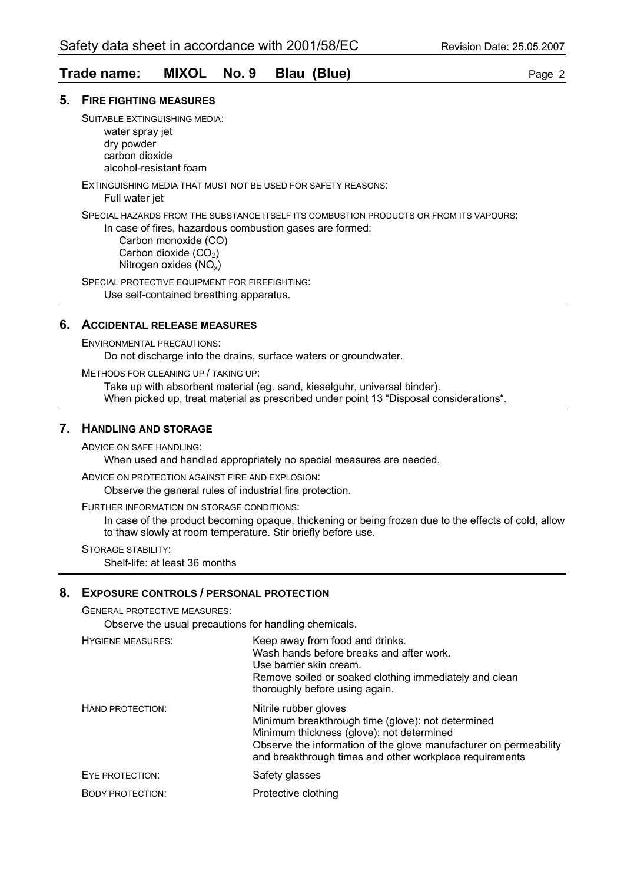## 5. Fire fighting measures

SUITABLE EXTINGUISHING MEDIA:

water spray jet
dry powder
carbon dioxide
alcohol-resistant foam

EXTINGUISHING MEDIA THAT MUST NOT BE USED FOR SAFETY REASONS:

Full water jet

SPECIAL HAZARDS FROM THE SUBSTANCE ITSELF ITS COMBUSTION PRODUCTS OR FROM ITS VAPOURS:

In case of fires, hazardous combustion gases are formed:

Carbon monoxide (CO)
Carbon dioxide ($CO_2$)
Nitrogen oxides ($NO_x$)

SPECIAL PROTECTIVE EQUIPMENT FOR FIREFIGHTING:

Use self-contained breathing apparatus.

## 6. Accidental release measures

ENVIRONMENTAL PRECAUTIONS:

Do not discharge into the drains, surface waters or groundwater.

METHODS FOR CLEANING UP / TAKING UP:

Take up with absorbent material (eg. sand, kieselguhr, universal binder).
When picked up, treat material as prescribed under point 13 “Disposal considerations“.

## 7. Handling and storage

ADVICE ON SAFE HANDLING:

When used and handled appropriately no special measures are needed.

ADVICE ON PROTECTION AGAINST FIRE AND EXPLOSION:

Observe the general rules of industrial fire protection.

FURTHER INFORMATION ON STORAGE CONDITIONS:

In case of the product becoming opaque, thickening or being frozen due to the effects of cold, allow to thaw slowly at room temperature. Stir briefly before use.

STORAGE STABILITY:

Shelf-life: at least 36 months

## 8. Exposure controls / personal protection

GENERAL PROTECTIVE MEASURES:

Observe the usual precautions for handling chemicals.

| | |
|---|---|
| HYGIENE MEASURES: | Keep away from food and drinks.<br>Wash hands before breaks and after work.<br>Use barrier skin cream.<br>Remove soiled or soaked clothing immediately and clean thoroughly before using again. |
| HAND PROTECTION: | Nitrile rubber gloves<br>Minimum breakthrough time (glove): not determined<br>Minimum thickness (glove): not determined<br>Observe the information of the glove manufacturer on permeability and breakthrough times and other workplace requirements |
| EYE PROTECTION: | Safety glasses |
| BODY PROTECTION: | Protective clothing |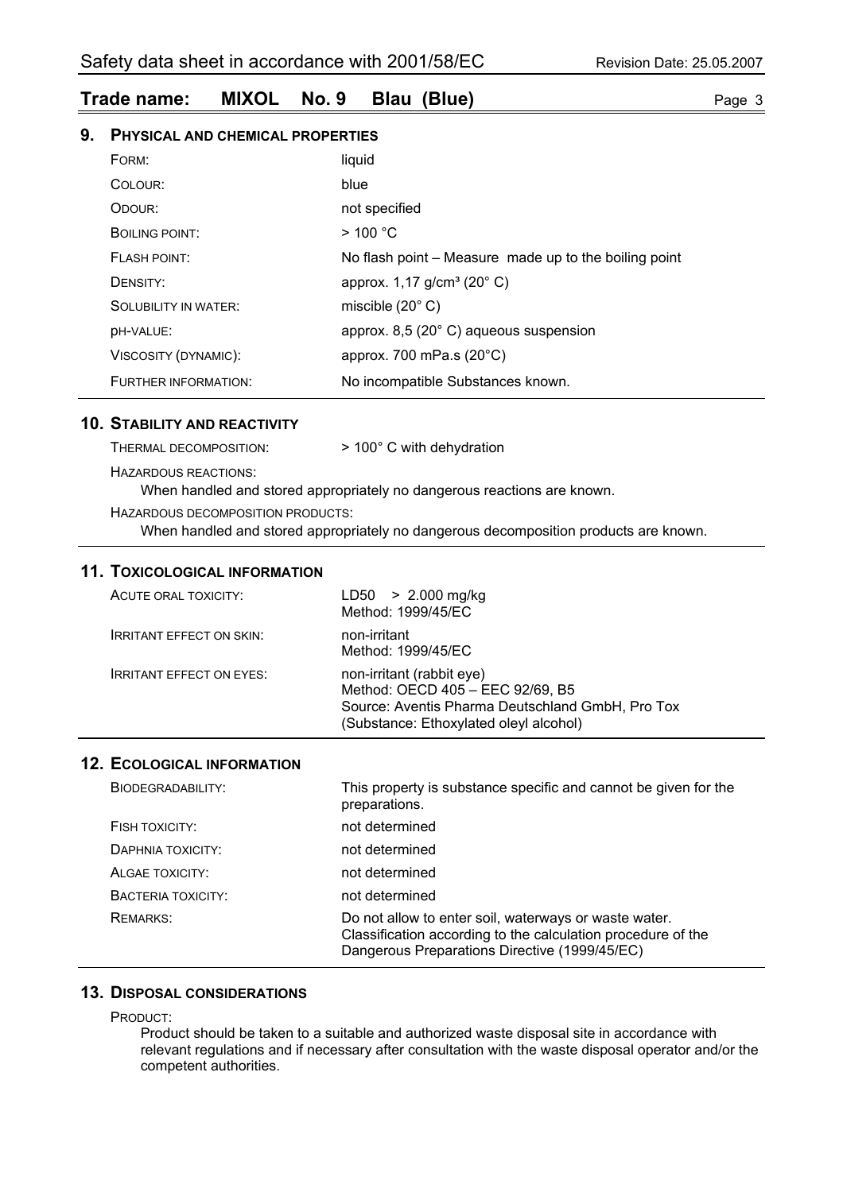## 9. Physical and Chemical Properties

| | |
|---|---|
| FORM: | liquid |
| COLOUR: | blue |
| ODOUR: | not specified |
| BOILING POINT: | > 100 °C |
| FLASH POINT: | No flash point – Measure made up to the boiling point |
| DENSITY: | approx. 1,17 g/cm³ (20° C) |
| SOLUBILITY IN WATER: | miscible (20° C) |
| pH-VALUE: | approx. 8,5 (20° C) aqueous suspension |
| VISCOSITY (DYNAMIC): | approx. 700 mPa.s (20°C) |
| FURTHER INFORMATION: | No incompatible Substances known. |

## 10. Stability and Reactivity

THERMAL DECOMPOSITION: > 100° C with dehydration

HAZARDOUS REACTIONS:
When handled and stored appropriately no dangerous reactions are known.

HAZARDOUS DECOMPOSITION PRODUCTS:
When handled and stored appropriately no dangerous decomposition products are known.

## 11. Toxicological Information

| | |
|---|---|
| ACUTE ORAL TOXICITY: | LD50 > 2.000 mg/kg<br>Method: 1999/45/EC |
| IRRITANT EFFECT ON SKIN: | non-irritant<br>Method: 1999/45/EC |
| IRRITANT EFFECT ON EYES: | non-irritant (rabbit eye)<br>Method: OECD 405 – EEC 92/69, B5<br>Source: Aventis Pharma Deutschland GmbH, Pro Tox<br>(Substance: Ethoxylated oleyl alcohol) |

## 12. Ecological Information

| | |
|---|---|
| BIODEGRADABILITY: | This property is substance specific and cannot be given for the preparations. |
| FISH TOXICITY: | not determined |
| DAPHNIA TOXICITY: | not determined |
| ALGAE TOXICITY: | not determined |
| BACTERIA TOXICITY: | not determined |
| REMARKS: | Do not allow to enter soil, waterways or waste water.<br>Classification according to the calculation procedure of the Dangerous Preparations Directive (1999/45/EC) |

## 13. Disposal Considerations

PRODUCT:
Product should be taken to a suitable and authorized waste disposal site in accordance with relevant regulations and if necessary after consultation with the waste disposal operator and/or the competent authorities.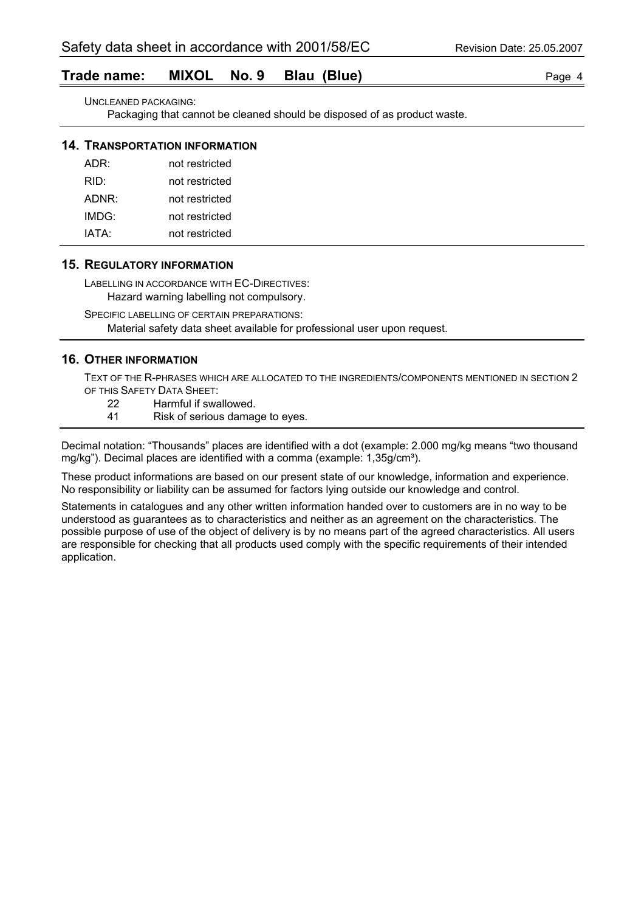UNCLEANED PACKAGING:

Packaging that cannot be cleaned should be disposed of as product waste.

## 14. TRANSPORTATION INFORMATION

| | |
|---|---|
| ADR: | not restricted |
| RID: | not restricted |
| ADNR: | not restricted |
| IMDG: | not restricted |
| IATA: | not restricted |

## 15. REGULATORY INFORMATION

LABELLING IN ACCORDANCE WITH EC-DIRECTIVES:

Hazard warning labelling not compulsory.

SPECIFIC LABELLING OF CERTAIN PREPARATIONS:

Material safety data sheet available for professional user upon request.

## 16. OTHER INFORMATION

TEXT OF THE R-PHRASES WHICH ARE ALLOCATED TO THE INGREDIENTS/COMPONENTS MENTIONED IN SECTION 2 OF THIS SAFETY DATA SHEET:

| | |
|---|---|
| 22 | Harmful if swallowed. |
| 41 | Risk of serious damage to eyes. |

Decimal notation: “Thousands” places are identified with a dot (example: 2.000 mg/kg means “two thousand mg/kg”). Decimal places are identified with a comma (example: 1,35g/cm³).

These product informations are based on our present state of our knowledge, information and experience. No responsibility or liability can be assumed for factors lying outside our knowledge and control.

Statements in catalogues and any other written information handed over to customers are in no way to be understood as guarantees as to characteristics and neither as an agreement on the characteristics. The possible purpose of use of the object of delivery is by no means part of the agreed characteristics. All users are responsible for checking that all products used comply with the specific requirements of their intended application.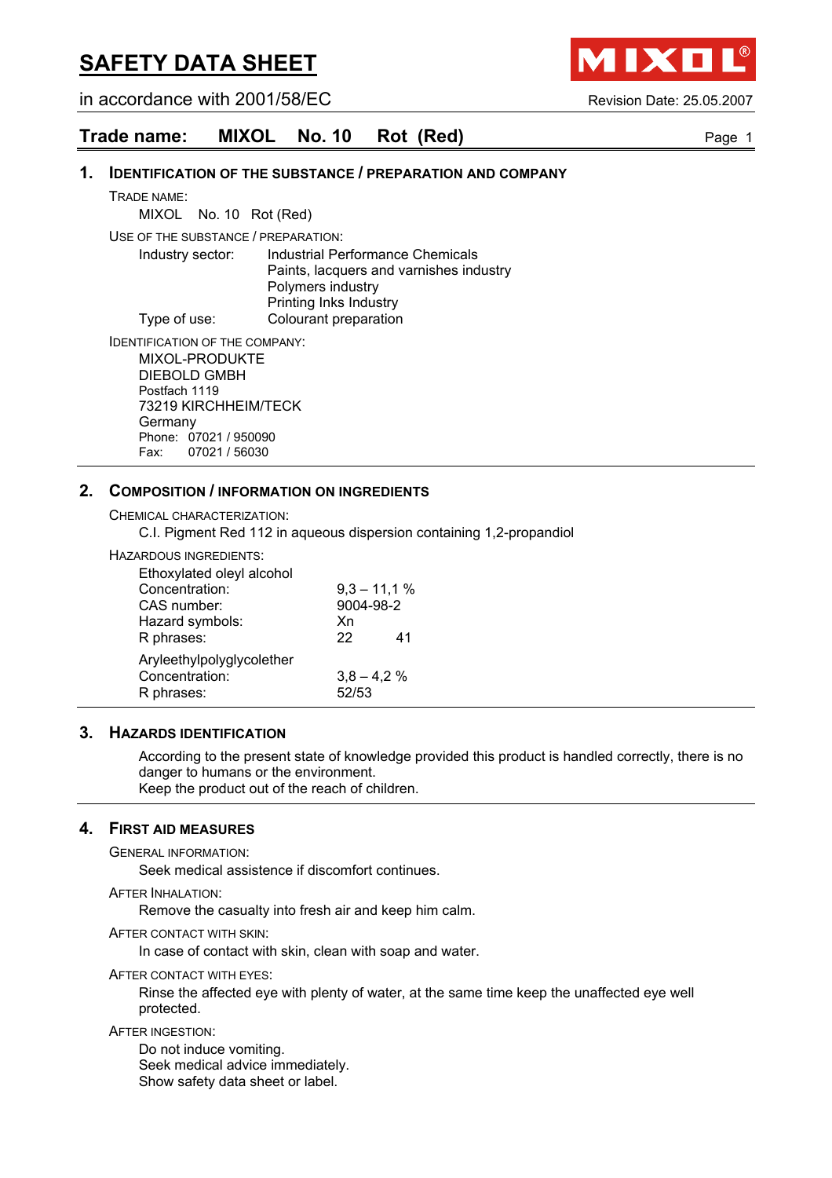# SAFETY DATA SHEET

in accordance with 2001/58/EC

Revision Date: 25.05.2007

## Trade name: MIXOL No. 10 Rot (Red)

### 1. IDENTIFICATION OF THE SUBSTANCE / PREPARATION AND COMPANY

TRADE NAME:

MIXOL No. 10 Rot (Red)

USE OF THE SUBSTANCE / PREPARATION:

| | |
|---|---|
| Industry sector: | Industrial Performance Chemicals |
| | Paints, lacquers and varnishes industry |
| | Polymers industry |
| | Printing Inks Industry |
| Type of use: | Colourant preparation |

IDENTIFICATION OF THE COMPANY:

MIXOL-PRODUKTE
DIEBOLD GMBH
Postfach 1119
73219 KIRCHHEIM/TECK
Germany
Phone: 07021 / 950090
Fax: 07021 / 56030

### 2. COMPOSITION / INFORMATION ON INGREDIENTS

CHEMICAL CHARACTERIZATION:

C.I. Pigment Red 112 in aqueous dispersion containing 1,2-propandiol

HAZARDOUS INGREDIENTS:

Ethoxylated oleyl alcohol

| | |
|---|---|
| Concentration: | 9,3 – 11,1 % |
| CAS number: | 9004-98-2 |
| Hazard symbols: | Xn |
| R phrases: | 22 41 |

Aryleethylpolyglycolether

| | |
|---|---|
| Concentration: | 3,8 – 4,2 % |
| R phrases: | 52/53 |

### 3. HAZARDS IDENTIFICATION

According to the present state of knowledge provided this product is handled correctly, there is no danger to humans or the environment.
Keep the product out of the reach of children.

### 4. FIRST AID MEASURES

GENERAL INFORMATION:

Seek medical assistence if discomfort continues.

AFTER INHALATION:

Remove the casualty into fresh air and keep him calm.

AFTER CONTACT WITH SKIN:

In case of contact with skin, clean with soap and water.

AFTER CONTACT WITH EYES:

Rinse the affected eye with plenty of water, at the same time keep the unaffected eye well protected.

AFTER INGESTION:

Do not induce vomiting.
Seek medical advice immediately.
Show safety data sheet or label.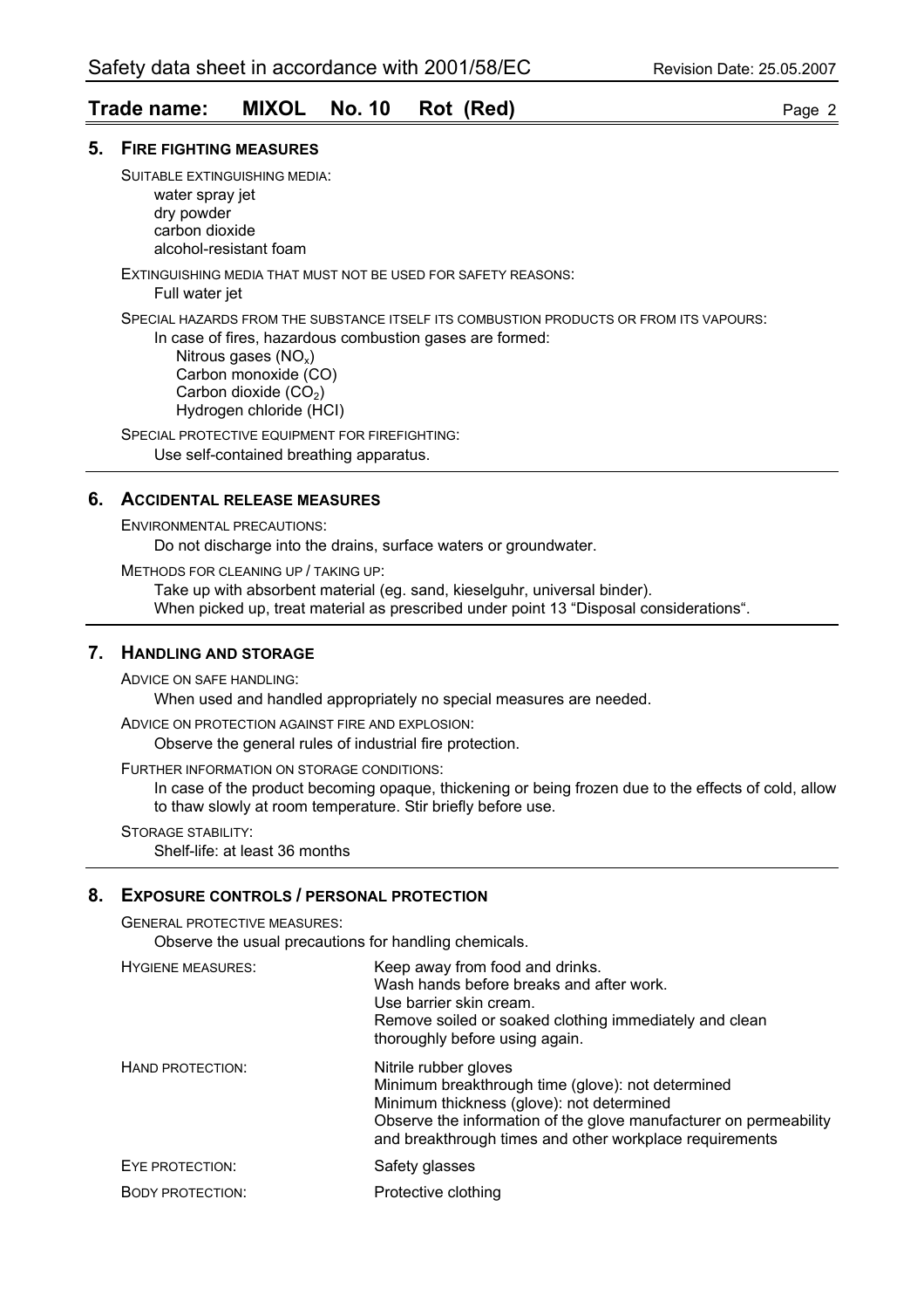## 5. Fire fighting measures

SUITABLE EXTINGUISHING MEDIA:

water spray jet
dry powder
carbon dioxide
alcohol-resistant foam

EXTINGUISHING MEDIA THAT MUST NOT BE USED FOR SAFETY REASONS:

Full water jet

SPECIAL HAZARDS FROM THE SUBSTANCE ITSELF ITS COMBUSTION PRODUCTS OR FROM ITS VAPOURS:

In case of fires, hazardous combustion gases are formed:

Nitrous gases ($NO_x$)
Carbon monoxide (CO)
Carbon dioxide ($CO_2$)
Hydrogen chloride (HCl)

SPECIAL PROTECTIVE EQUIPMENT FOR FIREFIGHTING:

Use self-contained breathing apparatus.

## 6. Accidental release measures

ENVIRONMENTAL PRECAUTIONS:

Do not discharge into the drains, surface waters or groundwater.

METHODS FOR CLEANING UP / TAKING UP:

Take up with absorbent material (eg. sand, kieselguhr, universal binder).
When picked up, treat material as prescribed under point 13 "Disposal considerations".

## 7. Handling and storage

ADVICE ON SAFE HANDLING:

When used and handled appropriately no special measures are needed.

ADVICE ON PROTECTION AGAINST FIRE AND EXPLOSION:

Observe the general rules of industrial fire protection.

FURTHER INFORMATION ON STORAGE CONDITIONS:

In case of the product becoming opaque, thickening or being frozen due to the effects of cold, allow to thaw slowly at room temperature. Stir briefly before use.

STORAGE STABILITY:

Shelf-life: at least 36 months

## 8. Exposure controls / personal protection

GENERAL PROTECTIVE MEASURES:

Observe the usual precautions for handling chemicals.

HYGIENE MEASURES:

Keep away from food and drinks.
Wash hands before breaks and after work.
Use barrier skin cream.
Remove soiled or soaked clothing immediately and clean thoroughly before using again.

HAND PROTECTION:

Nitrile rubber gloves
Minimum breakthrough time (glove): not determined
Minimum thickness (glove): not determined
Observe the information of the glove manufacturer on permeability and breakthrough times and other workplace requirements

EYE PROTECTION: Safety glasses

BODY PROTECTION: Protective clothing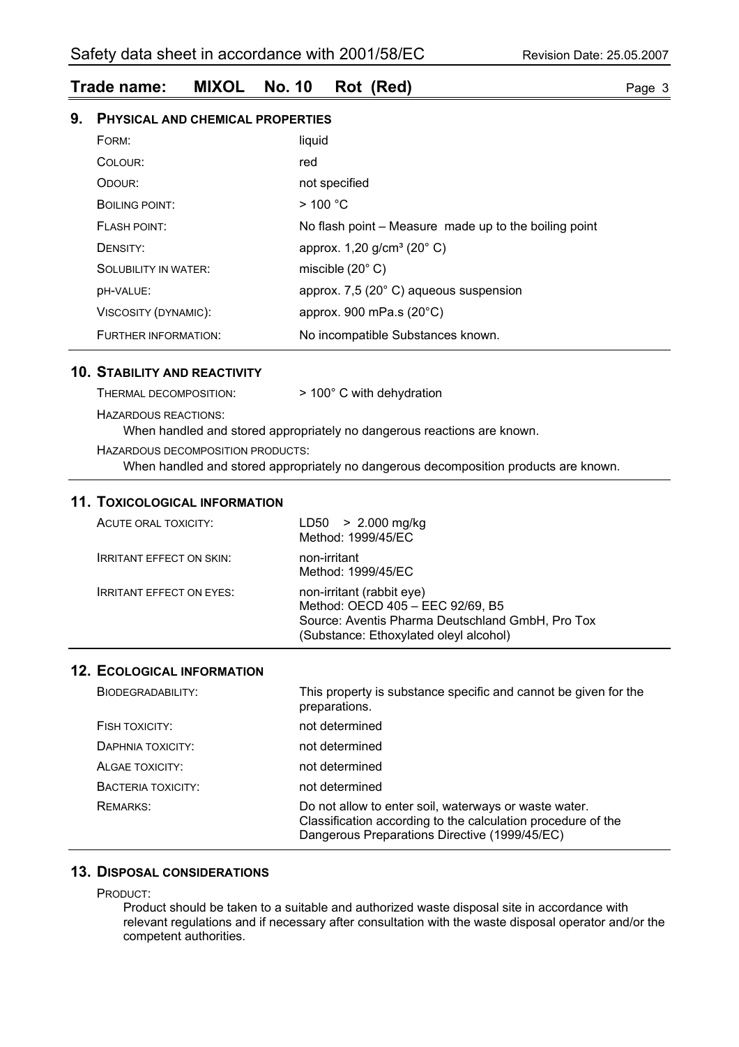## 9. Physical and chemical properties

| | |
|---|---|
| Form: | liquid |
| Colour: | red |
| Odour: | not specified |
| Boiling point: | > 100 °C |
| Flash point: | No flash point – Measure made up to the boiling point |
| Density: | approx. 1,20 g/cm³ (20° C) |
| Solubility in water: | miscible (20° C) |
| pH-value: | approx. 7,5 (20° C) aqueous suspension |
| Viscosity (dynamic): | approx. 900 mPa.s (20°C) |
| Further information: | No incompatible Substances known. |

## 10. Stability and reactivity

Thermal decomposition: > 100° C with dehydration

Hazardous reactions:
When handled and stored appropriately no dangerous reactions are known.

Hazardous decomposition products:
When handled and stored appropriately no dangerous decomposition products are known.

## 11. Toxicological information

| | |
|---|---|
| Acute oral toxicity: | LD50 > 2.000 mg/kg<br>Method: 1999/45/EC |
| Irritant effect on skin: | non-irritant<br>Method: 1999/45/EC |
| Irritant effect on eyes: | non-irritant (rabbit eye)<br>Method: OECD 405 – EEC 92/69, B5<br>Source: Aventis Pharma Deutschland GmbH, Pro Tox<br>(Substance: Ethoxylated oleyl alcohol) |

## 12. Ecological information

| | |
|---|---|
| Biodegradability: | This property is substance specific and cannot be given for the preparations. |
| Fish toxicity: | not determined |
| Daphnia toxicity: | not determined |
| Algae toxicity: | not determined |
| Bacteria toxicity: | not determined |
| Remarks: | Do not allow to enter soil, waterways or waste water.<br>Classification according to the calculation procedure of the Dangerous Preparations Directive (1999/45/EC) |

## 13. Disposal considerations

Product:
Product should be taken to a suitable and authorized waste disposal site in accordance with relevant regulations and if necessary after consultation with the waste disposal operator and/or the competent authorities.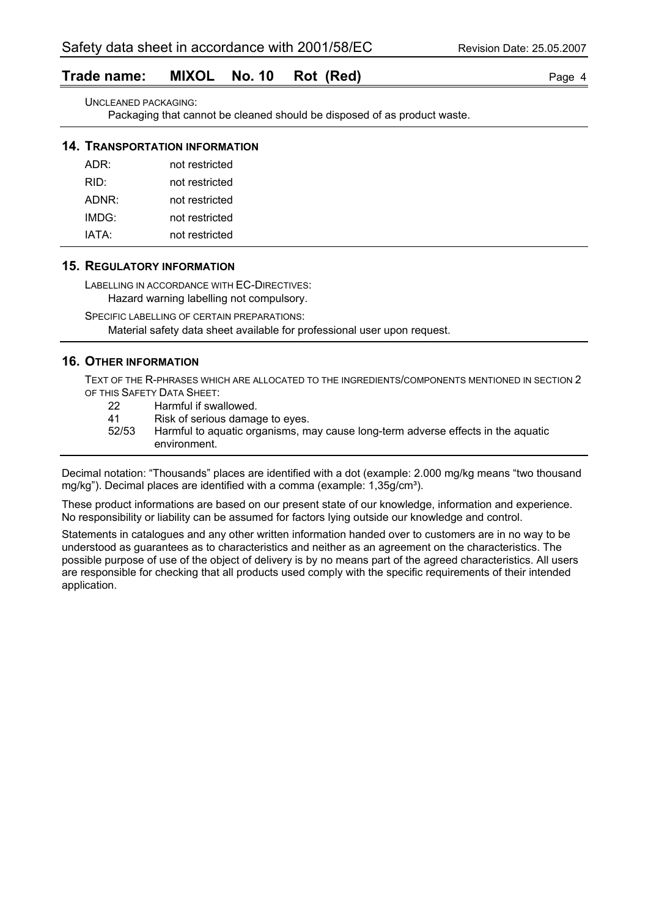UNCLEANED PACKAGING:

Packaging that cannot be cleaned should be disposed of as product waste.

## 14. TRANSPORTATION INFORMATION

| | |
|---|---|
| ADR: | not restricted |
| RID: | not restricted |
| ADNR: | not restricted |
| IMDG: | not restricted |
| IATA: | not restricted |

## 15. REGULATORY INFORMATION

LABELLING IN ACCORDANCE WITH EC-DIRECTIVES:

Hazard warning labelling not compulsory.

SPECIFIC LABELLING OF CERTAIN PREPARATIONS:

Material safety data sheet available for professional user upon request.

## 16. OTHER INFORMATION

TEXT OF THE R-PHRASES WHICH ARE ALLOCATED TO THE INGREDIENTS/COMPONENTS MENTIONED IN SECTION 2 OF THIS SAFETY DATA SHEET:

| | |
|---|---|
| 22 | Harmful if swallowed. |
| 41 | Risk of serious damage to eyes. |
| 52/53 | Harmful to aquatic organisms, may cause long-term adverse effects in the aquatic environment. |

Decimal notation: “Thousands” places are identified with a dot (example: 2.000 mg/kg means “two thousand mg/kg”). Decimal places are identified with a comma (example: 1,35g/cm³).

These product informations are based on our present state of our knowledge, information and experience. No responsibility or liability can be assumed for factors lying outside our knowledge and control.

Statements in catalogues and any other written information handed over to customers are in no way to be understood as guarantees as to characteristics and neither as an agreement on the characteristics. The possible purpose of use of the object of delivery is by no means part of the agreed characteristics. All users are responsible for checking that all products used comply with the specific requirements of their intended application.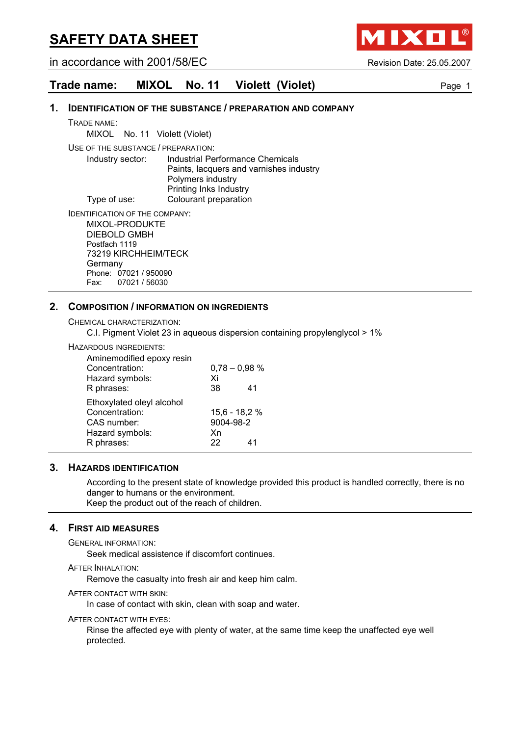# SAFETY DATA SHEET

in accordance with 2001/58/EC

Revision Date: 25.05.2007

## Trade name: MIXOL No. 11 Violett (Violet)

### 1. Identification of the substance / preparation and company

TRADE NAME:

MIXOL No. 11 Violett (Violet)

USE OF THE SUBSTANCE / PREPARATION:

| | |
|---|---|
| Industry sector: | Industrial Performance Chemicals<br>Paints, lacquers and varnishes industry<br>Polymers industry<br>Printing Inks Industry |
| Type of use: | Colourant preparation |

IDENTIFICATION OF THE COMPANY:

MIXOL-PRODUKTE
DIEBOLD GMBH
Postfach 1119
73219 KIRCHHEIM/TECK
Germany
Phone: 07021 / 950090
Fax: 07021 / 56030

### 2. Composition / information on ingredients

CHEMICAL CHARACTERIZATION:

C.I. Pigment Violet 23 in aqueous dispersion containing propylenglycol > 1%

HAZARDOUS INGREDIENTS:

Aminemodified epoxy resin

| | |
|---|---|
| Concentration: | 0,78 – 0,98 % |
| Hazard symbols: | Xi |
| R phrases: | 38 41 |

Ethoxylated oleyl alcohol

| | |
|---|---|
| Concentration: | 15,6 - 18,2 % |
| CAS number: | 9004-98-2 |
| Hazard symbols: | Xn |
| R phrases: | 22 41 |

### 3. Hazards identification

According to the present state of knowledge provided this product is handled correctly, there is no danger to humans or the environment.
Keep the product out of the reach of children.

### 4. First aid measures

GENERAL INFORMATION:

Seek medical assistence if discomfort continues.

AFTER INHALATION:

Remove the casualty into fresh air and keep him calm.

AFTER CONTACT WITH SKIN:

In case of contact with skin, clean with soap and water.

AFTER CONTACT WITH EYES:

Rinse the affected eye with plenty of water, at the same time keep the unaffected eye well protected.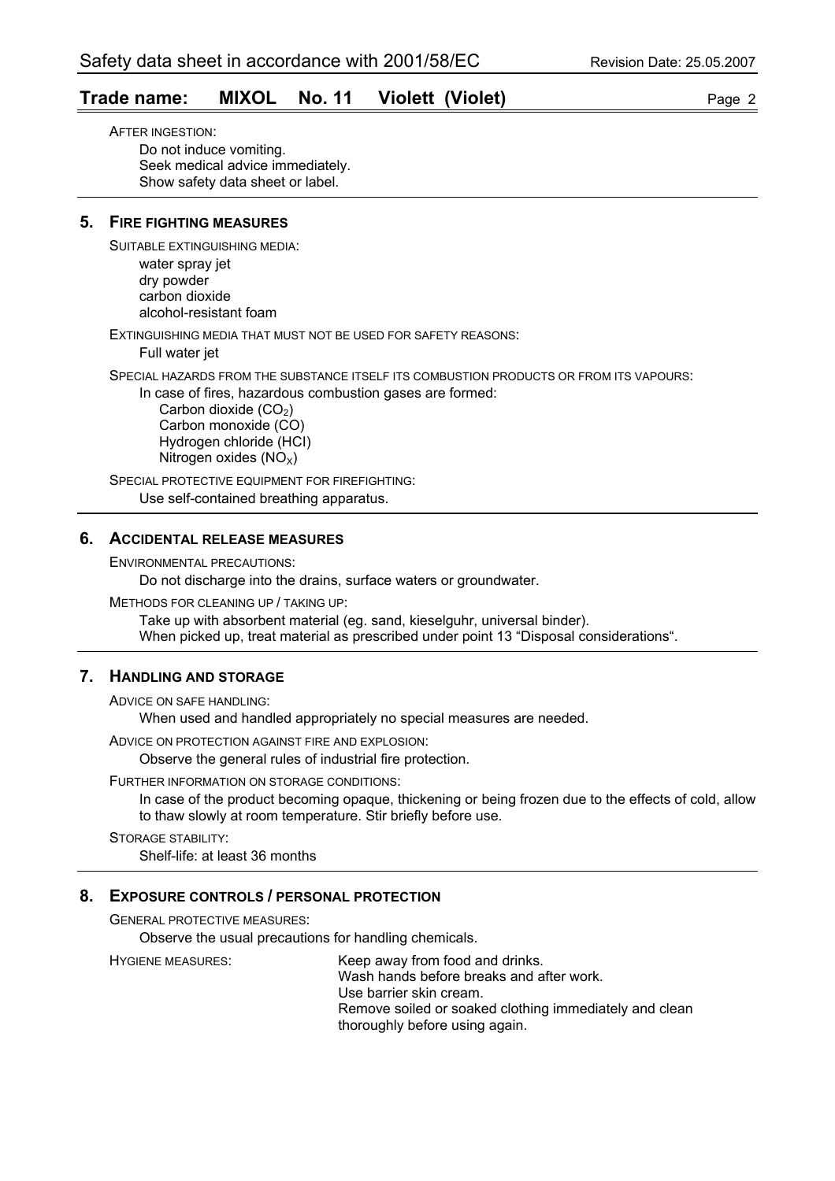AFTER INGESTION:

Do not induce vomiting.
Seek medical advice immediately.
Show safety data sheet or label.

## 5. FIRE FIGHTING MEASURES

SUITABLE EXTINGUISHING MEDIA:

water spray jet
dry powder
carbon dioxide
alcohol-resistant foam

EXTINGUISHING MEDIA THAT MUST NOT BE USED FOR SAFETY REASONS:

Full water jet

SPECIAL HAZARDS FROM THE SUBSTANCE ITSELF ITS COMBUSTION PRODUCTS OR FROM ITS VAPOURS:

In case of fires, hazardous combustion gases are formed:

Carbon dioxide ($CO_2$)
Carbon monoxide (CO)
Hydrogen chloride (HCl)
Nitrogen oxides ($NO_X$)

SPECIAL PROTECTIVE EQUIPMENT FOR FIREFIGHTING:

Use self-contained breathing apparatus.

## 6. ACCIDENTAL RELEASE MEASURES

ENVIRONMENTAL PRECAUTIONS:

Do not discharge into the drains, surface waters or groundwater.

METHODS FOR CLEANING UP / TAKING UP:

Take up with absorbent material (eg. sand, kieselguhr, universal binder).
When picked up, treat material as prescribed under point 13 "Disposal considerations".

## 7. HANDLING AND STORAGE

ADVICE ON SAFE HANDLING:

When used and handled appropriately no special measures are needed.

ADVICE ON PROTECTION AGAINST FIRE AND EXPLOSION:

Observe the general rules of industrial fire protection.

FURTHER INFORMATION ON STORAGE CONDITIONS:

In case of the product becoming opaque, thickening or being frozen due to the effects of cold, allow to thaw slowly at room temperature. Stir briefly before use.

STORAGE STABILITY:

Shelf-life: at least 36 months

## 8. EXPOSURE CONTROLS / PERSONAL PROTECTION

GENERAL PROTECTIVE MEASURES:

Observe the usual precautions for handling chemicals.

HYGIENE MEASURES:

Keep away from food and drinks.
Wash hands before breaks and after work.
Use barrier skin cream.
Remove soiled or soaked clothing immediately and clean thoroughly before using again.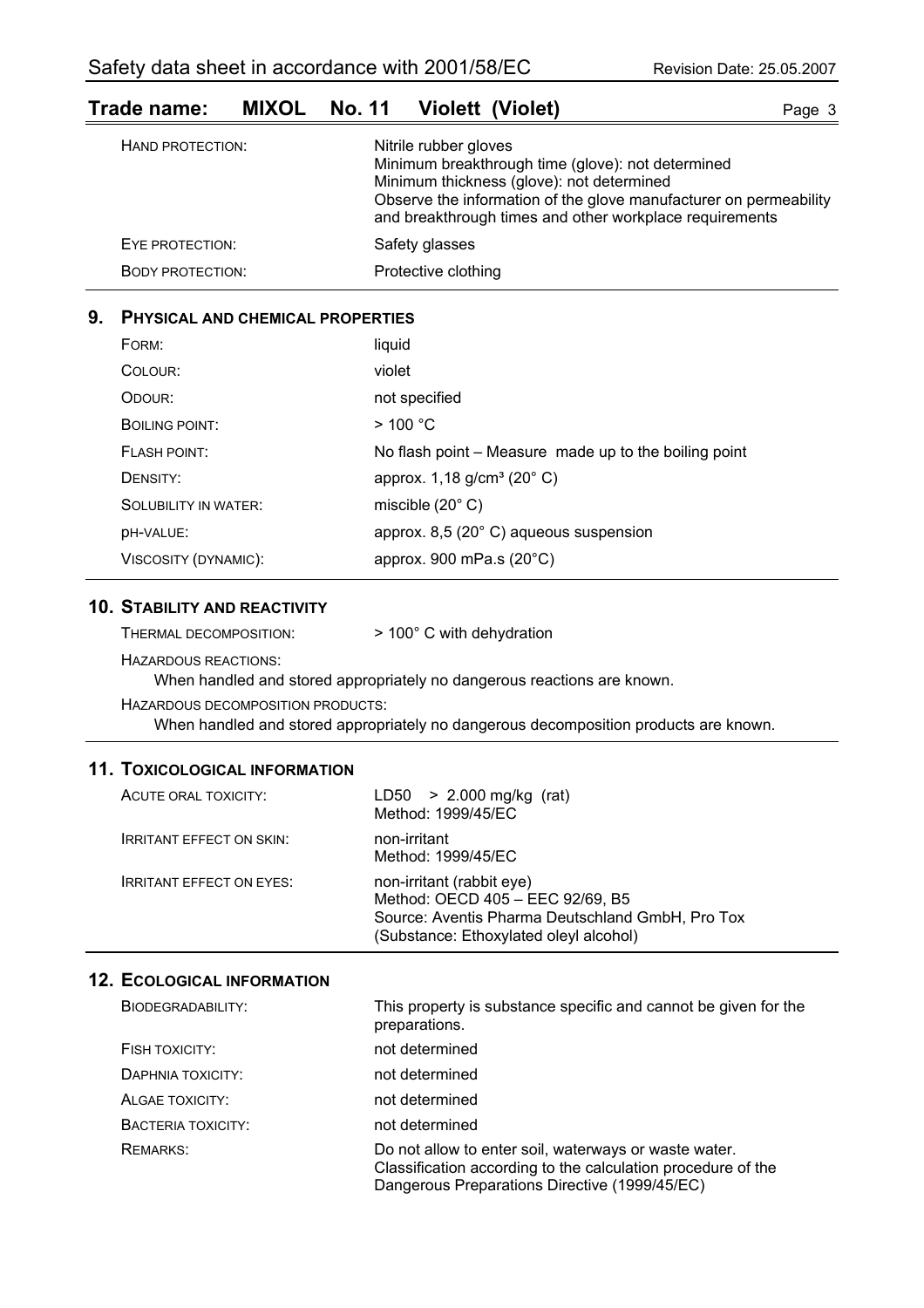**Trade name: MIXOL No. 11 Violett (Violet)**

| | |
|---|---|
| HAND PROTECTION: | Nitrile rubber gloves<br>Minimum breakthrough time (glove): not determined<br>Minimum thickness (glove): not determined<br>Observe the information of the glove manufacturer on permeability and breakthrough times and other workplace requirements |
| EYE PROTECTION: | Safety glasses |
| BODY PROTECTION: | Protective clothing |

## 9. PHYSICAL AND CHEMICAL PROPERTIES

| | |
|---|---|
| FORM: | liquid |
| COLOUR: | violet |
| ODOUR: | not specified |
| BOILING POINT: | > 100 °C |
| FLASH POINT: | No flash point – Measure made up to the boiling point |
| DENSITY: | approx. 1,18 g/cm³ (20° C) |
| SOLUBILITY IN WATER: | miscible (20° C) |
| pH-VALUE: | approx. 8,5 (20° C) aqueous suspension |
| VISCOSITY (DYNAMIC): | approx. 900 mPa.s (20°C) |

## 10. STABILITY AND REACTIVITY

THERMAL DECOMPOSITION: > 100° C with dehydration

HAZARDOUS REACTIONS:
When handled and stored appropriately no dangerous reactions are known.

HAZARDOUS DECOMPOSITION PRODUCTS:
When handled and stored appropriately no dangerous decomposition products are known.

## 11. TOXICOLOGICAL INFORMATION

| | |
|---|---|
| ACUTE ORAL TOXICITY: | LD50 > 2.000 mg/kg (rat)<br>Method: 1999/45/EC |
| IRRITANT EFFECT ON SKIN: | non-irritant<br>Method: 1999/45/EC |
| IRRITANT EFFECT ON EYES: | non-irritant (rabbit eye)<br>Method: OECD 405 – EEC 92/69, B5<br>Source: Aventis Pharma Deutschland GmbH, Pro Tox<br>(Substance: Ethoxylated oleyl alcohol) |

## 12. ECOLOGICAL INFORMATION

| | |
|---|---|
| BIODEGRADABILITY: | This property is substance specific and cannot be given for the preparations. |
| FISH TOXICITY: | not determined |
| DAPHNIA TOXICITY: | not determined |
| ALGAE TOXICITY: | not determined |
| BACTERIA TOXICITY: | not determined |
| REMARKS: | Do not allow to enter soil, waterways or waste water.<br>Classification according to the calculation procedure of the Dangerous Preparations Directive (1999/45/EC) |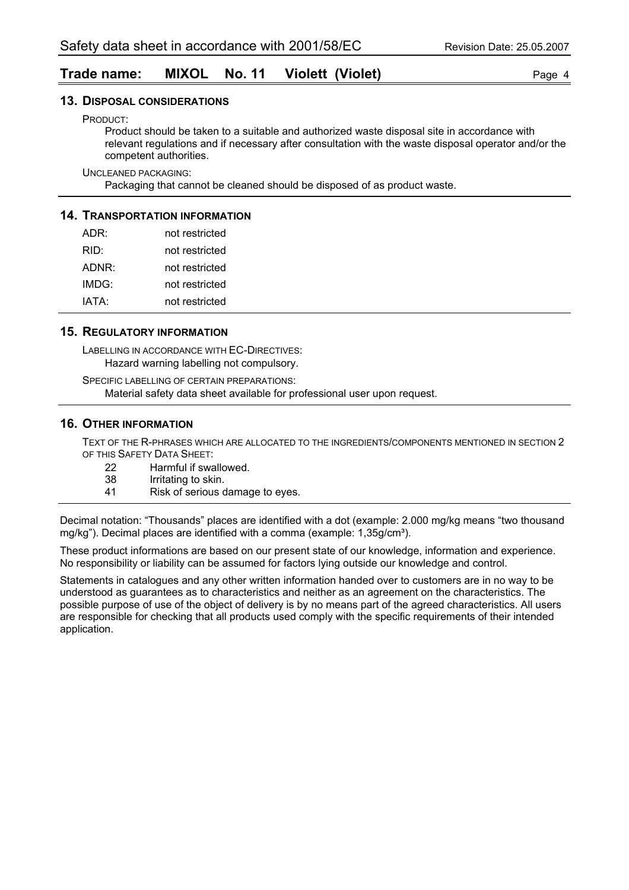## 13. Disposal considerations

Product:

Product should be taken to a suitable and authorized waste disposal site in accordance with relevant regulations and if necessary after consultation with the waste disposal operator and/or the competent authorities.

Uncleaned packaging:

Packaging that cannot be cleaned should be disposed of as product waste.

## 14. Transportation information

| | |
|---|---|
| ADR: | not restricted |
| RID: | not restricted |
| ADNR: | not restricted |
| IMDG: | not restricted |
| IATA: | not restricted |

## 15. Regulatory information

Labelling in accordance with EC-Directives:

Hazard warning labelling not compulsory.

Specific labelling of certain preparations:

Material safety data sheet available for professional user upon request.

## 16. Other information

Text of the R-phrases which are allocated to the ingredients/components mentioned in section 2 of this Safety Data Sheet:

| | |
|---|---|
| 22 | Harmful if swallowed. |
| 38 | Irritating to skin. |
| 41 | Risk of serious damage to eyes. |

Decimal notation: "Thousands" places are identified with a dot (example: 2.000 mg/kg means "two thousand mg/kg"). Decimal places are identified with a comma (example: 1,35g/cm³).

These product informations are based on our present state of our knowledge, information and experience. No responsibility or liability can be assumed for factors lying outside our knowledge and control.

Statements in catalogues and any other written information handed over to customers are in no way to be understood as guarantees as to characteristics and neither as an agreement on the characteristics. The possible purpose of use of the object of delivery is by no means part of the agreed characteristics. All users are responsible for checking that all products used comply with the specific requirements of their intended application.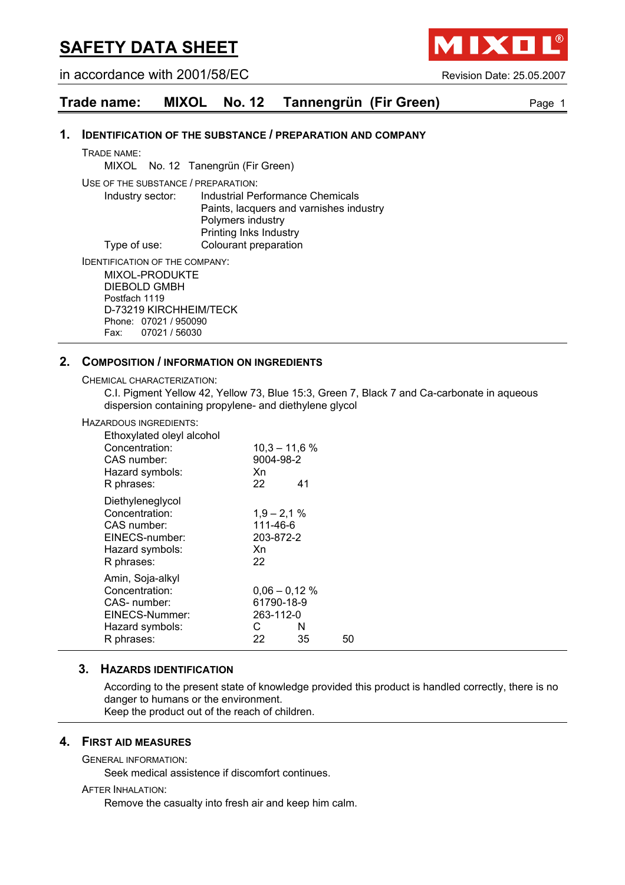# SAFETY DATA SHEET

in accordance with 2001/58/EC

Revision Date: 25.05.2007

**Trade name: MIXOL No. 12 Tannengrün (Fir Green)**

## 1. IDENTIFICATION OF THE SUBSTANCE / PREPARATION AND COMPANY

TRADE NAME:

MIXOL No. 12 Tanengrün (Fir Green)

USE OF THE SUBSTANCE / PREPARATION:

| | |
|---|---|
| Industry sector: | Industrial Performance Chemicals |
| | Paints, lacquers and varnishes industry |
| | Polymers industry |
| | Printing Inks Industry |
| Type of use: | Colourant preparation |

IDENTIFICATION OF THE COMPANY:

MIXOL-PRODUKTE
DIEBOLD GMBH
Postfach 1119
D-73219 KIRCHHEIM/TECK
Phone: 07021 / 950090
Fax: 07021 / 56030

## 2. COMPOSITION / INFORMATION ON INGREDIENTS

CHEMICAL CHARACTERIZATION:

C.I. Pigment Yellow 42, Yellow 73, Blue 15:3, Green 7, Black 7 and Ca-carbonate in aqueous dispersion containing propylene- and diethylene glycol

HAZARDOUS INGREDIENTS:

Ethoxylated oleyl alcohol

| | | | |
|---|---|---|---|
| Concentration: | 10,3 – 11,6 % | | |
| CAS number: | 9004-98-2 | | |
| Hazard symbols: | Xn | | |
| R phrases: | 22 | 41 | |

Diethyleneglycol

| | | | |
|---|---|---|---|
| Concentration: | 1,9 – 2,1 % | | |
| CAS number: | 111-46-6 | | |
| EINECS-number: | 203-872-2 | | |
| Hazard symbols: | Xn | | |
| R phrases: | 22 | | |

Amin, Soja-alkyl

| | | | |
|---|---|---|---|
| Concentration: | 0,06 – 0,12 % | | |
| CAS- number: | 61790-18-9 | | |
| EINECS-Nummer: | 263-112-0 | | |
| Hazard symbols: | C | N | |
| R phrases: | 22 | 35 | 50 |

## 3. HAZARDS IDENTIFICATION

According to the present state of knowledge provided this product is handled correctly, there is no danger to humans or the environment.
Keep the product out of the reach of children.

## 4. FIRST AID MEASURES

GENERAL INFORMATION:

Seek medical assistence if discomfort continues.

AFTER INHALATION:

Remove the casualty into fresh air and keep him calm.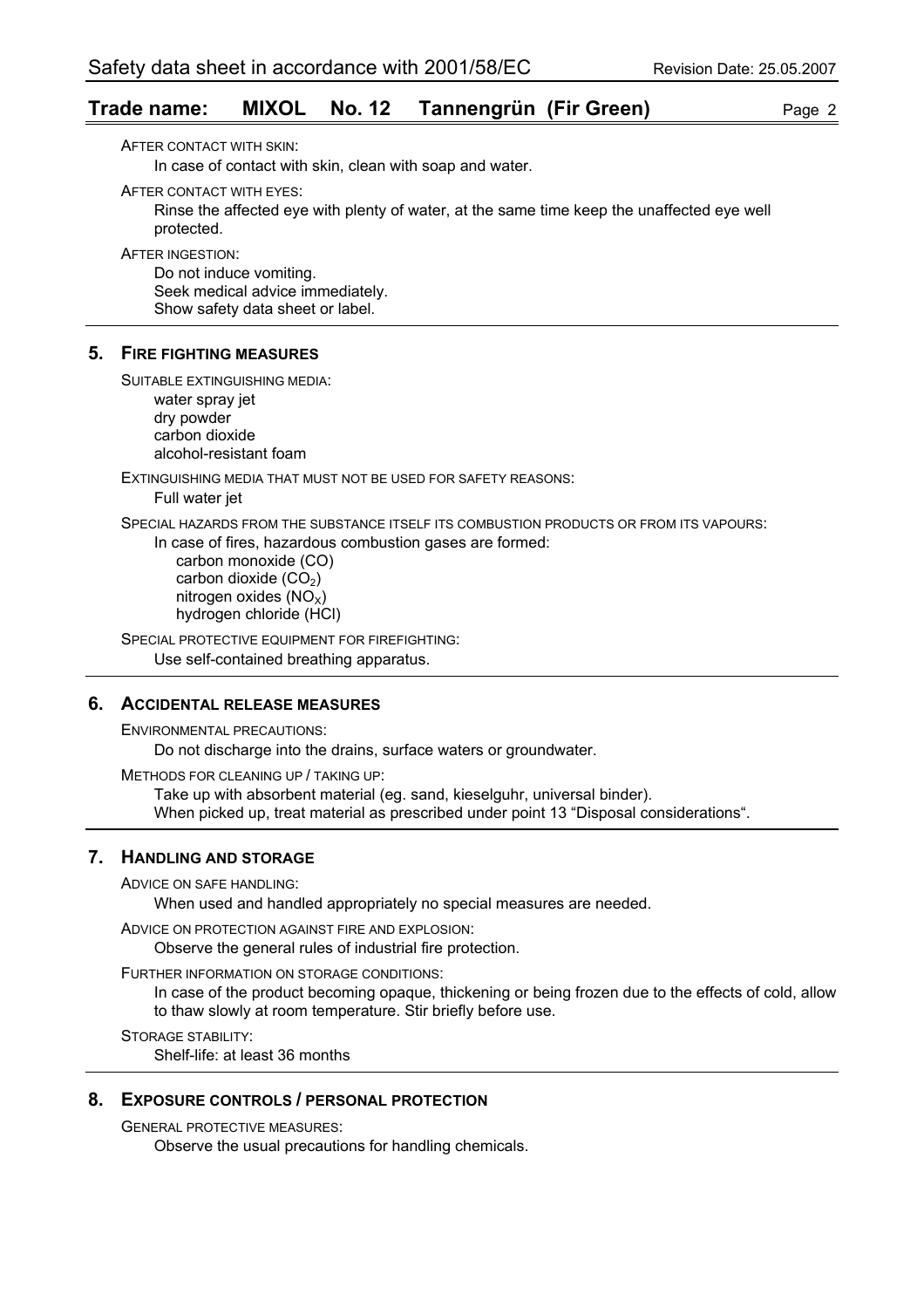AFTER CONTACT WITH SKIN:

In case of contact with skin, clean with soap and water.

AFTER CONTACT WITH EYES:

Rinse the affected eye with plenty of water, at the same time keep the unaffected eye well protected.

AFTER INGESTION:

Do not induce vomiting.
Seek medical advice immediately.
Show safety data sheet or label.

## 5. FIRE FIGHTING MEASURES

SUITABLE EXTINGUISHING MEDIA:

water spray jet
dry powder
carbon dioxide
alcohol-resistant foam

EXTINGUISHING MEDIA THAT MUST NOT BE USED FOR SAFETY REASONS:

Full water jet

SPECIAL HAZARDS FROM THE SUBSTANCE ITSELF ITS COMBUSTION PRODUCTS OR FROM ITS VAPOURS:

In case of fires, hazardous combustion gases are formed:

carbon monoxide (CO)
carbon dioxide ($CO_2$)
nitrogen oxides ($NO_X$)
hydrogen chloride (HCl)

SPECIAL PROTECTIVE EQUIPMENT FOR FIREFIGHTING:

Use self-contained breathing apparatus.

## 6. ACCIDENTAL RELEASE MEASURES

ENVIRONMENTAL PRECAUTIONS:

Do not discharge into the drains, surface waters or groundwater.

METHODS FOR CLEANING UP / TAKING UP:

Take up with absorbent material (eg. sand, kieselguhr, universal binder).
When picked up, treat material as prescribed under point 13 "Disposal considerations".

## 7. HANDLING AND STORAGE

ADVICE ON SAFE HANDLING:

When used and handled appropriately no special measures are needed.

ADVICE ON PROTECTION AGAINST FIRE AND EXPLOSION:

Observe the general rules of industrial fire protection.

FURTHER INFORMATION ON STORAGE CONDITIONS:

In case of the product becoming opaque, thickening or being frozen due to the effects of cold, allow to thaw slowly at room temperature. Stir briefly before use.

STORAGE STABILITY:

Shelf-life: at least 36 months

## 8. EXPOSURE CONTROLS / PERSONAL PROTECTION

GENERAL PROTECTIVE MEASURES:

Observe the usual precautions for handling chemicals.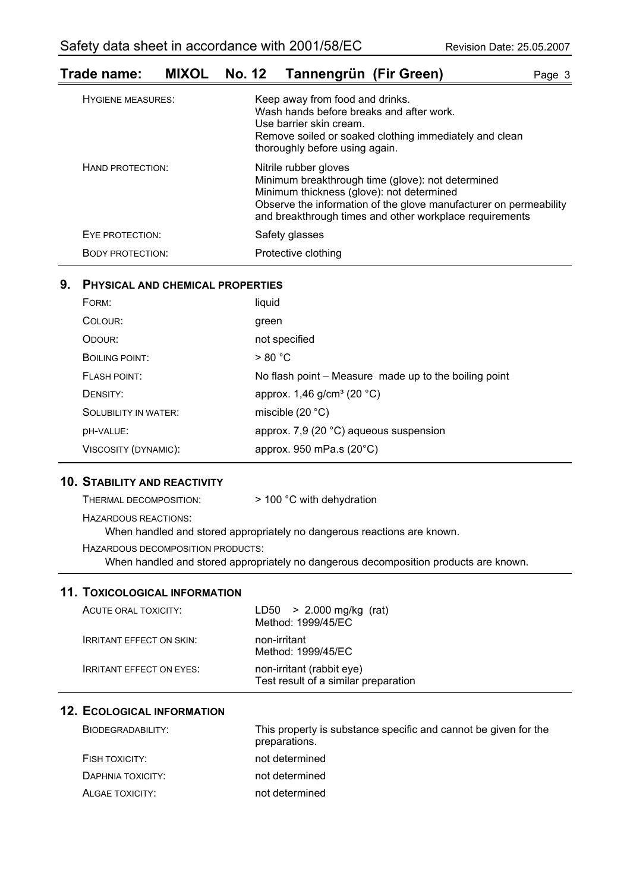| | |
|---|---|
| HYGIENE MEASURES: | Keep away from food and drinks.<br>Wash hands before breaks and after work.<br>Use barrier skin cream.<br>Remove soiled or soaked clothing immediately and clean thoroughly before using again. |
| HAND PROTECTION: | Nitrile rubber gloves<br>Minimum breakthrough time (glove): not determined<br>Minimum thickness (glove): not determined<br>Observe the information of the glove manufacturer on permeability and breakthrough times and other workplace requirements |
| EYE PROTECTION: | Safety glasses |
| BODY PROTECTION: | Protective clothing |

## 9. PHYSICAL AND CHEMICAL PROPERTIES

| | |
|---|---|
| FORM: | liquid |
| COLOUR: | green |
| ODOUR: | not specified |
| BOILING POINT: | > 80 °C |
| FLASH POINT: | No flash point – Measure made up to the boiling point |
| DENSITY: | approx. 1,46 g/cm³ (20 °C) |
| SOLUBILITY IN WATER: | miscible (20 °C) |
| pH-VALUE: | approx. 7,9 (20 °C) aqueous suspension |
| VISCOSITY (DYNAMIC): | approx. 950 mPa.s (20°C) |

## 10. STABILITY AND REACTIVITY

THERMAL DECOMPOSITION: > 100 °C with dehydration

HAZARDOUS REACTIONS:

When handled and stored appropriately no dangerous reactions are known.

HAZARDOUS DECOMPOSITION PRODUCTS:

When handled and stored appropriately no dangerous decomposition products are known.

## 11. TOXICOLOGICAL INFORMATION

| | |
|---|---|
| ACUTE ORAL TOXICITY: | LD50 > 2.000 mg/kg (rat)<br>Method: 1999/45/EC |
| IRRITANT EFFECT ON SKIN: | non-irritant<br>Method: 1999/45/EC |
| IRRITANT EFFECT ON EYES: | non-irritant (rabbit eye)<br>Test result of a similar preparation |

## 12. ECOLOGICAL INFORMATION

| | |
|---|---|
| BIODEGRADABILITY: | This property is substance specific and cannot be given for the preparations. |
| FISH TOXICITY: | not determined |
| DAPHNIA TOXICITY: | not determined |
| ALGAE TOXICITY: | not determined |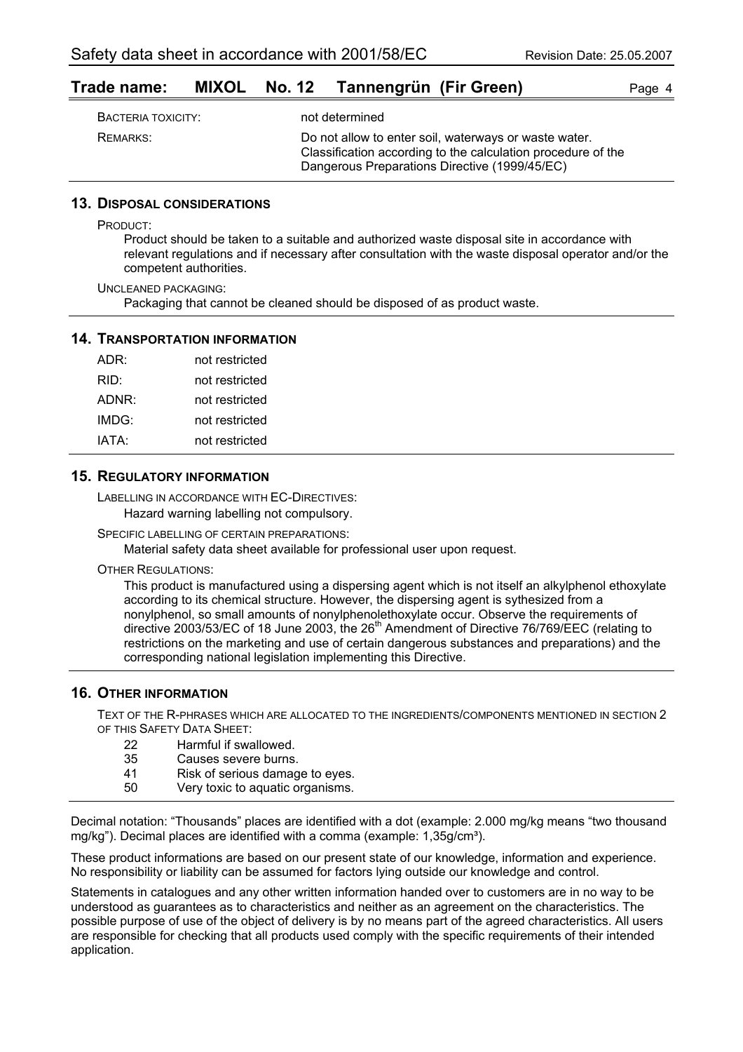| | |
|---|---|
| BACTERIA TOXICITY: | not determined |
| REMARKS: | Do not allow to enter soil, waterways or waste water. Classification according to the calculation procedure of the Dangerous Preparations Directive (1999/45/EC) |

## 13. DISPOSAL CONSIDERATIONS

PRODUCT:

Product should be taken to a suitable and authorized waste disposal site in accordance with relevant regulations and if necessary after consultation with the waste disposal operator and/or the competent authorities.

UNCLEANED PACKAGING:

Packaging that cannot be cleaned should be disposed of as product waste.

## 14. TRANSPORTATION INFORMATION

| | |
|---|---|
| ADR: | not restricted |
| RID: | not restricted |
| ADNR: | not restricted |
| IMDG: | not restricted |
| IATA: | not restricted |

## 15. REGULATORY INFORMATION

LABELLING IN ACCORDANCE WITH EC-DIRECTIVES:

Hazard warning labelling not compulsory.

SPECIFIC LABELLING OF CERTAIN PREPARATIONS:

Material safety data sheet available for professional user upon request.

OTHER REGULATIONS:

This product is manufactured using a dispersing agent which is not itself an alkylphenol ethoxylate according to its chemical structure. However, the dispersing agent is sythesized from a nonylphenol, so small amounts of nonylphenolethoxylate occur. Observe the requirements of directive 2003/53/EC of 18 June 2003, the 26$^{th}$ Amendment of Directive 76/769/EEC (relating to restrictions on the marketing and use of certain dangerous substances and preparations) and the corresponding national legislation implementing this Directive.

## 16. OTHER INFORMATION

TEXT OF THE R-PHRASES WHICH ARE ALLOCATED TO THE INGREDIENTS/COMPONENTS MENTIONED IN SECTION 2 OF THIS SAFETY DATA SHEET:

| | |
|---|---|
| 22 | Harmful if swallowed. |
| 35 | Causes severe burns. |
| 41 | Risk of serious damage to eyes. |
| 50 | Very toxic to aquatic organisms. |

Decimal notation: “Thousands” places are identified with a dot (example: 2.000 mg/kg means “two thousand mg/kg”). Decimal places are identified with a comma (example: 1,35g/cm³).

These product informations are based on our present state of our knowledge, information and experience. No responsibility or liability can be assumed for factors lying outside our knowledge and control.

Statements in catalogues and any other written information handed over to customers are in no way to be understood as guarantees as to characteristics and neither as an agreement on the characteristics. The possible purpose of use of the object of delivery is by no means part of the agreed characteristics. All users are responsible for checking that all products used comply with the specific requirements of their intended application.